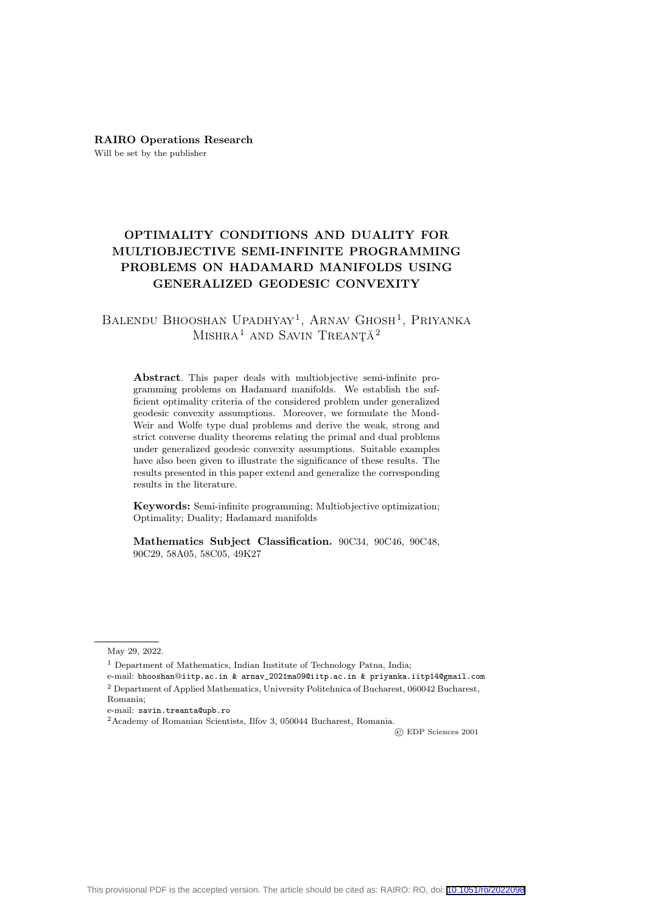**RAIRO Operations Research**
Will be set by the publisher

# OPTIMALITY CONDITIONS AND DUALITY FOR MULTIOBJECTIVE SEMI-INFINITE PROGRAMMING PROBLEMS ON HADAMARD MANIFOLDS USING GENERALIZED GEODESIC CONVEXITY

Balendu Bhooshan Upadhyay[1], Arnav Ghosh[1], Priyanka Mishra[1] and Savin Treanţă[2]

**Abstract**. This paper deals with multiobjective semi-infinite programming problems on Hadamard manifolds. We establish the sufficient optimality criteria of the considered problem under generalized geodesic convexity assumptions. Moreover, we formulate the Mond-Weir and Wolfe type dual problems and derive the weak, strong and strict converse duality theorems relating the primal and dual problems under generalized geodesic convexity assumptions. Suitable examples have also been given to illustrate the significance of these results. The results presented in this paper extend and generalize the corresponding results in the literature.

**Keywords:** Semi-infinite programming; Multiobjective optimization; Optimality; Duality; Hadamard manifolds

**Mathematics Subject Classification.** 90C34, 90C46, 90C48, 90C29, 58A05, 58C05, 49K27

---

May 29, 2022.

[1] Department of Mathematics, Indian Institute of Technology Patna, India;
e-mail: bhooshan@iitp.ac.in & arnav_2021ma09@iitp.ac.in & priyanka.iitp14@gmail.com

[2] Department of Applied Mathematics, University Politehnica of Bucharest, 060042 Bucharest, Romania;
e-mail: savin.treanta@upb.ro

[2] Academy of Romanian Scientists, Ilfov 3, 050044 Bucharest, Romania.

© EDP Sciences 2001

This provisional PDF is the accepted version. The article should be cited as: RAIRO: RO, doi: 10.1051/ro/2022098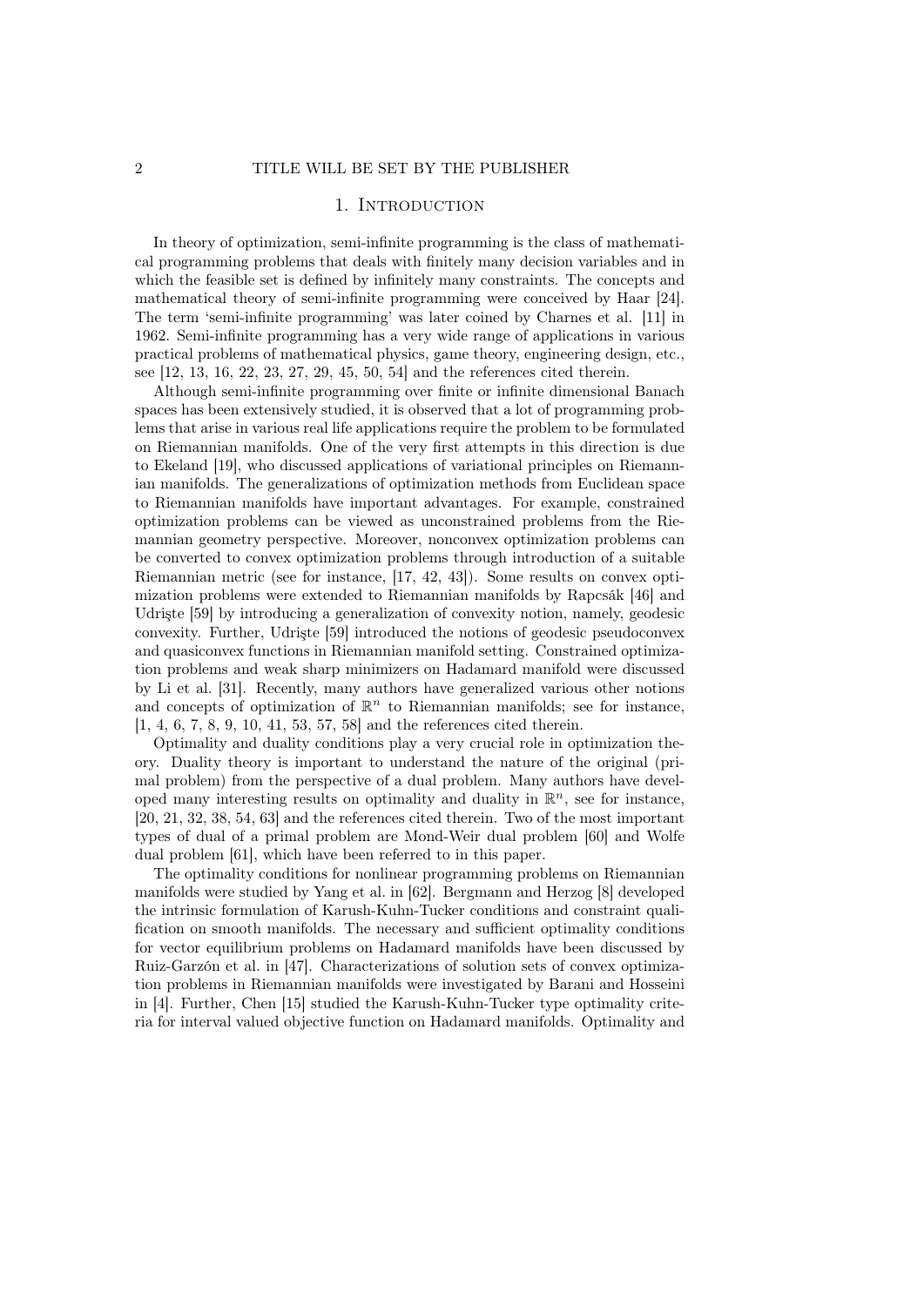## 1. Introduction

In theory of optimization, semi-infinite programming is the class of mathematical programming problems that deals with finitely many decision variables and in which the feasible set is defined by infinitely many constraints. The concepts and mathematical theory of semi-infinite programming were conceived by Haar [24]. The term 'semi-infinite programming' was later coined by Charnes et al. [11] in 1962. Semi-infinite programming has a very wide range of applications in various practical problems of mathematical physics, game theory, engineering design, etc., see [12, 13, 16, 22, 23, 27, 29, 45, 50, 54] and the references cited therein.

Although semi-infinite programming over finite or infinite dimensional Banach spaces has been extensively studied, it is observed that a lot of programming problems that arise in various real life applications require the problem to be formulated on Riemannian manifolds. One of the very first attempts in this direction is due to Ekeland [19], who discussed applications of variational principles on Riemannian manifolds. The generalizations of optimization methods from Euclidean space to Riemannian manifolds have important advantages. For example, constrained optimization problems can be viewed as unconstrained problems from the Riemannian geometry perspective. Moreover, nonconvex optimization problems can be converted to convex optimization problems through introduction of a suitable Riemannian metric (see for instance, [17, 42, 43]). Some results on convex optimization problems were extended to Riemannian manifolds by Rapcsák [46] and Udrişte [59] by introducing a generalization of convexity notion, namely, geodesic convexity. Further, Udrişte [59] introduced the notions of geodesic pseudoconvex and quasiconvex functions in Riemannian manifold setting. Constrained optimization problems and weak sharp minimizers on Hadamard manifold were discussed by Li et al. [31]. Recently, many authors have generalized various other notions and concepts of optimization of $\mathbb{R}^n$ to Riemannian manifolds; see for instance, [1, 4, 6, 7, 8, 9, 10, 41, 53, 57, 58] and the references cited therein.

Optimality and duality conditions play a very crucial role in optimization theory. Duality theory is important to understand the nature of the original (primal problem) from the perspective of a dual problem. Many authors have developed many interesting results on optimality and duality in $\mathbb{R}^n$, see for instance, [20, 21, 32, 38, 54, 63] and the references cited therein. Two of the most important types of dual of a primal problem are Mond-Weir dual problem [60] and Wolfe dual problem [61], which have been referred to in this paper.

The optimality conditions for nonlinear programming problems on Riemannian manifolds were studied by Yang et al. in [62]. Bergmann and Herzog [8] developed the intrinsic formulation of Karush-Kuhn-Tucker conditions and constraint qualification on smooth manifolds. The necessary and sufficient optimality conditions for vector equilibrium problems on Hadamard manifolds have been discussed by Ruiz-Garzón et al. in [47]. Characterizations of solution sets of convex optimization problems in Riemannian manifolds were investigated by Barani and Hosseini in [4]. Further, Chen [15] studied the Karush-Kuhn-Tucker type optimality criteria for interval valued objective function on Hadamard manifolds. Optimality and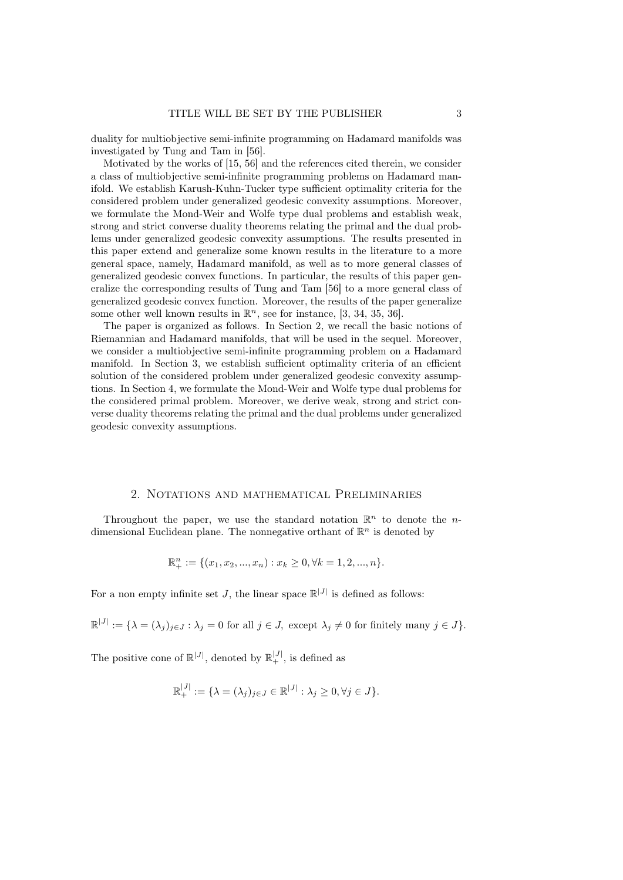duality for multiobjective semi-infinite programming on Hadamard manifolds was investigated by Tung and Tam in [56].

Motivated by the works of [15, 56] and the references cited therein, we consider a class of multiobjective semi-infinite programming problems on Hadamard manifold. We establish Karush-Kuhn-Tucker type sufficient optimality criteria for the considered problem under generalized geodesic convexity assumptions. Moreover, we formulate the Mond-Weir and Wolfe type dual problems and establish weak, strong and strict converse duality theorems relating the primal and the dual problems under generalized geodesic convexity assumptions. The results presented in this paper extend and generalize some known results in the literature to a more general space, namely, Hadamard manifold, as well as to more general classes of generalized geodesic convex functions. In particular, the results of this paper generalize the corresponding results of Tung and Tam [56] to a more general class of generalized geodesic convex function. Moreover, the results of the paper generalize some other well known results in $\mathbb{R}^n$, see for instance, [3, 34, 35, 36].

The paper is organized as follows. In Section 2, we recall the basic notions of Riemannian and Hadamard manifolds, that will be used in the sequel. Moreover, we consider a multiobjective semi-infinite programming problem on a Hadamard manifold. In Section 3, we establish sufficient optimality criteria of an efficient solution of the considered problem under generalized geodesic convexity assumptions. In Section 4, we formulate the Mond-Weir and Wolfe type dual problems for the considered primal problem. Moreover, we derive weak, strong and strict converse duality theorems relating the primal and the dual problems under generalized geodesic convexity assumptions.

## 2. Notations and mathematical Preliminaries

Throughout the paper, we use the standard notation $\mathbb{R}^n$ to denote the $n$-dimensional Euclidean plane. The nonnegative orthant of $\mathbb{R}^n$ is denoted by

$$\mathbb{R}^n_+ := \{(x_1, x_2, ..., x_n) : x_k \geq 0, \forall k = 1, 2, ..., n\}.$$

For a non empty infinite set $J$, the linear space $\mathbb{R}^{|J|}$ is defined as follows:

$$\mathbb{R}^{|J|} := \{\lambda = (\lambda_j)_{j \in J} : \lambda_j = 0 \text{ for all } j \in J, \text{ except } \lambda_j \neq 0 \text{ for finitely many } j \in J\}.$$

The positive cone of $\mathbb{R}^{|J|}$, denoted by $\mathbb{R}^{|J|}_+$, is defined as

$$\mathbb{R}^{|J|}_+ := \{\lambda = (\lambda_j)_{j \in J} \in \mathbb{R}^{|J|} : \lambda_j \geq 0, \forall j \in J\}.$$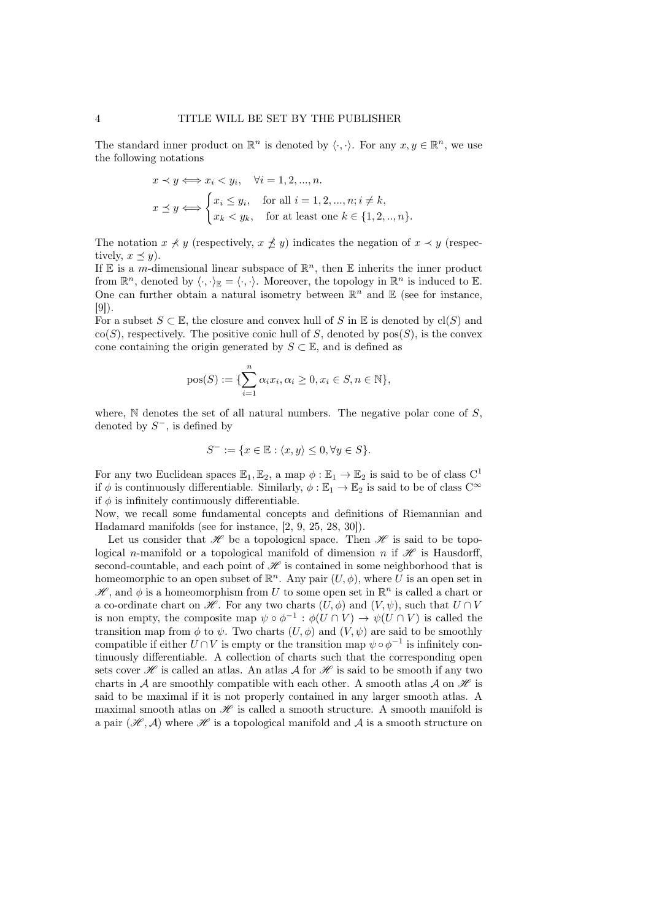The standard inner product on $\mathbb{R}^n$ is denoted by $\langle \cdot, \cdot \rangle$. For any $x, y \in \mathbb{R}^n$, we use the following notations

$$x \prec y \Longleftrightarrow x_i < y_i, \quad \forall i = 1, 2, ..., n.$$

$$x \preceq y \Longleftrightarrow \begin{cases} x_i \leq y_i, & \text{for all } i = 1, 2, ..., n; i \neq k, \\ x_k < y_k, & \text{for at least one } k \in \{1, 2, .., n\}. \end{cases}$$

The notation $x \not\prec y$ (respectively, $x \not\preceq y$) indicates the negation of $x \prec y$ (respectively, $x \preceq y$).
If $\mathbb{E}$ is a $m$-dimensional linear subspace of $\mathbb{R}^n$, then $\mathbb{E}$ inherits the inner product from $\mathbb{R}^n$, denoted by $\langle \cdot, \cdot \rangle_{\mathbb{E}} = \langle \cdot, \cdot \rangle$. Moreover, the topology in $\mathbb{R}^n$ is induced to $\mathbb{E}$. One can further obtain a natural isometry between $\mathbb{R}^n$ and $\mathbb{E}$ (see for instance, [9]).
For a subset $S \subset \mathbb{E}$, the closure and convex hull of $S$ in $\mathbb{E}$ is denoted by $\mathrm{cl}(S)$ and $\mathrm{co}(S)$, respectively. The positive conic hull of $S$, denoted by $\mathrm{pos}(S)$, is the convex cone containing the origin generated by $S \subset \mathbb{E}$, and is defined as

$$\mathrm{pos}(S) := \{\sum_{i=1}^{n} \alpha_i x_i, \alpha_i \geq 0, x_i \in S, n \in \mathbb{N}\},$$

where, $\mathbb{N}$ denotes the set of all natural numbers. The negative polar cone of $S$, denoted by $S^-$, is defined by

$$S^- := \{x \in \mathbb{E} : \langle x, y \rangle \leq 0, \forall y \in S\}.$$

For any two Euclidean spaces $\mathbb{E}_1, \mathbb{E}_2$, a map $\phi : \mathbb{E}_1 \to \mathbb{E}_2$ is said to be of class $\mathrm{C}^1$ if $\phi$ is continuously differentiable. Similarly, $\phi : \mathbb{E}_1 \to \mathbb{E}_2$ is said to be of class $\mathrm{C}^\infty$ if $\phi$ is infinitely continuously differentiable.
Now, we recall some fundamental concepts and definitions of Riemannian and Hadamard manifolds (see for instance, [2, 9, 25, 28, 30]).

Let us consider that $\mathscr{H}$ be a topological space. Then $\mathscr{H}$ is said to be topological $n$-manifold or a topological manifold of dimension $n$ if $\mathscr{H}$ is Hausdorff, second-countable, and each point of $\mathscr{H}$ is contained in some neighborhood that is homeomorphic to an open subset of $\mathbb{R}^n$. Any pair $(U, \phi)$, where $U$ is an open set in $\mathscr{H}$, and $\phi$ is a homeomorphism from $U$ to some open set in $\mathbb{R}^n$ is called a chart or a co-ordinate chart on $\mathscr{H}$. For any two charts $(U, \phi)$ and $(V, \psi)$, such that $U \cap V$ is non empty, the composite map $\psi \circ \phi^{-1} : \phi(U \cap V) \to \psi(U \cap V)$ is called the transition map from $\phi$ to $\psi$. Two charts $(U, \phi)$ and $(V, \psi)$ are said to be smoothly compatible if either $U \cap V$ is empty or the transition map $\psi \circ \phi^{-1}$ is infinitely continuously differentiable. A collection of charts such that the corresponding open sets cover $\mathscr{H}$ is called an atlas. An atlas $\mathcal{A}$ for $\mathscr{H}$ is said to be smooth if any two charts in $\mathcal{A}$ are smoothly compatible with each other. A smooth atlas $\mathcal{A}$ on $\mathscr{H}$ is said to be maximal if it is not properly contained in any larger smooth atlas. A maximal smooth atlas on $\mathscr{H}$ is called a smooth structure. A smooth manifold is a pair $(\mathscr{H}, \mathcal{A})$ where $\mathscr{H}$ is a topological manifold and $\mathcal{A}$ is a smooth structure on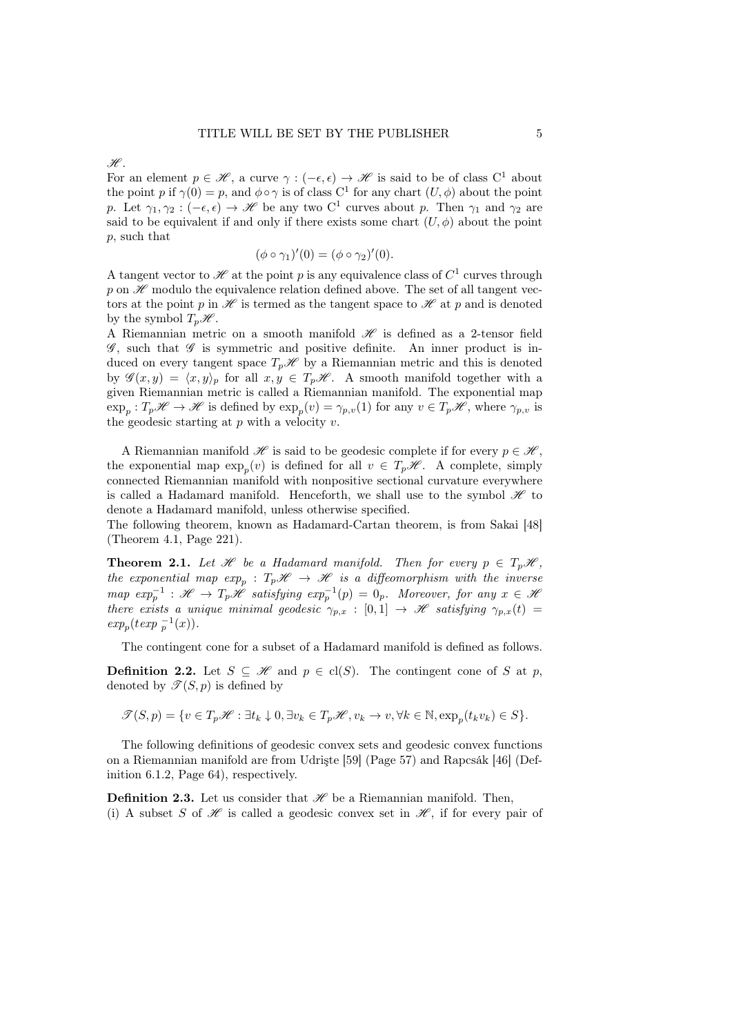$\mathscr{H}$.

For an element $p \in \mathscr{H}$, a curve $\gamma : (-\epsilon, \epsilon) \to \mathscr{H}$ is said to be of class $C^1$ about the point $p$ if $\gamma(0) = p$, and $\phi \circ \gamma$ is of class $C^1$ for any chart $(U, \phi)$ about the point $p$. Let $\gamma_1, \gamma_2 : (-\epsilon, \epsilon) \to \mathscr{H}$ be any two $C^1$ curves about $p$. Then $\gamma_1$ and $\gamma_2$ are said to be equivalent if and only if there exists some chart $(U, \phi)$ about the point $p$, such that

$$(\phi \circ \gamma_1)'(0) = (\phi \circ \gamma_2)'(0).$$

A tangent vector to $\mathscr{H}$ at the point $p$ is any equivalence class of $C^1$ curves through $p$ on $\mathscr{H}$ modulo the equivalence relation defined above. The set of all tangent vectors at the point $p$ in $\mathscr{H}$ is termed as the tangent space to $\mathscr{H}$ at $p$ and is denoted by the symbol $T_p\mathscr{H}$.

A Riemannian metric on a smooth manifold $\mathscr{H}$ is defined as a 2-tensor field $\mathscr{G}$, such that $\mathscr{G}$ is symmetric and positive definite. An inner product is induced on every tangent space $T_p\mathscr{H}$ by a Riemannian metric and this is denoted by $\mathscr{G}(x, y) = \langle x, y\rangle_p$ for all $x, y \in T_p\mathscr{H}$. A smooth manifold together with a given Riemannian metric is called a Riemannian manifold. The exponential map $\exp_p : T_p\mathscr{H} \to \mathscr{H}$ is defined by $\exp_p(v) = \gamma_{p,v}(1)$ for any $v \in T_p\mathscr{H}$, where $\gamma_{p,v}$ is the geodesic starting at $p$ with a velocity $v$.

A Riemannian manifold $\mathscr{H}$ is said to be geodesic complete if for every $p \in \mathscr{H}$, the exponential map $\exp_p(v)$ is defined for all $v \in T_p\mathscr{H}$. A complete, simply connected Riemannian manifold with nonpositive sectional curvature everywhere is called a Hadamard manifold. Henceforth, we shall use to the symbol $\mathscr{H}$ to denote a Hadamard manifold, unless otherwise specified.

The following theorem, known as Hadamard-Cartan theorem, is from Sakai [48] (Theorem 4.1, Page 221).

**Theorem 2.1.** *Let $\mathscr{H}$ be a Hadamard manifold. Then for every $p \in T_p\mathscr{H}$, the exponential map $exp_p : T_p\mathscr{H} \to \mathscr{H}$ is a diffeomorphism with the inverse map $exp_p^{-1} : \mathscr{H} \to T_p\mathscr{H}$ satisfying $exp_p^{-1}(p) = 0_p$. Moreover, for any $x \in \mathscr{H}$ there exists a unique minimal geodesic $\gamma_{p,x} : [0, 1] \to \mathscr{H}$ satisfying $\gamma_{p,x}(t) = exp_p(texp_p^{-1}(x))$.*

The contingent cone for a subset of a Hadamard manifold is defined as follows.

**Definition 2.2.** Let $S \subseteq \mathscr{H}$ and $p \in \text{cl}(S)$. The contingent cone of $S$ at $p$, denoted by $\mathscr{T}(S, p)$ is defined by

$$\mathscr{T}(S, p) = \{v \in T_p\mathscr{H} : \exists t_k \downarrow 0, \exists v_k \in T_p\mathscr{H}, v_k \to v, \forall k \in \mathbb{N}, \exp_p(t_k v_k) \in S\}.$$

The following definitions of geodesic convex sets and geodesic convex functions on a Riemannian manifold are from Udrişte [59] (Page 57) and Rapcsák [46] (Definition 6.1.2, Page 64), respectively.

**Definition 2.3.** Let us consider that $\mathscr{H}$ be a Riemannian manifold. Then,
(i) A subset $S$ of $\mathscr{H}$ is called a geodesic convex set in $\mathscr{H}$, if for every pair of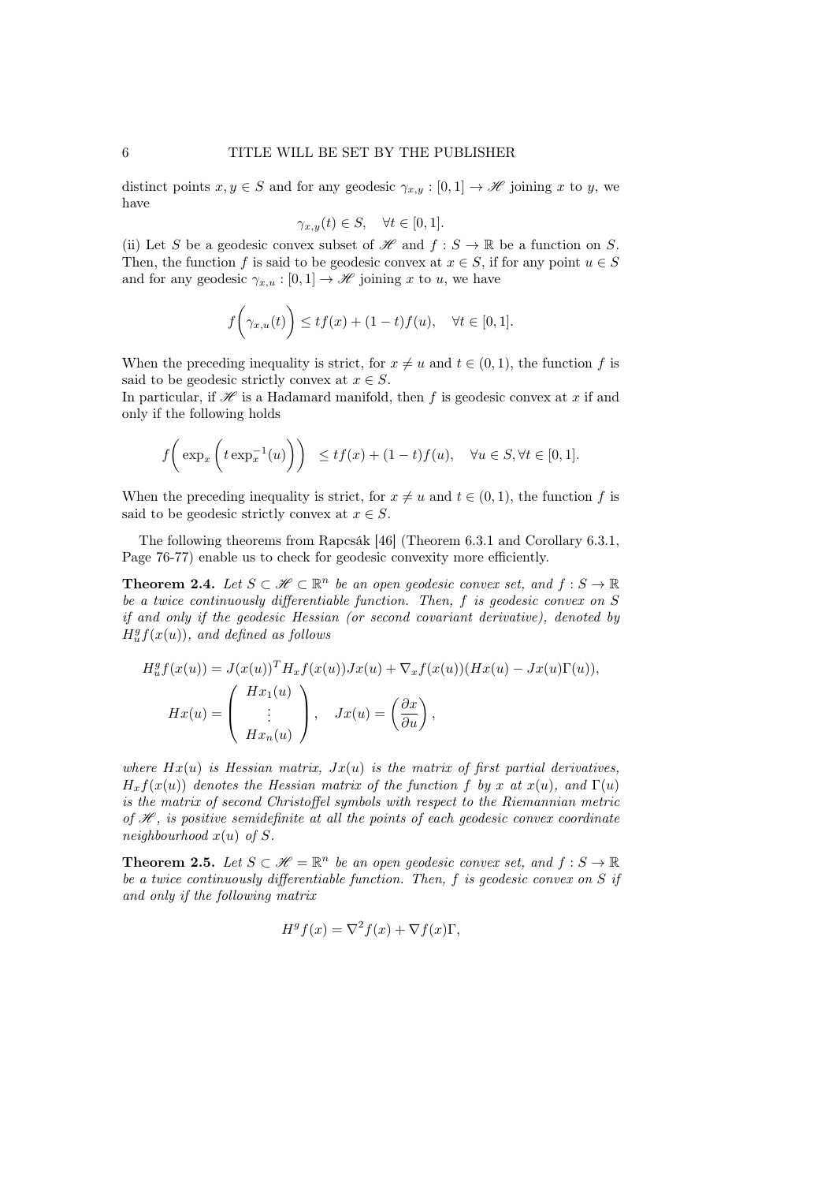distinct points $x, y \in S$ and for any geodesic $\gamma_{x,y} : [0,1] \to \mathscr{H}$ joining $x$ to $y$, we have

$$\gamma_{x,y}(t) \in S, \quad \forall t \in [0,1].$$

(ii) Let $S$ be a geodesic convex subset of $\mathscr{H}$ and $f : S \to \mathbb{R}$ be a function on $S$. Then, the function $f$ is said to be geodesic convex at $x \in S$, if for any point $u \in S$ and for any geodesic $\gamma_{x,u} : [0,1] \to \mathscr{H}$ joining $x$ to $u$, we have

$$f\bigg(\gamma_{x,u}(t)\bigg) \leq tf(x) + (1-t)f(u), \quad \forall t \in [0,1].$$

When the preceding inequality is strict, for $x \neq u$ and $t \in (0,1)$, the function $f$ is said to be geodesic strictly convex at $x \in S$.
In particular, if $\mathscr{H}$ is a Hadamard manifold, then $f$ is geodesic convex at $x$ if and only if the following holds

$$f\Bigg(\exp_x\bigg(t\exp_x^{-1}(u)\bigg)\Bigg) \leq tf(x) + (1-t)f(u), \quad \forall u \in S, \forall t \in [0,1].$$

When the preceding inequality is strict, for $x \neq u$ and $t \in (0,1)$, the function $f$ is said to be geodesic strictly convex at $x \in S$.

The following theorems from Rapcsák [46] (Theorem 6.3.1 and Corollary 6.3.1, Page 76-77) enable us to check for geodesic convexity more efficiently.

**Theorem 2.4.** *Let $S \subset \mathscr{H} \subset \mathbb{R}^n$ be an open geodesic convex set, and $f : S \to \mathbb{R}$ be a twice continuously differentiable function. Then, $f$ is geodesic convex on $S$ if and only if the geodesic Hessian (or second covariant derivative), denoted by $H_u^g f(x(u))$, and defined as follows*

$$H_u^g f(x(u)) = J(x(u))^T H_x f(x(u)) Jx(u) + \nabla_x f(x(u))(Hx(u) - Jx(u)\Gamma(u)),$$

$$Hx(u) = \begin{pmatrix} Hx_1(u) \\ \vdots \\ Hx_n(u) \end{pmatrix}, \quad Jx(u) = \left(\frac{\partial x}{\partial u}\right),$$

*where $Hx(u)$ is Hessian matrix, $Jx(u)$ is the matrix of first partial derivatives, $H_x f(x(u))$ denotes the Hessian matrix of the function $f$ by $x$ at $x(u)$, and $\Gamma(u)$ is the matrix of second Christoffel symbols with respect to the Riemannian metric of $\mathscr{H}$, is positive semidefinite at all the points of each geodesic convex coordinate neighbourhood $x(u)$ of $S$.*

**Theorem 2.5.** *Let $S \subset \mathscr{H} = \mathbb{R}^n$ be an open geodesic convex set, and $f : S \to \mathbb{R}$ be a twice continuously differentiable function. Then, $f$ is geodesic convex on $S$ if and only if the following matrix*

$$H^g f(x) = \nabla^2 f(x) + \nabla f(x)\Gamma,$$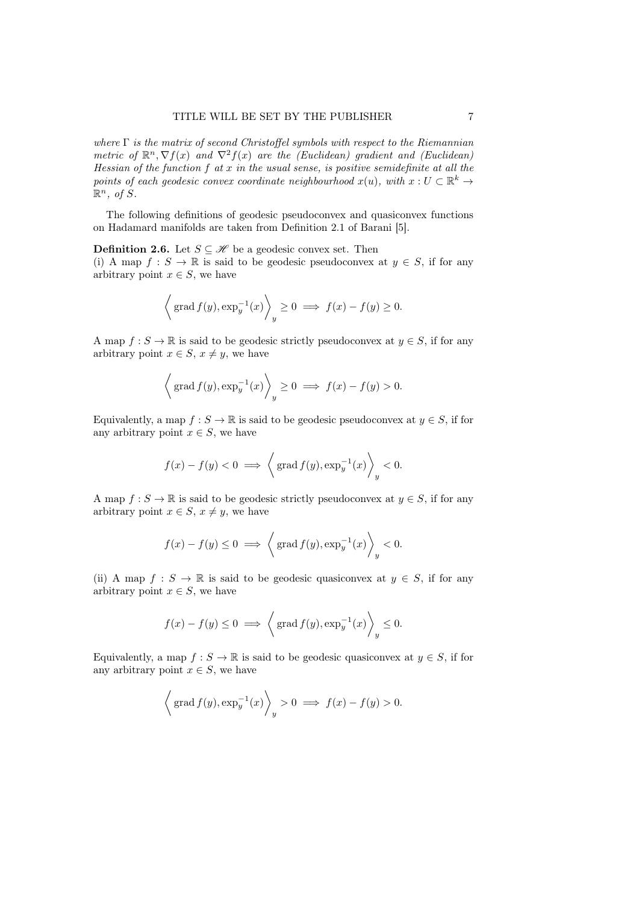*where $\Gamma$ is the matrix of second Christoffel symbols with respect to the Riemannian metric of $\mathbb{R}^n, \nabla f(x)$ and $\nabla^2 f(x)$ are the (Euclidean) gradient and (Euclidean) Hessian of the function $f$ at $x$ in the usual sense, is positive semidefinite at all the points of each geodesic convex coordinate neighbourhood $x(u)$, with $x : U \subset \mathbb{R}^k \to \mathbb{R}^n$, of $S$.*

The following definitions of geodesic pseudoconvex and quasiconvex functions on Hadamard manifolds are taken from Definition 2.1 of Barani [5].

**Definition 2.6.** Let $S \subseteq \mathscr{H}$ be a geodesic convex set. Then
(i) A map $f : S \to \mathbb{R}$ is said to be geodesic pseudoconvex at $y \in S$, if for any arbitrary point $x \in S$, we have

$$\left\langle \operatorname{grad} f(y), \exp_y^{-1}(x) \right\rangle_y \geq 0 \implies f(x) - f(y) \geq 0.$$

A map $f : S \to \mathbb{R}$ is said to be geodesic strictly pseudoconvex at $y \in S$, if for any arbitrary point $x \in S$, $x \neq y$, we have

$$\left\langle \operatorname{grad} f(y), \exp_y^{-1}(x) \right\rangle_y \geq 0 \implies f(x) - f(y) > 0.$$

Equivalently, a map $f : S \to \mathbb{R}$ is said to be geodesic pseudoconvex at $y \in S$, if for any arbitrary point $x \in S$, we have

$$f(x) - f(y) < 0 \implies \left\langle \operatorname{grad} f(y), \exp_y^{-1}(x) \right\rangle_y < 0.$$

A map $f : S \to \mathbb{R}$ is said to be geodesic strictly pseudoconvex at $y \in S$, if for any arbitrary point $x \in S$, $x \neq y$, we have

$$f(x) - f(y) \leq 0 \implies \left\langle \operatorname{grad} f(y), \exp_y^{-1}(x) \right\rangle_y < 0.$$

(ii) A map $f : S \to \mathbb{R}$ is said to be geodesic quasiconvex at $y \in S$, if for any arbitrary point $x \in S$, we have

$$f(x) - f(y) \leq 0 \implies \left\langle \operatorname{grad} f(y), \exp_y^{-1}(x) \right\rangle_y \leq 0.$$

Equivalently, a map $f : S \to \mathbb{R}$ is said to be geodesic quasiconvex at $y \in S$, if for any arbitrary point $x \in S$, we have

$$\left\langle \operatorname{grad} f(y), \exp_y^{-1}(x) \right\rangle_y > 0 \implies f(x) - f(y) > 0.$$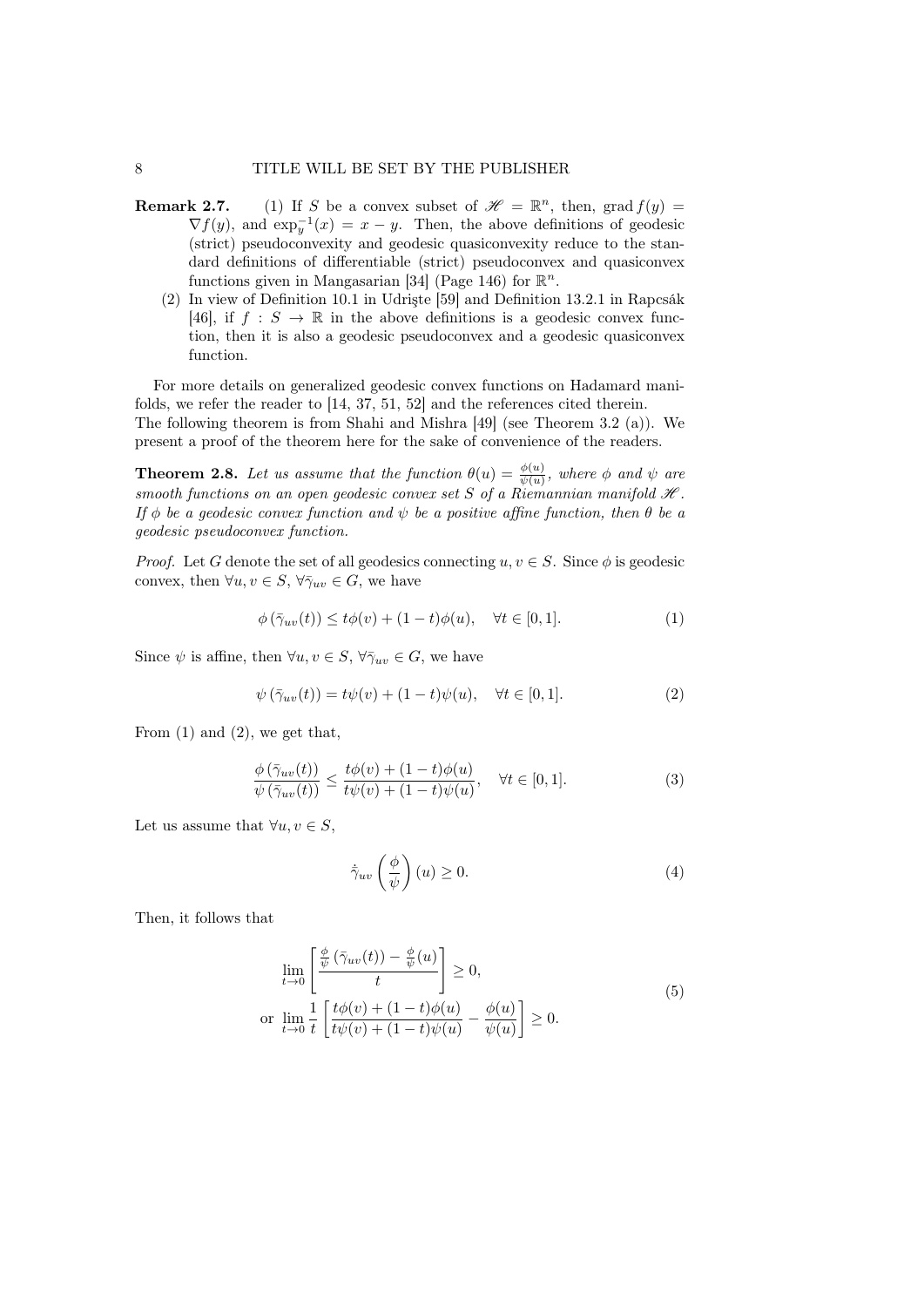**Remark 2.7.** (1) If $S$ be a convex subset of $\mathscr{H} = \mathbb{R}^n$, then, $\operatorname{grad} f(y) = \nabla f(y)$, and $\exp_y^{-1}(x) = x - y$. Then, the above definitions of geodesic (strict) pseudoconvexity and geodesic quasiconvexity reduce to the standard definitions of differentiable (strict) pseudoconvex and quasiconvex functions given in Mangasarian [34] (Page 146) for $\mathbb{R}^n$.

(2) In view of Definition 10.1 in Udrişte [59] and Definition 13.2.1 in Rapcsák [46], if $f : S \to \mathbb{R}$ in the above definitions is a geodesic convex function, then it is also a geodesic pseudoconvex and a geodesic quasiconvex function.

For more details on generalized geodesic convex functions on Hadamard manifolds, we refer the reader to [14, 37, 51, 52] and the references cited therein. The following theorem is from Shahi and Mishra [49] (see Theorem 3.2 (a)). We present a proof of the theorem here for the sake of convenience of the readers.

**Theorem 2.8.** *Let us assume that the function $\theta(u) = \frac{\phi(u)}{\psi(u)}$, where $\phi$ and $\psi$ are smooth functions on an open geodesic convex set $S$ of a Riemannian manifold $\mathscr{H}$. If $\phi$ be a geodesic convex function and $\psi$ be a positive affine function, then $\theta$ be a geodesic pseudoconvex function.*

*Proof.* Let $G$ denote the set of all geodesics connecting $u, v \in S$. Since $\phi$ is geodesic convex, then $\forall u, v \in S$, $\forall \bar{\gamma}_{uv} \in G$, we have

$$\phi\left(\bar{\gamma}_{uv}(t)\right) \leq t\phi(v) + (1-t)\phi(u), \quad \forall t \in [0,1]. \tag{1}$$

Since $\psi$ is affine, then $\forall u, v \in S$, $\forall \bar{\gamma}_{uv} \in G$, we have

$$\psi\left(\bar{\gamma}_{uv}(t)\right) = t\psi(v) + (1-t)\psi(u), \quad \forall t \in [0,1]. \tag{2}$$

From (1) and (2), we get that,

$$\frac{\phi\left(\bar{\gamma}_{uv}(t)\right)}{\psi\left(\bar{\gamma}_{uv}(t)\right)} \leq \frac{t\phi(v) + (1-t)\phi(u)}{t\psi(v) + (1-t)\psi(u)}, \quad \forall t \in [0,1]. \tag{3}$$

Let us assume that $\forall u, v \in S$,

$$\dot{\bar{\gamma}}_{uv}\left(\frac{\phi}{\psi}\right)(u) \geq 0. \tag{4}$$

Then, it follows that

$$\begin{aligned}
&\lim_{t\to 0}\left[\frac{\frac{\phi}{\psi}\left(\bar{\gamma}_{uv}(t)\right) - \frac{\phi}{\psi}(u)}{t}\right] \geq 0, \\
\text{or } &\lim_{t\to 0}\frac{1}{t}\left[\frac{t\phi(v) + (1-t)\phi(u)}{t\psi(v) + (1-t)\psi(u)} - \frac{\phi(u)}{\psi(u)}\right] \geq 0.
\end{aligned} \tag{5}$$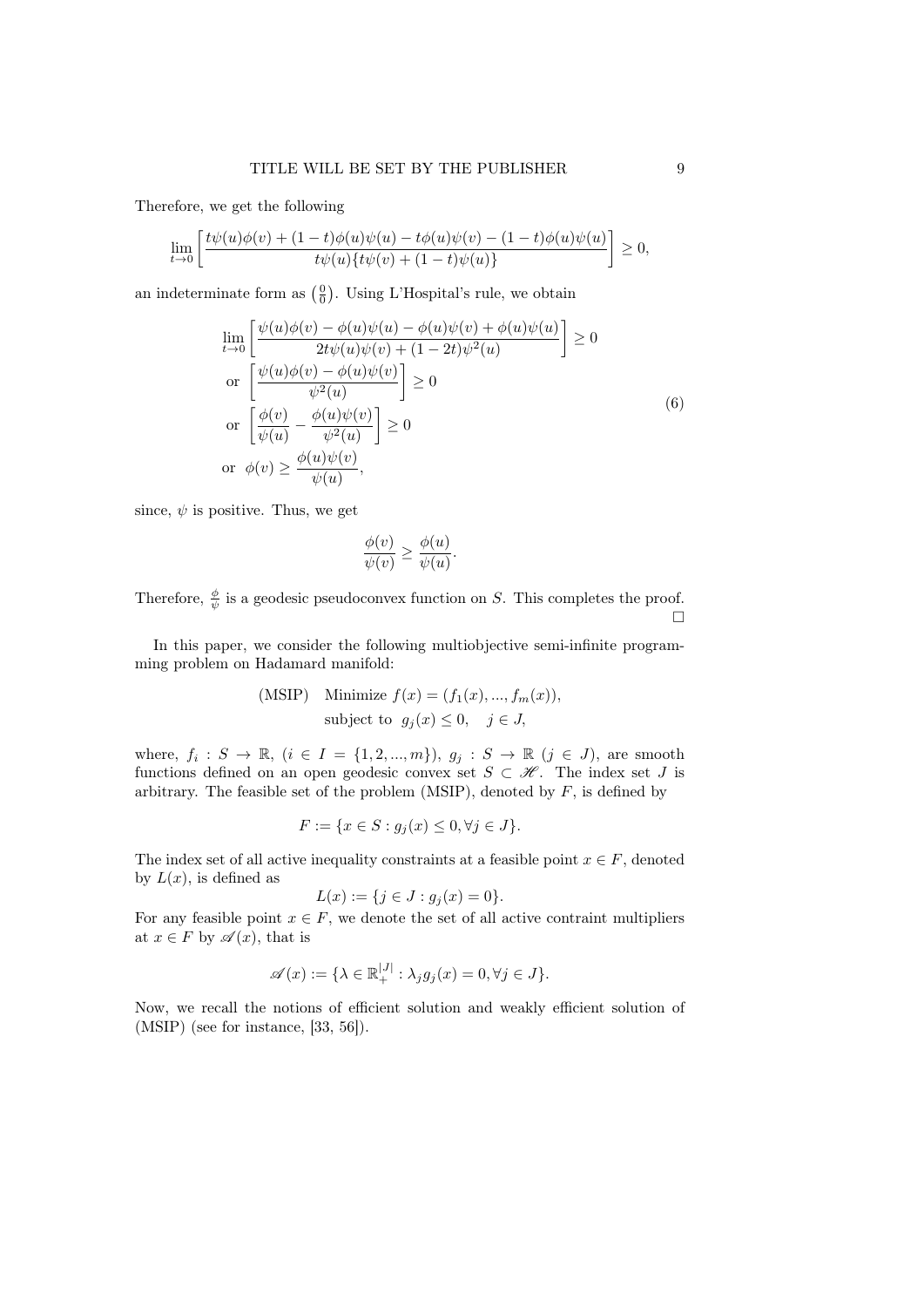Therefore, we get the following

$$\lim_{t\to 0}\left[\frac{t\psi(u)\phi(v)+(1-t)\phi(u)\psi(u)-t\phi(u)\psi(v)-(1-t)\phi(u)\psi(u)}{t\psi(u)\{t\psi(v)+(1-t)\psi(u)\}}\right]\geq 0,$$

an indeterminate form as $\left(\frac{0}{0}\right)$. Using L'Hospital's rule, we obtain

$$\begin{aligned}
&\lim_{t\to 0}\left[\frac{\psi(u)\phi(v)-\phi(u)\psi(u)-\phi(u)\psi(v)+\phi(u)\psi(u)}{2t\psi(u)\psi(v)+(1-2t)\psi^2(u)}\right]\geq 0\\
&\text{or }\left[\frac{\psi(u)\phi(v)-\phi(u)\psi(v)}{\psi^2(u)}\right]\geq 0\\
&\text{or }\left[\frac{\phi(v)}{\psi(u)}-\frac{\phi(u)\psi(v)}{\psi^2(u)}\right]\geq 0\\
&\text{or }\ \phi(v)\geq\frac{\phi(u)\psi(v)}{\psi(u)},
\end{aligned}\tag{6}$$

since, $\psi$ is positive. Thus, we get

$$\frac{\phi(v)}{\psi(v)}\geq\frac{\phi(u)}{\psi(u)}.$$

Therefore, $\frac{\phi}{\psi}$ is a geodesic pseudoconvex function on $S$. This completes the proof. $\square$

In this paper, we consider the following multiobjective semi-infinite programming problem on Hadamard manifold:

$$\begin{aligned}
\text{(MSIP)}\quad &\text{Minimize } f(x)=(f_1(x),...,f_m(x)),\\
&\text{subject to } g_j(x)\leq 0,\quad j\in J,
\end{aligned}$$

where, $f_i : S\to\mathbb{R}$, $(i\in I=\{1,2,...,m\})$, $g_j : S\to\mathbb{R}$ $(j\in J)$, are smooth functions defined on an open geodesic convex set $S\subset\mathscr{H}$. The index set $J$ is arbitrary. The feasible set of the problem (MSIP), denoted by $F$, is defined by

$$F:=\{x\in S : g_j(x)\leq 0,\forall j\in J\}.$$

The index set of all active inequality constraints at a feasible point $x\in F$, denoted by $L(x)$, is defined as

$$L(x):=\{j\in J : g_j(x)=0\}.$$

For any feasible point $x\in F$, we denote the set of all active contraint multipliers at $x\in F$ by $\mathscr{A}(x)$, that is

$$\mathscr{A}(x):=\{\lambda\in\mathbb{R}_+^{|J|} : \lambda_j g_j(x)=0,\forall j\in J\}.$$

Now, we recall the notions of efficient solution and weakly efficient solution of (MSIP) (see for instance, [33, 56]).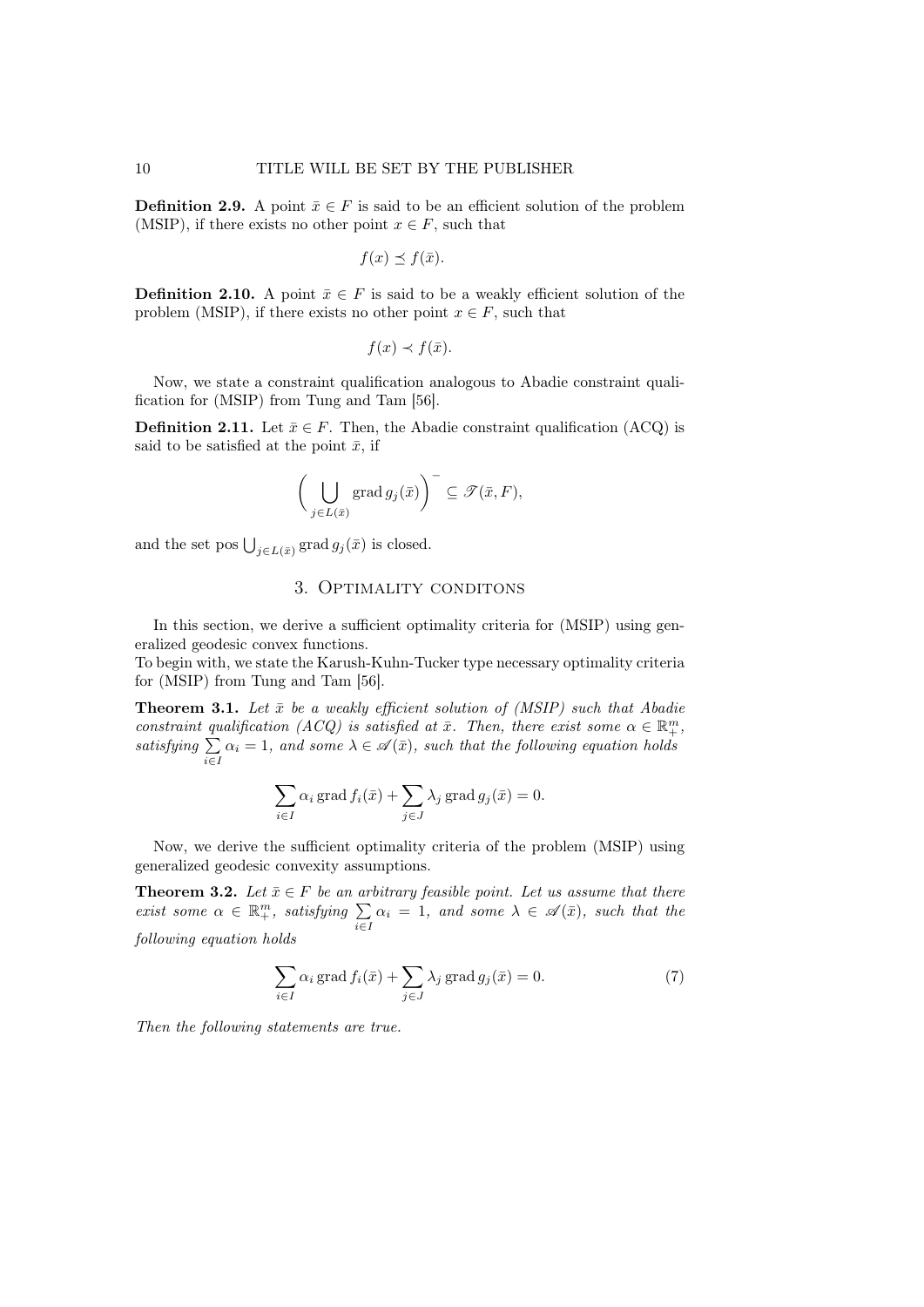**Definition 2.9.** A point $\bar{x} \in F$ is said to be an efficient solution of the problem (MSIP), if there exists no other point $x \in F$, such that

$$f(x) \preceq f(\bar{x}).$$

**Definition 2.10.** A point $\bar{x} \in F$ is said to be a weakly efficient solution of the problem (MSIP), if there exists no other point $x \in F$, such that

$$f(x) \prec f(\bar{x}).$$

Now, we state a constraint qualification analogous to Abadie constraint qualification for (MSIP) from Tung and Tam [56].

**Definition 2.11.** Let $\bar{x} \in F$. Then, the Abadie constraint qualification (ACQ) is said to be satisfied at the point $\bar{x}$, if

$$\left( \bigcup_{j \in L(\bar{x})} \operatorname{grad} g_j(\bar{x}) \right)^{-} \subseteq \mathscr{T}(\bar{x}, F),$$

and the set pos $\bigcup_{j \in L(\bar{x})} \operatorname{grad} g_j(\bar{x})$ is closed.

## 3. Optimality conditons

In this section, we derive a sufficient optimality criteria for (MSIP) using generalized geodesic convex functions.
To begin with, we state the Karush-Kuhn-Tucker type necessary optimality criteria for (MSIP) from Tung and Tam [56].

**Theorem 3.1.** *Let $\bar{x}$ be a weakly efficient solution of (MSIP) such that Abadie constraint qualification (ACQ) is satisfied at $\bar{x}$. Then, there exist some $\alpha \in \mathbb{R}^m_+$, satisfying $\sum\limits_{i \in I} \alpha_i = 1$, and some $\lambda \in \mathscr{A}(\bar{x})$, such that the following equation holds*

$$\sum_{i \in I} \alpha_i \operatorname{grad} f_i(\bar{x}) + \sum_{j \in J} \lambda_j \operatorname{grad} g_j(\bar{x}) = 0.$$

Now, we derive the sufficient optimality criteria of the problem (MSIP) using generalized geodesic convexity assumptions.

**Theorem 3.2.** *Let $\bar{x} \in F$ be an arbitrary feasible point. Let us assume that there exist some $\alpha \in \mathbb{R}^m_+$, satisfying $\sum\limits_{i \in I} \alpha_i = 1$, and some $\lambda \in \mathscr{A}(\bar{x})$, such that the following equation holds*

$$\sum_{i \in I} \alpha_i \operatorname{grad} f_i(\bar{x}) + \sum_{j \in J} \lambda_j \operatorname{grad} g_j(\bar{x}) = 0. \tag{7}$$

*Then the following statements are true.*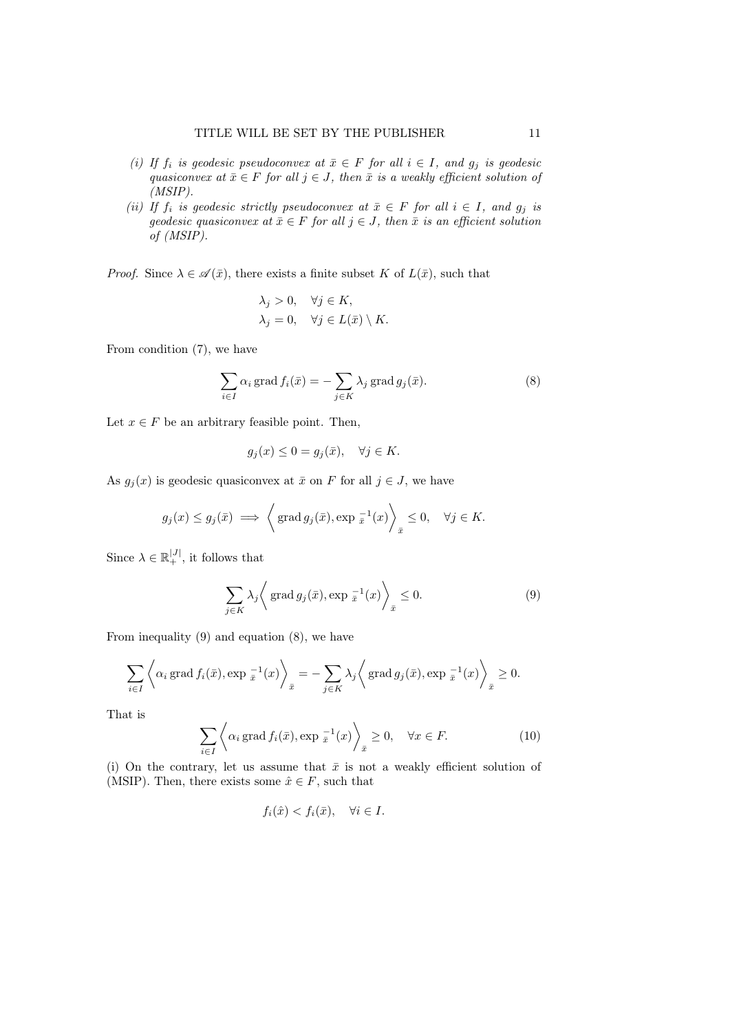(i) *If $f_i$ is geodesic pseudoconvex at $\bar{x} \in F$ for all $i \in I$, and $g_j$ is geodesic quasiconvex at $\bar{x} \in F$ for all $j \in J$, then $\bar{x}$ is a weakly efficient solution of (MSIP).*

(ii) *If $f_i$ is geodesic strictly pseudoconvex at $\bar{x} \in F$ for all $i \in I$, and $g_j$ is geodesic quasiconvex at $\bar{x} \in F$ for all $j \in J$, then $\bar{x}$ is an efficient solution of (MSIP).*

*Proof.* Since $\lambda \in \mathscr{A}(\bar{x})$, there exists a finite subset $K$ of $L(\bar{x})$, such that

$$\lambda_j > 0, \quad \forall j \in K,$$
$$\lambda_j = 0, \quad \forall j \in L(\bar{x}) \setminus K.$$

From condition (7), we have

$$\sum_{i \in I} \alpha_i \operatorname{grad} f_i(\bar{x}) = -\sum_{j \in K} \lambda_j \operatorname{grad} g_j(\bar{x}). \tag{8}$$

Let $x \in F$ be an arbitrary feasible point. Then,

$$g_j(x) \leq 0 = g_j(\bar{x}), \quad \forall j \in K.$$

As $g_j(x)$ is geodesic quasiconvex at $\bar{x}$ on $F$ for all $j \in J$, we have

$$g_j(x) \leq g_j(\bar{x}) \implies \left\langle \operatorname{grad} g_j(\bar{x}), \exp_{\bar{x}}^{-1}(x) \right\rangle_{\bar{x}} \leq 0, \quad \forall j \in K.$$

Since $\lambda \in \mathbb{R}_+^{|J|}$, it follows that

$$\sum_{j \in K} \lambda_j \left\langle \operatorname{grad} g_j(\bar{x}), \exp_{\bar{x}}^{-1}(x) \right\rangle_{\bar{x}} \leq 0. \tag{9}$$

From inequality (9) and equation (8), we have

$$\sum_{i \in I} \left\langle \alpha_i \operatorname{grad} f_i(\bar{x}), \exp_{\bar{x}}^{-1}(x) \right\rangle_{\bar{x}} = -\sum_{j \in K} \lambda_j \left\langle \operatorname{grad} g_j(\bar{x}), \exp_{\bar{x}}^{-1}(x) \right\rangle_{\bar{x}} \geq 0.$$

That is

$$\sum_{i \in I} \left\langle \alpha_i \operatorname{grad} f_i(\bar{x}), \exp_{\bar{x}}^{-1}(x) \right\rangle_{\bar{x}} \geq 0, \quad \forall x \in F. \tag{10}$$

(i) On the contrary, let us assume that $\bar{x}$ is not a weakly efficient solution of (MSIP). Then, there exists some $\hat{x} \in F$, such that

$$f_i(\hat{x}) < f_i(\bar{x}), \quad \forall i \in I.$$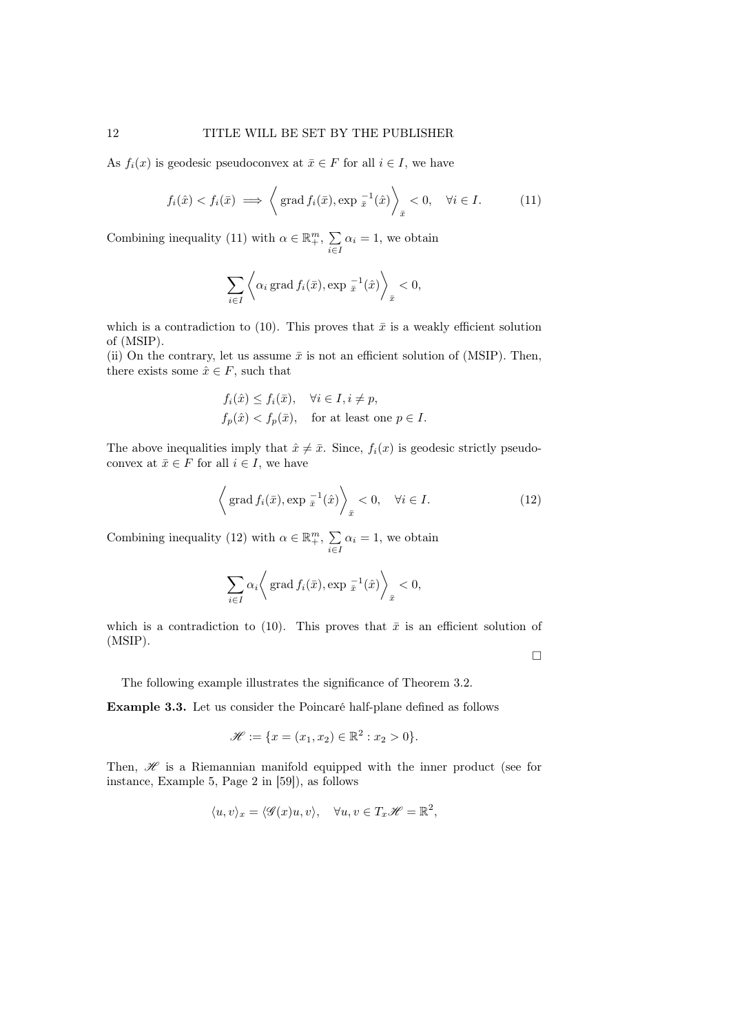As $f_i(x)$ is geodesic pseudoconvex at $\bar{x} \in F$ for all $i \in I$, we have

$$f_i(\hat{x}) < f_i(\bar{x}) \implies \left\langle \operatorname{grad} f_i(\bar{x}), \exp{}_{\bar{x}}^{-1}(\hat{x}) \right\rangle_{\bar{x}} < 0, \quad \forall i \in I. \tag{11}$$

Combining inequality (11) with $\alpha \in \mathbb{R}^m_+$, $\sum_{i \in I} \alpha_i = 1$, we obtain

$$\sum_{i \in I} \left\langle \alpha_i \operatorname{grad} f_i(\bar{x}), \exp{}_{\bar{x}}^{-1}(\hat{x}) \right\rangle_{\bar{x}} < 0,$$

which is a contradiction to (10). This proves that $\bar{x}$ is a weakly efficient solution of (MSIP).
(ii) On the contrary, let us assume $\bar{x}$ is not an efficient solution of (MSIP). Then, there exists some $\hat{x} \in F$, such that

$$f_i(\hat{x}) \leq f_i(\bar{x}), \quad \forall i \in I, i \neq p,$$
$$f_p(\hat{x}) < f_p(\bar{x}), \quad \text{for at least one } p \in I.$$

The above inequalities imply that $\hat{x} \neq \bar{x}$. Since, $f_i(x)$ is geodesic strictly pseudoconvex at $\bar{x} \in F$ for all $i \in I$, we have

$$\left\langle \operatorname{grad} f_i(\bar{x}), \exp{}_{\bar{x}}^{-1}(\hat{x}) \right\rangle_{\bar{x}} < 0, \quad \forall i \in I. \tag{12}$$

Combining inequality (12) with $\alpha \in \mathbb{R}^m_+$, $\sum_{i \in I} \alpha_i = 1$, we obtain

$$\sum_{i \in I} \alpha_i \left\langle \operatorname{grad} f_i(\bar{x}), \exp{}_{\bar{x}}^{-1}(\hat{x}) \right\rangle_{\bar{x}} < 0,$$

which is a contradiction to (10). This proves that $\bar{x}$ is an efficient solution of (MSIP).

□

The following example illustrates the significance of Theorem 3.2.

**Example 3.3.** Let us consider the Poincaré half-plane defined as follows

$$\mathscr{H} := \{x = (x_1, x_2) \in \mathbb{R}^2 : x_2 > 0\}.$$

Then, $\mathscr{H}$ is a Riemannian manifold equipped with the inner product (see for instance, Example 5, Page 2 in [59]), as follows

$$\langle u, v \rangle_x = \langle \mathscr{G}(x) u, v \rangle, \quad \forall u, v \in T_x \mathscr{H} = \mathbb{R}^2,$$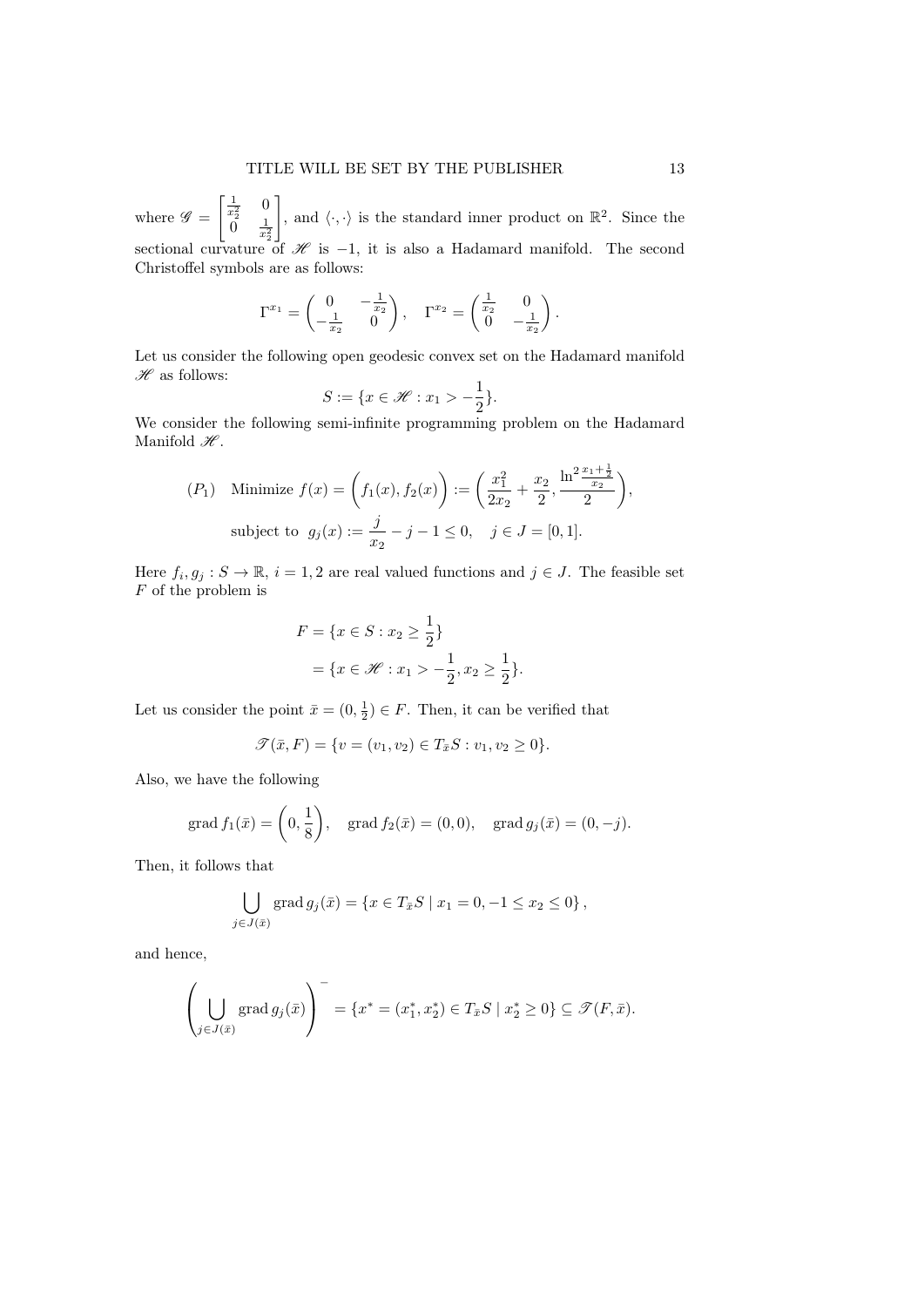where $\mathscr{G} = \begin{bmatrix} \frac{1}{x_2^2} & 0 \\ 0 & \frac{1}{x_2^2} \end{bmatrix}$, and $\langle \cdot, \cdot \rangle$ is the standard inner product on $\mathbb{R}^2$. Since the sectional curvature of $\mathscr{H}$ is $-1$, it is also a Hadamard manifold. The second Christoffel symbols are as follows:

$$\Gamma^{x_1} = \begin{pmatrix} 0 & -\frac{1}{x_2} \\ -\frac{1}{x_2} & 0 \end{pmatrix}, \quad \Gamma^{x_2} = \begin{pmatrix} \frac{1}{x_2} & 0 \\ 0 & -\frac{1}{x_2} \end{pmatrix}.$$

Let us consider the following open geodesic convex set on the Hadamard manifold $\mathscr{H}$ as follows:

$$S := \{x \in \mathscr{H} : x_1 > -\frac{1}{2}\}.$$

We consider the following semi-infinite programming problem on the Hadamard Manifold $\mathscr{H}$.

$$\begin{aligned}
(P_1) \quad & \text{Minimize } f(x) = \Big(f_1(x), f_2(x)\Big) := \left( \frac{x_1^2}{2x_2} + \frac{x_2}{2}, \frac{\ln^2 \frac{x_1 + \frac{1}{2}}{x_2}}{2} \right), \\
& \text{subject to } \; g_j(x) := \frac{j}{x_2} - j - 1 \leq 0, \quad j \in J = [0, 1].
\end{aligned}$$

Here $f_i, g_j : S \to \mathbb{R}$, $i = 1, 2$ are real valued functions and $j \in J$. The feasible set $F$ of the problem is

$$\begin{aligned}
F &= \{x \in S : x_2 \geq \frac{1}{2}\} \\
&= \{x \in \mathscr{H} : x_1 > -\frac{1}{2}, x_2 \geq \frac{1}{2}\}.
\end{aligned}$$

Let us consider the point $\bar{x} = (0, \frac{1}{2}) \in F$. Then, it can be verified that

$$\mathscr{T}(\bar{x}, F) = \{v = (v_1, v_2) \in T_{\bar{x}}S : v_1, v_2 \geq 0\}.$$

Also, we have the following

$$\operatorname{grad} f_1(\bar{x}) = \left(0, \frac{1}{8}\right), \quad \operatorname{grad} f_2(\bar{x}) = (0, 0), \quad \operatorname{grad} g_j(\bar{x}) = (0, -j).$$

Then, it follows that

$$\bigcup_{j \in J(\bar{x})} \operatorname{grad} g_j(\bar{x}) = \{x \in T_{\bar{x}}S \mid x_1 = 0, -1 \leq x_2 \leq 0\},$$

and hence,

$$\left( \bigcup_{j \in J(\bar{x})} \operatorname{grad} g_j(\bar{x}) \right)^{-} = \{x^* = (x_1^*, x_2^*) \in T_{\bar{x}}S \mid x_2^* \geq 0\} \subseteq \mathscr{T}(F, \bar{x}).$$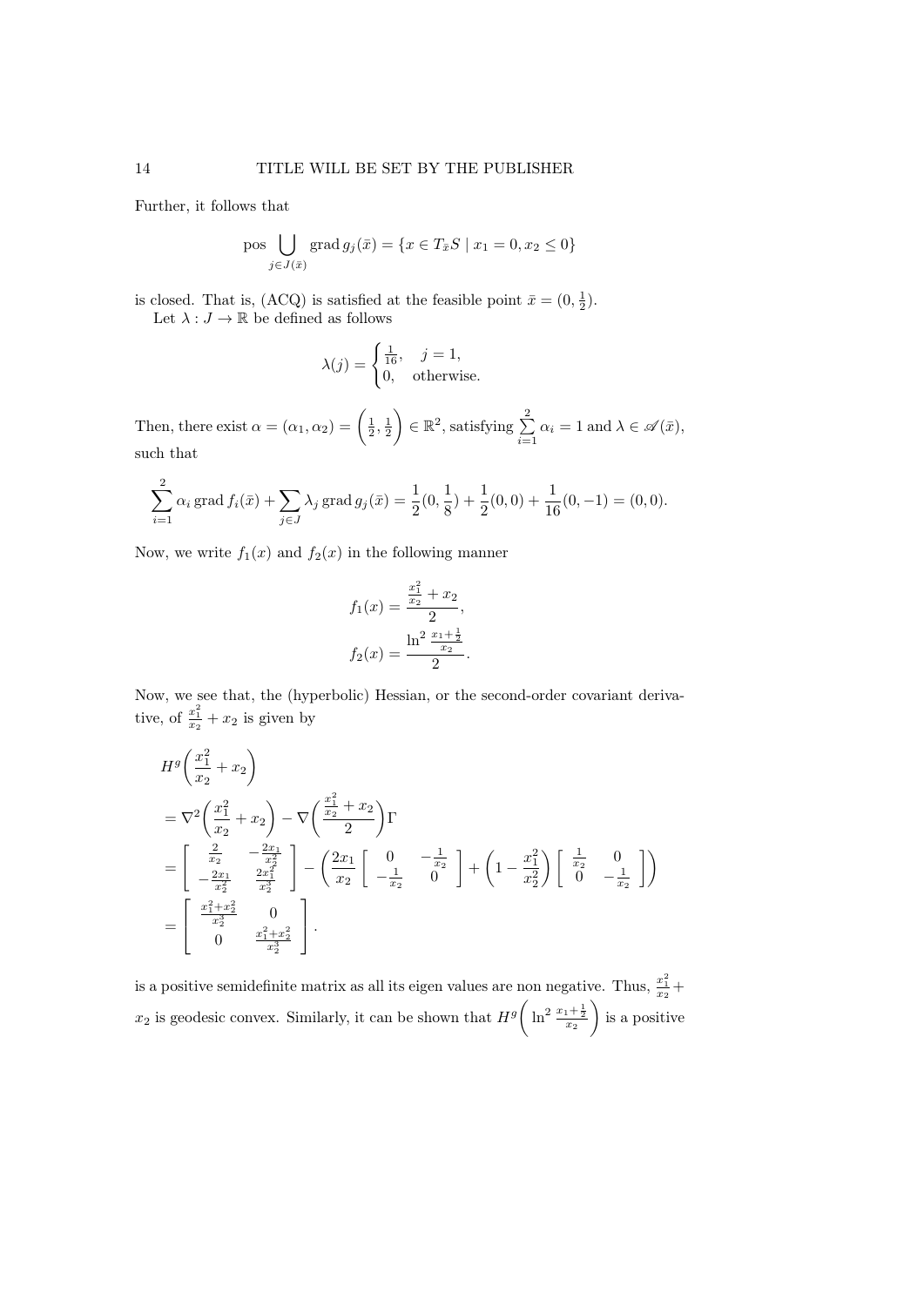Further, it follows that

$$\operatorname{pos} \bigcup_{j \in J(\bar{x})} \operatorname{grad} g_j(\bar{x}) = \{x \in T_{\bar{x}} S \mid x_1 = 0, x_2 \leq 0\}$$

is closed. That is, (ACQ) is satisfied at the feasible point $\bar{x} = (0, \frac{1}{2})$.

Let $\lambda : J \to \mathbb{R}$ be defined as follows

$$\lambda(j) = \begin{cases} \frac{1}{16}, & j = 1, \\ 0, & \text{otherwise.} \end{cases}$$

Then, there exist $\alpha = (\alpha_1, \alpha_2) = \left(\frac{1}{2}, \frac{1}{2}\right) \in \mathbb{R}^2$, satisfying $\sum_{i=1}^{2} \alpha_i = 1$ and $\lambda \in \mathscr{A}(\bar{x})$, such that

$$\sum_{i=1}^{2} \alpha_i \operatorname{grad} f_i(\bar{x}) + \sum_{j \in J} \lambda_j \operatorname{grad} g_j(\bar{x}) = \frac{1}{2}(0, \frac{1}{8}) + \frac{1}{2}(0, 0) + \frac{1}{16}(0, -1) = (0, 0).$$

Now, we write $f_1(x)$ and $f_2(x)$ in the following manner

$$f_1(x) = \frac{\frac{x_1^2}{x_2} + x_2}{2},$$
$$f_2(x) = \frac{\ln^2 \frac{x_1 + \frac{1}{2}}{x_2}}{2}.$$

Now, we see that, the (hyperbolic) Hessian, or the second-order covariant derivative, of $\frac{x_1^2}{x_2} + x_2$ is given by

$$\begin{aligned}
& H^g\left(\frac{x_1^2}{x_2} + x_2\right) \\
&= \nabla^2\left(\frac{x_1^2}{x_2} + x_2\right) - \nabla\left(\frac{\frac{x_1^2}{x_2} + x_2}{2}\right)\Gamma \\
&= \begin{bmatrix} \frac{2}{x_2} & -\frac{2x_1}{x_2^2} \\ -\frac{2x_1}{x_2^2} & \frac{2x_1^2}{x_2^3} \end{bmatrix} - \left(\frac{2x_1}{x_2}\begin{bmatrix} 0 & -\frac{1}{x_2} \\ -\frac{1}{x_2} & 0 \end{bmatrix} + \left(1 - \frac{x_1^2}{x_2^2}\right)\begin{bmatrix} \frac{1}{x_2} & 0 \\ 0 & -\frac{1}{x_2} \end{bmatrix}\right) \\
&= \begin{bmatrix} \frac{x_1^2 + x_2^2}{x_2^3} & 0 \\ 0 & \frac{x_1^2 + x_2^2}{x_2^3} \end{bmatrix}.
\end{aligned}$$

is a positive semidefinite matrix as all its eigen values are non negative. Thus, $\frac{x_1^2}{x_2} + x_2$ is geodesic convex. Similarly, it can be shown that $H^g\left(\ln^2 \frac{x_1 + \frac{1}{2}}{x_2}\right)$ is a positive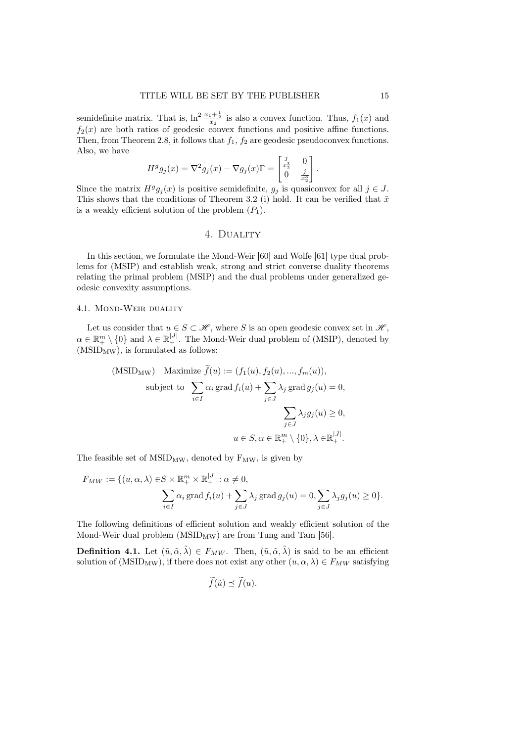semidefinite matrix. That is, $\ln^2 \frac{x_1+\frac{1}{2}}{x_2}$ is also a convex function. Thus, $f_1(x)$ and $f_2(x)$ are both ratios of geodesic convex functions and positive affine functions. Then, from Theorem 2.8, it follows that $f_1$, $f_2$ are geodesic pseudoconvex functions. Also, we have

$$H^g g_j(x) = \nabla^2 g_j(x) - \nabla g_j(x)\Gamma = \begin{bmatrix} \frac{j}{x_2^3} & 0 \\ 0 & \frac{j}{x_2^3} \end{bmatrix}.$$

Since the matrix $H^g g_j(x)$ is positive semidefinite, $g_j$ is quasiconvex for all $j \in J$. This shows that the conditions of Theorem 3.2 (i) hold. It can be verified that $\bar{x}$ is a weakly efficient solution of the problem $(P_1)$.

## 4. Duality

In this section, we formulate the Mond-Weir [60] and Wolfe [61] type dual problems for (MSIP) and establish weak, strong and strict converse duality theorems relating the primal problem (MSIP) and the dual problems under generalized geodesic convexity assumptions.

### 4.1. Mond-Weir duality

Let us consider that $u \in S \subset \mathscr{H}$, where $S$ is an open geodesic convex set in $\mathscr{H}$, $\alpha \in \mathbb{R}^m_+ \setminus \{0\}$ and $\lambda \in \mathbb{R}^{|J|}_+$. The Mond-Weir dual problem of (MSIP), denoted by $(\text{MSID}_{\text{MW}})$, is formulated as follows:

$$\begin{aligned}
(\text{MSID}_{\text{MW}}) \quad & \text{Maximize } \widetilde{f}(u) := (f_1(u), f_2(u), ..., f_m(u)), \\
& \text{subject to } \sum_{i \in I} \alpha_i \operatorname{grad} f_i(u) + \sum_{j \in J} \lambda_j \operatorname{grad} g_j(u) = 0, \\
& \qquad \sum_{j \in J} \lambda_j g_j(u) \geq 0, \\
& \qquad u \in S, \alpha \in \mathbb{R}^m_+ \setminus \{0\}, \lambda \in \mathbb{R}^{|J|}_+.
\end{aligned}$$

The feasible set of $\text{MSID}_{\text{MW}}$, denoted by $\text{F}_{\text{MW}}$, is given by

$$\begin{aligned}
F_{MW} := \{(u, \alpha, \lambda) \in & S \times \mathbb{R}^m_+ \times \mathbb{R}^{|J|}_+ : \alpha \neq 0, \\
& \sum_{i \in I} \alpha_i \operatorname{grad} f_i(u) + \sum_{j \in J} \lambda_j \operatorname{grad} g_j(u) = 0, \sum_{j \in J} \lambda_j g_j(u) \geq 0\}.
\end{aligned}$$

The following definitions of efficient solution and weakly efficient solution of the Mond-Weir dual problem $(\text{MSID}_{\text{MW}})$ are from Tung and Tam [56].

**Definition 4.1.** Let $(\tilde{u}, \tilde{\alpha}, \tilde{\lambda}) \in F_{MW}$. Then, $(\tilde{u}, \tilde{\alpha}, \tilde{\lambda})$ is said to be an efficient solution of $(\text{MSID}_{\text{MW}})$, if there does not exist any other $(u, \alpha, \lambda) \in F_{MW}$ satisfying

$$\widetilde{f}(\tilde{u}) \preceq \widetilde{f}(u).$$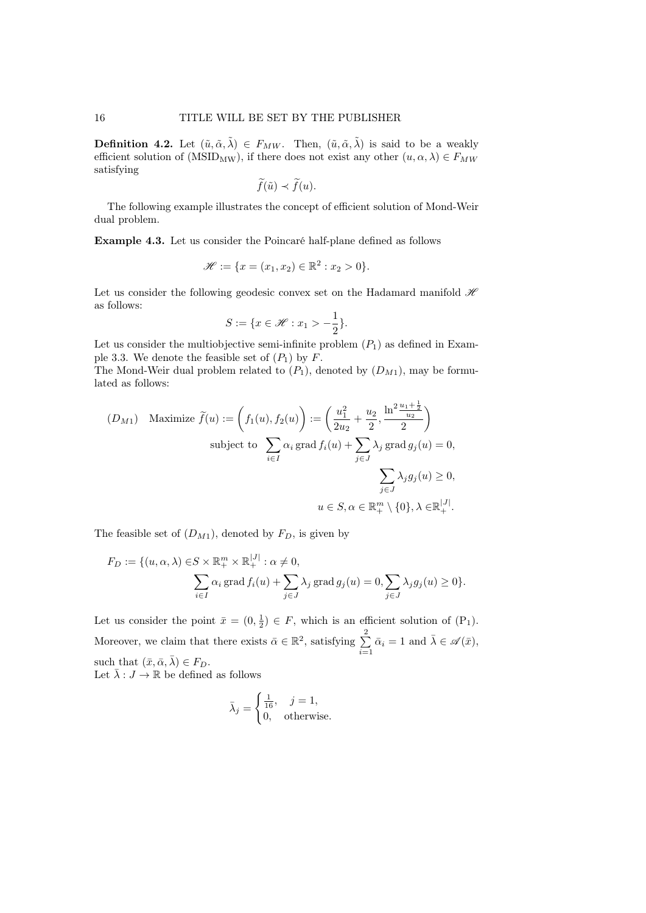**Definition 4.2.** Let $(\tilde{u}, \tilde{\alpha}, \tilde{\lambda}) \in F_{MW}$. Then, $(\tilde{u}, \tilde{\alpha}, \tilde{\lambda})$ is said to be a weakly efficient solution of (MSID$_{\text{MW}}$), if there does not exist any other $(u, \alpha, \lambda) \in F_{MW}$ satisfying

$$\widetilde{f}(\tilde{u}) \prec \widetilde{f}(u).$$

The following example illustrates the concept of efficient solution of Mond-Weir dual problem.

**Example 4.3.** Let us consider the Poincaré half-plane defined as follows

$$\mathscr{H} := \{x = (x_1, x_2) \in \mathbb{R}^2 : x_2 > 0\}.$$

Let us consider the following geodesic convex set on the Hadamard manifold $\mathscr{H}$ as follows:

$$S := \{x \in \mathscr{H} : x_1 > -\frac{1}{2}\}.$$

Let us consider the multiobjective semi-infinite problem $(P_1)$ as defined in Example 3.3. We denote the feasible set of $(P_1)$ by $F$.
The Mond-Weir dual problem related to $(P_1)$, denoted by $(D_{M1})$, may be formulated as follows:

$$
\begin{aligned}
(D_{M1}) \quad \text{Maximize } \widetilde{f}(u) &:= \left(f_1(u), f_2(u)\right) := \left(\frac{u_1^2}{2u_2} + \frac{u_2}{2}, \frac{\ln^2 \frac{u_1 + \frac{1}{2}}{u_2}}{2}\right) \\
\text{subject to } & \sum_{i \in I} \alpha_i \operatorname{grad} f_i(u) + \sum_{j \in J} \lambda_j \operatorname{grad} g_j(u) = 0, \\
& \sum_{j \in J} \lambda_j g_j(u) \geq 0, \\
& u \in S, \alpha \in \mathbb{R}^m_+ \setminus \{0\}, \lambda \in \mathbb{R}^{|J|}_+.
\end{aligned}
$$

The feasible set of $(D_{M1})$, denoted by $F_D$, is given by

$$
\begin{aligned}
F_D := \{(u, \alpha, \lambda) \in & S \times \mathbb{R}^m_+ \times \mathbb{R}^{|J|}_+ : \alpha \neq 0, \\
& \sum_{i \in I} \alpha_i \operatorname{grad} f_i(u) + \sum_{j \in J} \lambda_j \operatorname{grad} g_j(u) = 0, \sum_{j \in J} \lambda_j g_j(u) \geq 0\}.
\end{aligned}
$$

Let us consider the point $\bar{x} = (0, \frac{1}{2}) \in F$, which is an efficient solution of $(\text{P}_1)$. Moreover, we claim that there exists $\bar{\alpha} \in \mathbb{R}^2$, satisfying $\sum_{i=1}^{2} \bar{\alpha}_i = 1$ and $\bar{\lambda} \in \mathscr{A}(\bar{x})$, such that $(\bar{x}, \bar{\alpha}, \bar{\lambda}) \in F_D$.
Let $\bar{\lambda} : J \to \mathbb{R}$ be defined as follows

$$\bar{\lambda}_j = \begin{cases} \frac{1}{16}, & j = 1, \\ 0, & \text{otherwise.} \end{cases}$$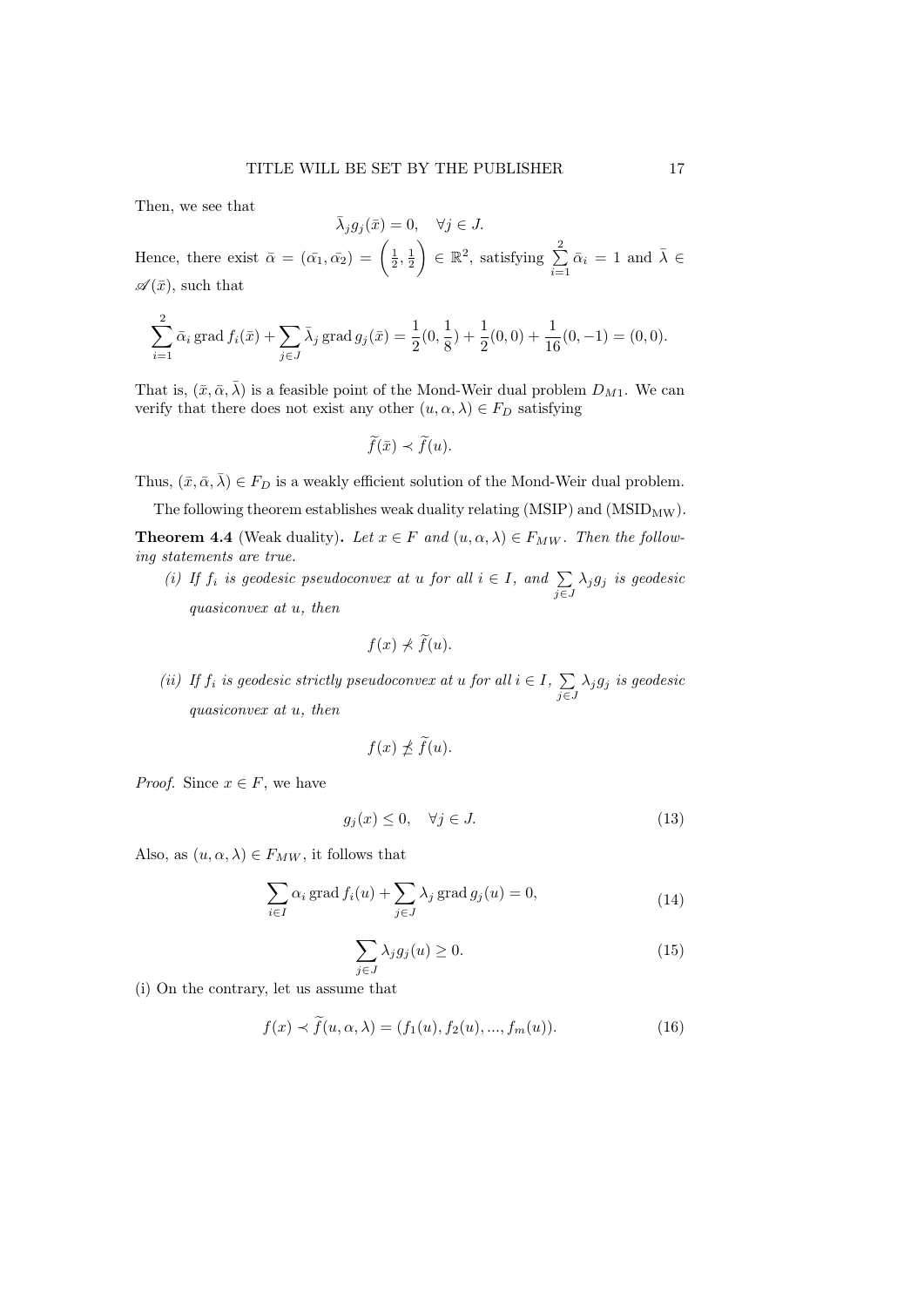Then, we see that

$$\bar{\lambda}_j g_j(\bar{x}) = 0, \quad \forall j \in J.$$

Hence, there exist $\bar{\alpha} = (\bar{\alpha_1}, \bar{\alpha_2}) = \left(\frac{1}{2}, \frac{1}{2}\right) \in \mathbb{R}^2$, satisfying $\sum_{i=1}^{2} \bar{\alpha}_i = 1$ and $\bar{\lambda} \in \mathscr{A}(\bar{x})$, such that

$$\sum_{i=1}^{2} \bar{\alpha}_i \operatorname{grad} f_i(\bar{x}) + \sum_{j \in J} \bar{\lambda}_j \operatorname{grad} g_j(\bar{x}) = \frac{1}{2}(0, \frac{1}{8}) + \frac{1}{2}(0,0) + \frac{1}{16}(0,-1) = (0,0).$$

That is, $(\bar{x}, \bar{\alpha}, \bar{\lambda})$ is a feasible point of the Mond-Weir dual problem $D_{M1}$. We can verify that there does not exist any other $(u, \alpha, \lambda) \in F_D$ satisfying

$$\widetilde{f}(\bar{x}) \prec \widetilde{f}(u).$$

Thus, $(\bar{x}, \bar{\alpha}, \bar{\lambda}) \in F_D$ is a weakly efficient solution of the Mond-Weir dual problem.

The following theorem establishes weak duality relating (MSIP) and ($\text{MSID}_{\text{MW}}$).

**Theorem 4.4** (Weak duality)**.** *Let $x \in F$ and $(u, \alpha, \lambda) \in F_{MW}$. Then the following statements are true.*

*(i) If $f_i$ is geodesic pseudoconvex at $u$ for all $i \in I$, and $\sum_{j \in J} \lambda_j g_j$ is geodesic quasiconvex at $u$, then*

$$f(x) \nprec \widetilde{f}(u).$$

*(ii) If $f_i$ is geodesic strictly pseudoconvex at $u$ for all $i \in I$, $\sum_{j \in J} \lambda_j g_j$ is geodesic quasiconvex at $u$, then*

$$f(x) \npreceq \widetilde{f}(u).$$

*Proof.* Since $x \in F$, we have

$$g_j(x) \leq 0, \quad \forall j \in J. \tag{13}$$

Also, as $(u, \alpha, \lambda) \in F_{MW}$, it follows that

$$\sum_{i \in I} \alpha_i \operatorname{grad} f_i(u) + \sum_{j \in J} \lambda_j \operatorname{grad} g_j(u) = 0, \tag{14}$$

$$\sum_{j \in J} \lambda_j g_j(u) \geq 0. \tag{15}$$

(i) On the contrary, let us assume that

$$f(x) \prec \widetilde{f}(u, \alpha, \lambda) = (f_1(u), f_2(u), ..., f_m(u)). \tag{16}$$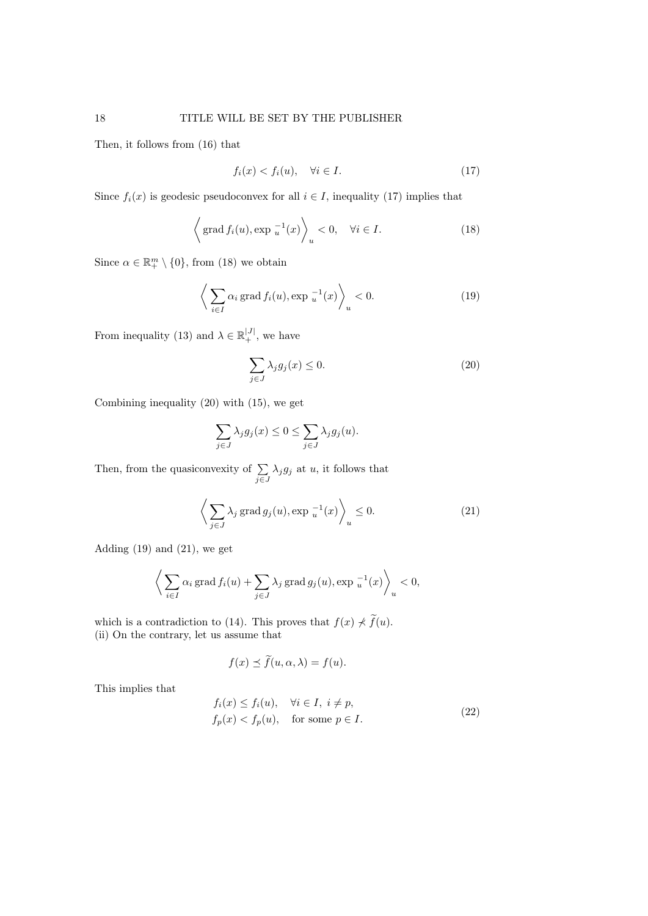Then, it follows from (16) that

$$f_i(x) < f_i(u), \quad \forall i \in I. \tag{17}$$

Since $f_i(x)$ is geodesic pseudoconvex for all $i \in I$, inequality (17) implies that

$$\left\langle \operatorname{grad} f_i(u), \exp{}_u^{-1}(x) \right\rangle_u < 0, \quad \forall i \in I. \tag{18}$$

Since $\alpha \in \mathbb{R}^m_+ \setminus \{0\}$, from (18) we obtain

$$\left\langle \sum_{i \in I} \alpha_i \operatorname{grad} f_i(u), \exp{}_u^{-1}(x) \right\rangle_u < 0. \tag{19}$$

From inequality (13) and $\lambda \in \mathbb{R}^{|J|}_+$, we have

$$\sum_{j \in J} \lambda_j g_j(x) \leq 0. \tag{20}$$

Combining inequality (20) with (15), we get

$$\sum_{j \in J} \lambda_j g_j(x) \leq 0 \leq \sum_{j \in J} \lambda_j g_j(u).$$

Then, from the quasiconvexity of $\sum\limits_{j \in J} \lambda_j g_j$ at $u$, it follows that

$$\left\langle \sum_{j \in J} \lambda_j \operatorname{grad} g_j(u), \exp{}_u^{-1}(x) \right\rangle_u \leq 0. \tag{21}$$

Adding (19) and (21), we get

$$\left\langle \sum_{i \in I} \alpha_i \operatorname{grad} f_i(u) + \sum_{j \in J} \lambda_j \operatorname{grad} g_j(u), \exp{}_u^{-1}(x) \right\rangle_u < 0,$$

which is a contradiction to (14). This proves that $f(x) \nprec \widetilde{f}(u)$.
(ii) On the contrary, let us assume that

$$f(x) \preceq \widetilde{f}(u, \alpha, \lambda) = f(u).$$

This implies that

$$\begin{aligned} &f_i(x) \leq f_i(u), \quad \forall i \in I, \ i \neq p, \\ &f_p(x) < f_p(u), \quad \text{for some } p \in I. \end{aligned} \tag{22}$$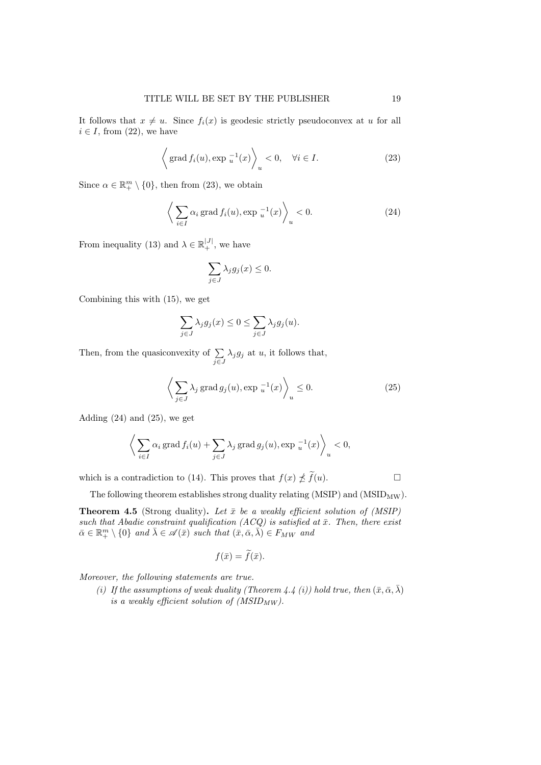It follows that $x \neq u$. Since $f_i(x)$ is geodesic strictly pseudoconvex at $u$ for all $i \in I$, from (22), we have

$$\left\langle \operatorname{grad} f_i(u), \exp_u^{-1}(x) \right\rangle_u < 0, \quad \forall i \in I. \tag{23}$$

Since $\alpha \in \mathbb{R}^m_+ \setminus \{0\}$, then from (23), we obtain

$$\left\langle \sum_{i \in I} \alpha_i \operatorname{grad} f_i(u), \exp_u^{-1}(x) \right\rangle_u < 0. \tag{24}$$

From inequality (13) and $\lambda \in \mathbb{R}^{|J|}_+$, we have

$$\sum_{j \in J} \lambda_j g_j(x) \leq 0.$$

Combining this with (15), we get

$$\sum_{j \in J} \lambda_j g_j(x) \leq 0 \leq \sum_{j \in J} \lambda_j g_j(u).$$

Then, from the quasiconvexity of $\sum_{j \in J} \lambda_j g_j$ at $u$, it follows that,

$$\left\langle \sum_{j \in J} \lambda_j \operatorname{grad} g_j(u), \exp_u^{-1}(x) \right\rangle_u \leq 0. \tag{25}$$

Adding (24) and (25), we get

$$\left\langle \sum_{i \in I} \alpha_i \operatorname{grad} f_i(u) + \sum_{j \in J} \lambda_j \operatorname{grad} g_j(u), \exp_u^{-1}(x) \right\rangle_u < 0,$$

which is a contradiction to (14). This proves that $f(x) \not\preceq \widetilde{f}(u)$. $\square$

The following theorem establishes strong duality relating (MSIP) and (MSID$_{\text{MW}}$).

**Theorem 4.5** (Strong duality)**.** *Let $\bar{x}$ be a weakly efficient solution of (MSIP) such that Abadie constraint qualification (ACQ) is satisfied at $\bar{x}$. Then, there exist $\bar{\alpha} \in \mathbb{R}^m_+ \setminus \{0\}$ and $\bar{\lambda} \in \mathscr{A}(\bar{x})$ such that $(\bar{x}, \bar{\alpha}, \bar{\lambda}) \in F_{MW}$ and*

$$f(\bar{x}) = \widetilde{f}(\bar{x}).$$

*Moreover, the following statements are true.*

*(i) If the assumptions of weak duality (Theorem 4.4 (i)) hold true, then $(\bar{x}, \bar{\alpha}, \bar{\lambda})$ is a weakly efficient solution of (MSID$_{MW}$).*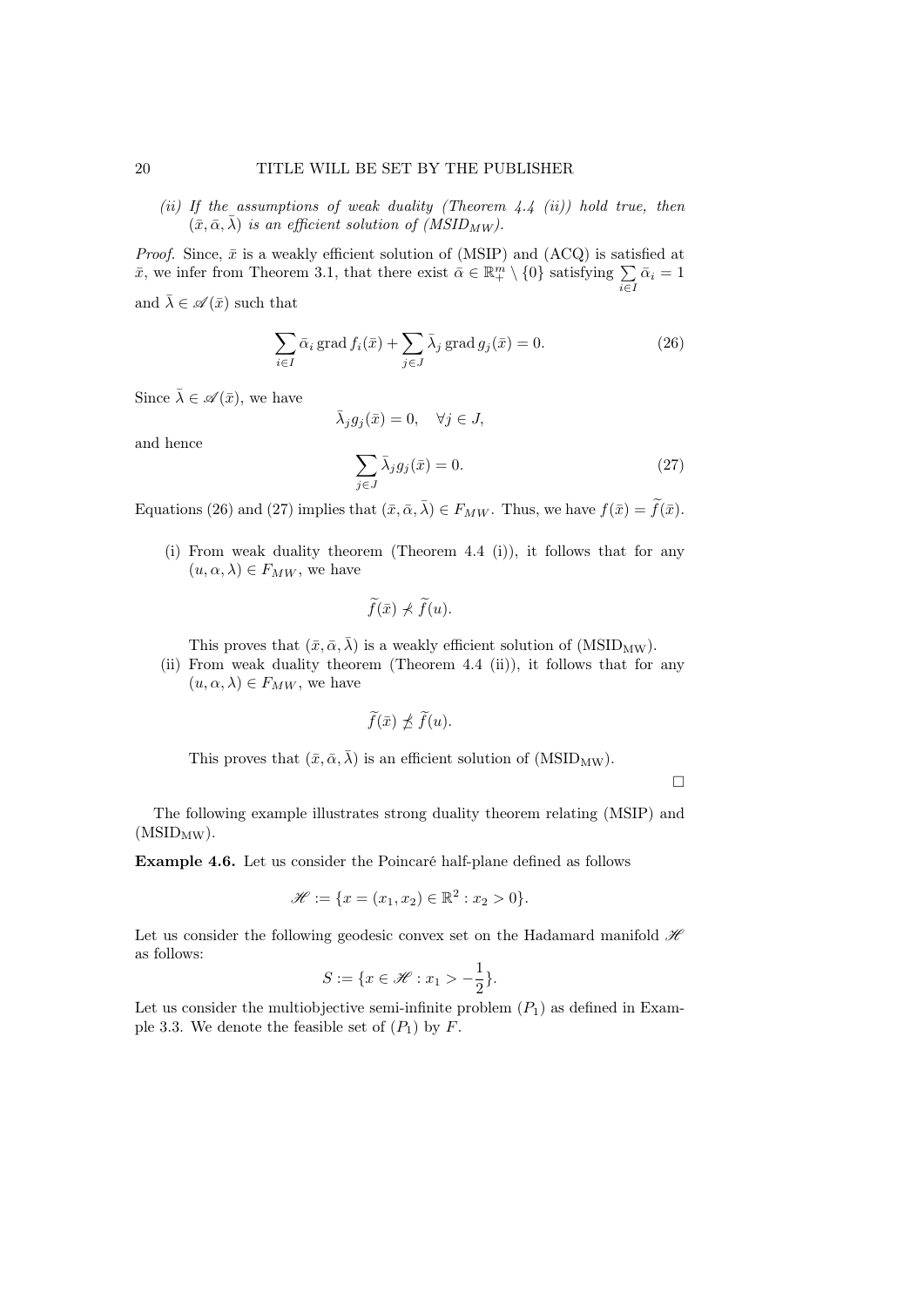*(ii) If the assumptions of weak duality (Theorem 4.4 (ii)) hold true, then $(\bar{x}, \bar{\alpha}, \bar{\lambda})$ is an efficient solution of (MSID$_{MW}$).*

*Proof.* Since, $\bar{x}$ is a weakly efficient solution of (MSIP) and (ACQ) is satisfied at $\bar{x}$, we infer from Theorem 3.1, that there exist $\bar{\alpha} \in \mathbb{R}^m_+ \setminus \{0\}$ satisfying $\sum_{i \in I} \bar{\alpha}_i = 1$ and $\bar{\lambda} \in \mathscr{A}(\bar{x})$ such that

$$\sum_{i \in I} \bar{\alpha}_i \operatorname{grad} f_i(\bar{x}) + \sum_{j \in J} \bar{\lambda}_j \operatorname{grad} g_j(\bar{x}) = 0. \tag{26}$$

Since $\bar{\lambda} \in \mathscr{A}(\bar{x})$, we have

$$\bar{\lambda}_j g_j(\bar{x}) = 0, \quad \forall j \in J,$$

and hence

$$\sum_{j \in J} \bar{\lambda}_j g_j(\bar{x}) = 0. \tag{27}$$

Equations (26) and (27) implies that $(\bar{x}, \bar{\alpha}, \bar{\lambda}) \in F_{MW}$. Thus, we have $f(\bar{x}) = \widetilde{f}(\bar{x})$.

(i) From weak duality theorem (Theorem 4.4 (i)), it follows that for any $(u, \alpha, \lambda) \in F_{MW}$, we have

$$\widetilde{f}(\bar{x}) \not< \widetilde{f}(u).$$

This proves that $(\bar{x}, \bar{\alpha}, \bar{\lambda})$ is a weakly efficient solution of (MSID$_{\mathrm{MW}}$).

(ii) From weak duality theorem (Theorem 4.4 (ii)), it follows that for any $(u, \alpha, \lambda) \in F_{MW}$, we have

$$\widetilde{f}(\bar{x}) \not\leq \widetilde{f}(u).$$

This proves that $(\bar{x}, \bar{\alpha}, \bar{\lambda})$ is an efficient solution of (MSID$_{\mathrm{MW}}$).

□

The following example illustrates strong duality theorem relating (MSIP) and (MSID$_{\mathrm{MW}}$).

**Example 4.6.** Let us consider the Poincaré half-plane defined as follows

$$\mathscr{H} := \{x = (x_1, x_2) \in \mathbb{R}^2 : x_2 > 0\}.$$

Let us consider the following geodesic convex set on the Hadamard manifold $\mathscr{H}$ as follows:

$$S := \{x \in \mathscr{H} : x_1 > -\frac{1}{2}\}.$$

Let us consider the multiobjective semi-infinite problem $(P_1)$ as defined in Example 3.3. We denote the feasible set of $(P_1)$ by $F$.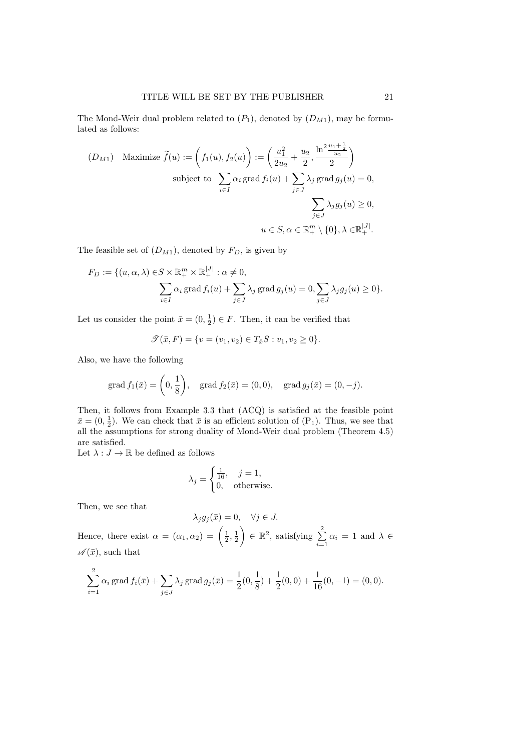The Mond-Weir dual problem related to $(P_1)$, denoted by $(D_{M1})$, may be formulated as follows:

$$
\begin{aligned}
(D_{M1}) \quad \text{Maximize } \widetilde{f}(u) := \Big(f_1(u), f_2(u)\Big) &:= \left(\frac{u_1^2}{2u_2} + \frac{u_2}{2}, \frac{\ln^2 \frac{u_1+\frac{1}{2}}{u_2}}{2}\right) \\
\text{subject to } \sum_{i\in I} \alpha_i \operatorname{grad} f_i(u) &+ \sum_{j\in J} \lambda_j \operatorname{grad} g_j(u) = 0, \\
\sum_{j\in J} \lambda_j g_j(u) &\geq 0, \\
u \in S, \alpha &\in \mathbb{R}^m_+ \setminus \{0\}, \lambda \in \mathbb{R}^{|J|}_+.
\end{aligned}
$$

The feasible set of $(D_{M1})$, denoted by $F_D$, is given by

$$
\begin{aligned}
F_D := \{(u, \alpha, \lambda) \in & S \times \mathbb{R}^m_+ \times \mathbb{R}^{|J|}_+ : \alpha \neq 0, \\
& \sum_{i\in I} \alpha_i \operatorname{grad} f_i(u) + \sum_{j\in J} \lambda_j \operatorname{grad} g_j(u) = 0, \sum_{j\in J} \lambda_j g_j(u) \geq 0\}.
\end{aligned}
$$

Let us consider the point $\bar{x} = (0, \frac{1}{2}) \in F$. Then, it can be verified that

$$
\mathscr{T}(\bar{x}, F) = \{v = (v_1, v_2) \in T_{\bar{x}}S : v_1, v_2 \geq 0\}.
$$

Also, we have the following

$$
\operatorname{grad} f_1(\bar{x}) = \left(0, \frac{1}{8}\right), \quad \operatorname{grad} f_2(\bar{x}) = (0, 0), \quad \operatorname{grad} g_j(\bar{x}) = (0, -j).
$$

Then, it follows from Example 3.3 that (ACQ) is satisfied at the feasible point $\bar{x} = (0, \frac{1}{2})$. We can check that $\bar{x}$ is an efficient solution of $(\mathrm{P}_1)$. Thus, we see that all the assumptions for strong duality of Mond-Weir dual problem (Theorem 4.5) are satisfied.

Let $\lambda : J \to \mathbb{R}$ be defined as follows

$$
\lambda_j = \begin{cases} \frac{1}{16}, & j = 1, \\ 0, & \text{otherwise.} \end{cases}
$$

Then, we see that

$$
\lambda_j g_j(\bar{x}) = 0, \quad \forall j \in J.
$$

Hence, there exist $\alpha = (\alpha_1, \alpha_2) = \left(\frac{1}{2}, \frac{1}{2}\right) \in \mathbb{R}^2$, satisfying $\sum\limits_{i=1}^{2} \alpha_i = 1$ and $\lambda \in \mathscr{A}(\bar{x})$, such that

$$
\sum_{i=1}^{2} \alpha_i \operatorname{grad} f_i(\bar{x}) + \sum_{j\in J} \lambda_j \operatorname{grad} g_j(\bar{x}) = \frac{1}{2}(0, \frac{1}{8}) + \frac{1}{2}(0, 0) + \frac{1}{16}(0, -1) = (0, 0).
$$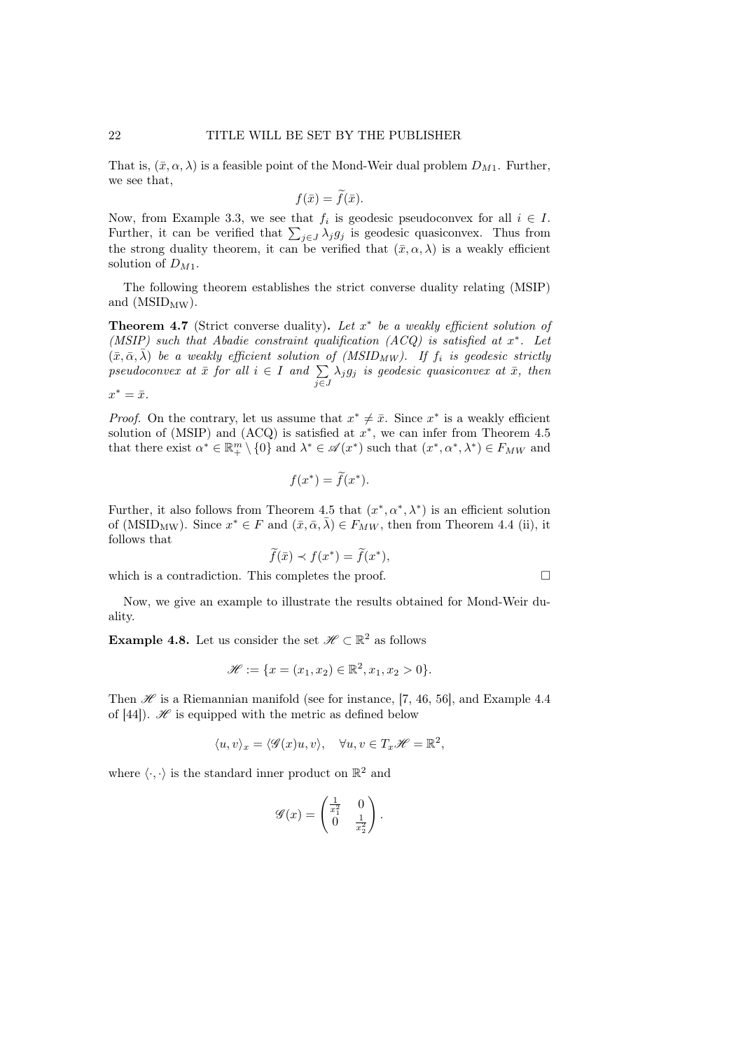That is, $(\bar{x}, \alpha, \lambda)$ is a feasible point of the Mond-Weir dual problem $D_{M1}$. Further, we see that,

$$f(\bar{x}) = \widetilde{f}(\bar{x}).$$

Now, from Example 3.3, we see that $f_i$ is geodesic pseudoconvex for all $i \in I$. Further, it can be verified that $\sum_{j \in J} \lambda_j g_j$ is geodesic quasiconvex. Thus from the strong duality theorem, it can be verified that $(\bar{x}, \alpha, \lambda)$ is a weakly efficient solution of $D_{M1}$.

The following theorem establishes the strict converse duality relating (MSIP) and ($\text{MSID}_{\text{MW}}$).

**Theorem 4.7** (Strict converse duality)**.** *Let $x^*$ be a weakly efficient solution of (MSIP) such that Abadie constraint qualification (ACQ) is satisfied at $x^*$. Let $(\bar{x}, \bar{\alpha}, \bar{\lambda})$ be a weakly efficient solution of ($MSID_{MW}$). If $f_i$ is geodesic strictly pseudoconvex at $\bar{x}$ for all $i \in I$ and $\sum\limits_{j \in J} \lambda_j g_j$ is geodesic quasiconvex at $\bar{x}$, then $x^* = \bar{x}$.*

*Proof.* On the contrary, let us assume that $x^* \neq \bar{x}$. Since $x^*$ is a weakly efficient solution of (MSIP) and (ACQ) is satisfied at $x^*$, we can infer from Theorem 4.5 that there exist $\alpha^* \in \mathbb{R}^m_+ \setminus \{0\}$ and $\lambda^* \in \mathscr{A}(x^*)$ such that $(x^*, \alpha^*, \lambda^*) \in F_{MW}$ and

$$f(x^*) = \widetilde{f}(x^*).$$

Further, it also follows from Theorem 4.5 that $(x^*, \alpha^*, \lambda^*)$ is an efficient solution of ($\text{MSID}_{\text{MW}}$). Since $x^* \in F$ and $(\bar{x}, \bar{\alpha}, \bar{\lambda}) \in F_{MW}$, then from Theorem 4.4 (ii), it follows that

$$\widetilde{f}(\bar{x}) \prec f(x^*) = \widetilde{f}(x^*),$$

which is a contradiction. This completes the proof. $\square$

Now, we give an example to illustrate the results obtained for Mond-Weir duality.

**Example 4.8.** Let us consider the set $\mathscr{H} \subset \mathbb{R}^2$ as follows

$$\mathscr{H} := \{x = (x_1, x_2) \in \mathbb{R}^2, x_1, x_2 > 0\}.$$

Then $\mathscr{H}$ is a Riemannian manifold (see for instance, [7, 46, 56], and Example 4.4 of [44]). $\mathscr{H}$ is equipped with the metric as defined below

$$\langle u, v \rangle_x = \langle \mathscr{G}(x) u, v \rangle, \quad \forall u, v \in T_x \mathscr{H} = \mathbb{R}^2,$$

where $\langle \cdot, \cdot \rangle$ is the standard inner product on $\mathbb{R}^2$ and

$$\mathscr{G}(x) = \begin{pmatrix} \frac{1}{x_1^2} & 0 \\ 0 & \frac{1}{x_2^2} \end{pmatrix}.$$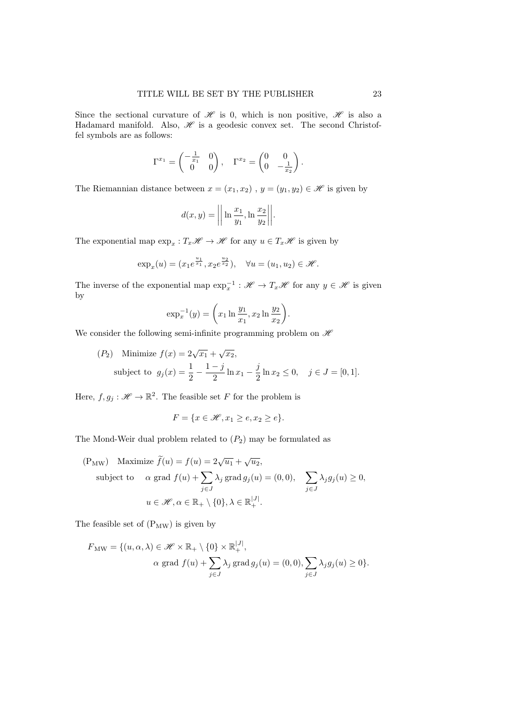Since the sectional curvature of $\mathscr{H}$ is 0, which is non positive, $\mathscr{H}$ is also a Hadamard manifold. Also, $\mathscr{H}$ is a geodesic convex set. The second Christoffel symbols are as follows:

$$\Gamma^{x_1} = \begin{pmatrix} -\frac{1}{x_1} & 0 \\ 0 & 0 \end{pmatrix}, \quad \Gamma^{x_2} = \begin{pmatrix} 0 & 0 \\ 0 & -\frac{1}{x_2} \end{pmatrix}.$$

The Riemannian distance between $x = (x_1, x_2)$ , $y = (y_1, y_2) \in \mathscr{H}$ is given by

$$d(x, y) = \left|\left| \ln \frac{x_1}{y_1}, \ln \frac{x_2}{y_2} \right|\right|.$$

The exponential map $\exp_x : T_x\mathscr{H} \to \mathscr{H}$ for any $u \in T_x\mathscr{H}$ is given by

$$\exp_x(u) = (x_1 e^{\frac{u_1}{x_1}}, x_2 e^{\frac{u_2}{x_2}}), \quad \forall u = (u_1, u_2) \in \mathscr{H}.$$

The inverse of the exponential map $\exp_x^{-1} : \mathscr{H} \to T_x\mathscr{H}$ for any $y \in \mathscr{H}$ is given by

$$\exp_x^{-1}(y) = \left( x_1 \ln \frac{y_1}{x_1}, x_2 \ln \frac{y_2}{x_2} \right).$$

We consider the following semi-infinite programming problem on $\mathscr{H}$

$$\begin{aligned} (P_2) \quad & \text{Minimize } f(x) = 2\sqrt{x_1} + \sqrt{x_2}, \\ & \text{subject to } g_j(x) = \frac{1}{2} - \frac{1-j}{2} \ln x_1 - \frac{j}{2} \ln x_2 \leq 0, \quad j \in J = [0, 1]. \end{aligned}$$

Here, $f, g_j : \mathscr{H} \to \mathbb{R}^2$. The feasible set $F$ for the problem is

$$F = \{x \in \mathscr{H}, x_1 \geq e, x_2 \geq e\}.$$

The Mond-Weir dual problem related to $(P_2)$ may be formulated as

$$\begin{aligned} (\mathrm{P_{MW}}) \quad & \text{Maximize } \widetilde{f}(u) = f(u) = 2\sqrt{u_1} + \sqrt{u_2}, \\ & \text{subject to} \quad \alpha \text{ grad } f(u) + \sum_{j \in J} \lambda_j \, \text{grad} \, g_j(u) = (0, 0), \quad \sum_{j \in J} \lambda_j g_j(u) \geq 0, \\ & \qquad u \in \mathscr{H}, \alpha \in \mathbb{R}_+ \setminus \{0\}, \lambda \in \mathbb{R}_+^{|J|}. \end{aligned}$$

The feasible set of $(\mathrm{P_{MW}})$ is given by

$$\begin{aligned} F_{\mathrm{MW}} = \{ & (u, \alpha, \lambda) \in \mathscr{H} \times \mathbb{R}_+ \setminus \{0\} \times \mathbb{R}_+^{|J|}, \\ & \alpha \text{ grad } f(u) + \sum_{j \in J} \lambda_j \, \text{grad} \, g_j(u) = (0, 0), \sum_{j \in J} \lambda_j g_j(u) \geq 0 \}. \end{aligned}$$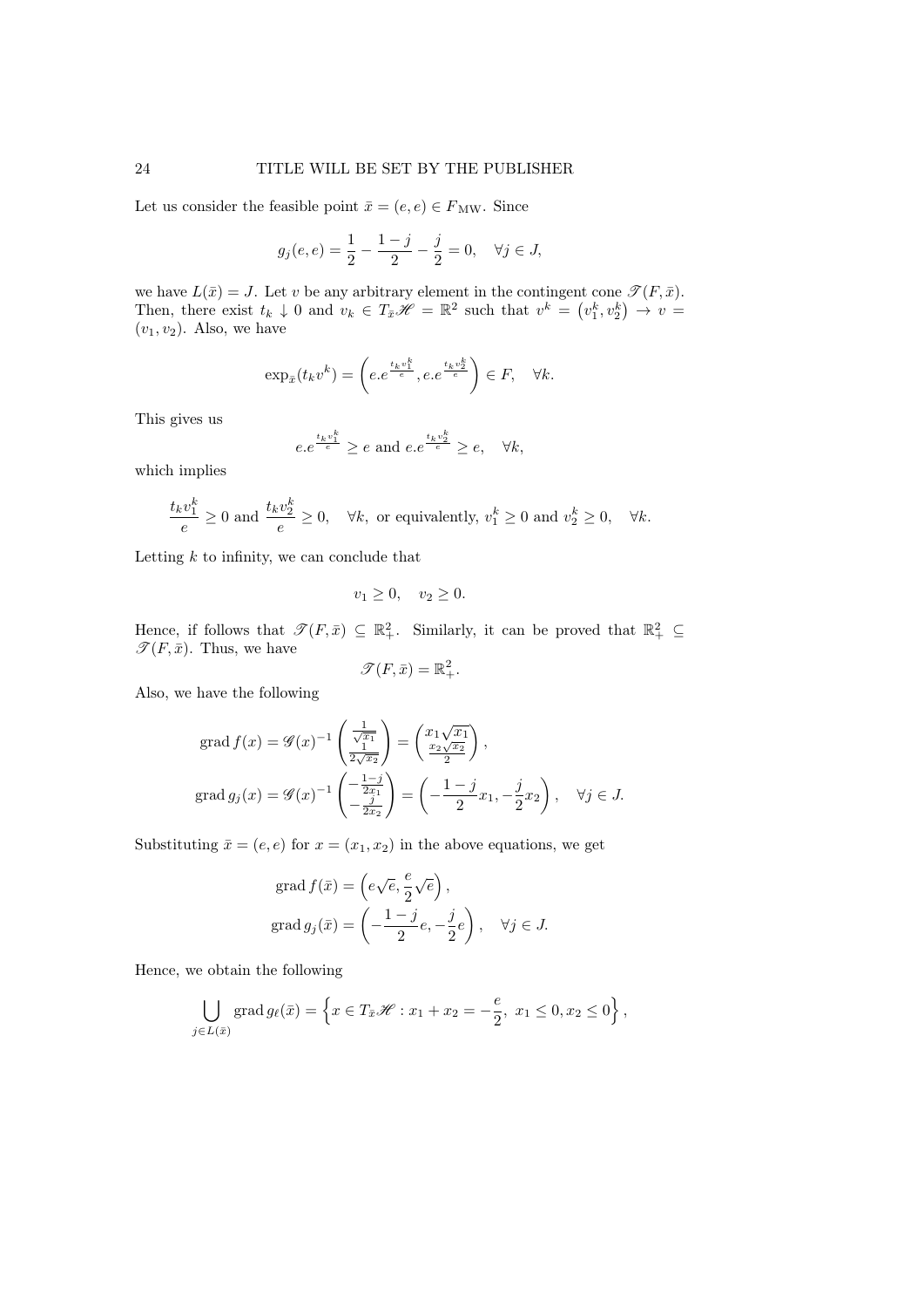Let us consider the feasible point $\bar{x} = (e, e) \in F_{\mathrm{MW}}$. Since

$$g_j(e,e) = \frac{1}{2} - \frac{1-j}{2} - \frac{j}{2} = 0, \quad \forall j \in J,$$

we have $L(\bar{x}) = J$. Let $v$ be any arbitrary element in the contingent cone $\mathscr{T}(F, \bar{x})$. Then, there exist $t_k \downarrow 0$ and $v_k \in T_{\bar{x}}\mathscr{H} = \mathbb{R}^2$ such that $v^k = \left(v_1^k, v_2^k\right) \to v = (v_1, v_2)$. Also, we have

$$\exp_{\bar{x}}(t_k v^k) = \left(e.e^{\frac{t_k v_1^k}{e}}, e.e^{\frac{t_k v_2^k}{e}}\right) \in F, \quad \forall k.$$

This gives us

$$e.e^{\frac{t_k v_1^k}{e}} \geq e \text{ and } e.e^{\frac{t_k v_2^k}{e}} \geq e, \quad \forall k,$$

which implies

$$\frac{t_k v_1^k}{e} \geq 0 \text{ and } \frac{t_k v_2^k}{e} \geq 0, \quad \forall k, \text{ or equivalently, } v_1^k \geq 0 \text{ and } v_2^k \geq 0, \quad \forall k.$$

Letting $k$ to infinity, we can conclude that

$$v_1 \geq 0, \quad v_2 \geq 0.$$

Hence, if follows that $\mathscr{T}(F, \bar{x}) \subseteq \mathbb{R}^2_+$. Similarly, it can be proved that $\mathbb{R}^2_+ \subseteq \mathscr{T}(F, \bar{x})$. Thus, we have

$$\mathscr{T}(F, \bar{x}) = \mathbb{R}^2_+.$$

Also, we have the following

$$\begin{aligned}
\operatorname{grad} f(x) &= \mathscr{G}(x)^{-1} \begin{pmatrix} \frac{1}{\sqrt{x_1}} \\ \frac{1}{2\sqrt{x_2}} \end{pmatrix} = \begin{pmatrix} x_1\sqrt{x_1} \\ \frac{x_2\sqrt{x_2}}{2} \end{pmatrix}, \\
\operatorname{grad} g_j(x) &= \mathscr{G}(x)^{-1} \begin{pmatrix} -\frac{1-j}{2x_1} \\ -\frac{j}{2x_2} \end{pmatrix} = \left(-\frac{1-j}{2}x_1, -\frac{j}{2}x_2\right), \quad \forall j \in J.
\end{aligned}$$

Substituting $\bar{x} = (e, e)$ for $x = (x_1, x_2)$ in the above equations, we get

$$\begin{aligned}
\operatorname{grad} f(\bar{x}) &= \left(e\sqrt{e}, \frac{e}{2}\sqrt{e}\right), \\
\operatorname{grad} g_j(\bar{x}) &= \left(-\frac{1-j}{2}e, -\frac{j}{2}e\right), \quad \forall j \in J.
\end{aligned}$$

Hence, we obtain the following

$$\bigcup_{j \in L(\bar{x})} \operatorname{grad} g_\ell(\bar{x}) = \left\{x \in T_{\bar{x}}\mathscr{H} : x_1 + x_2 = -\frac{e}{2},\ x_1 \leq 0, x_2 \leq 0\right\},$$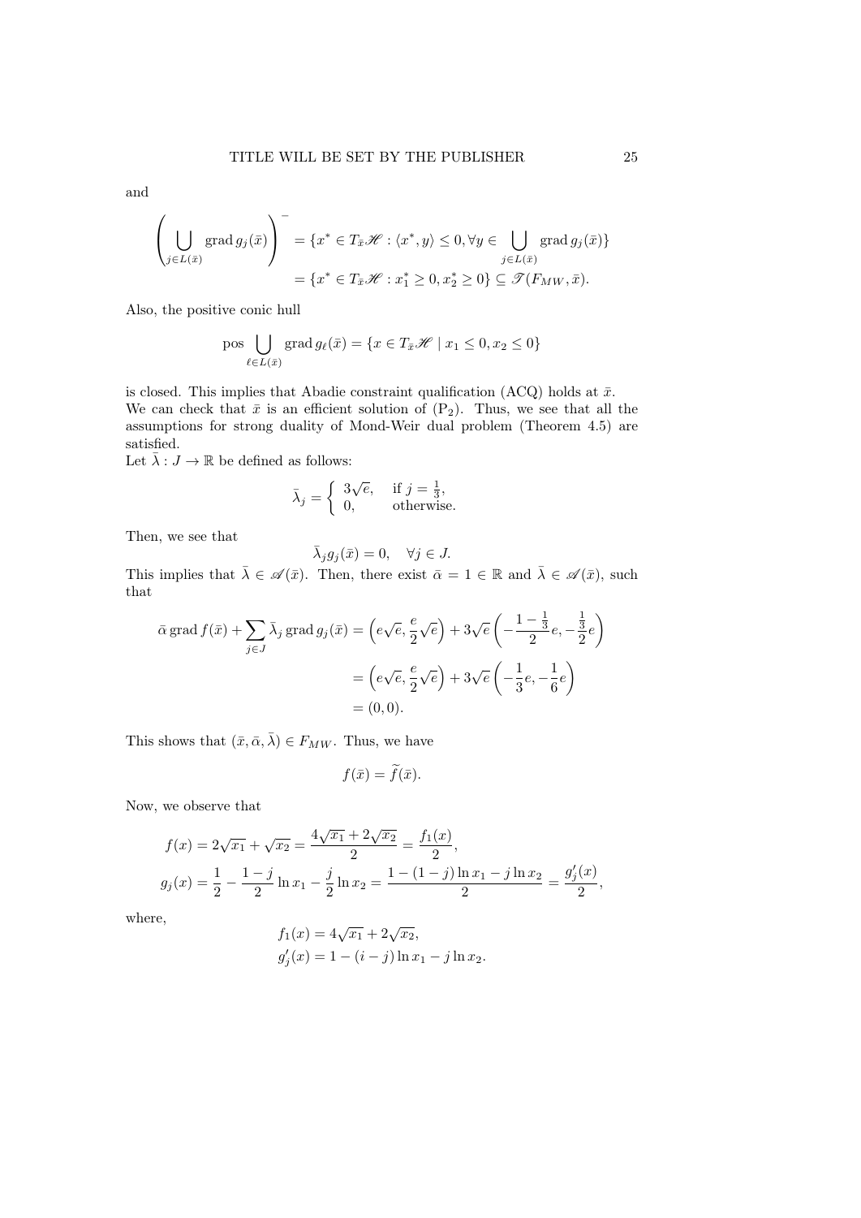and

$$\left(\bigcup_{j\in L(\bar{x})} \operatorname{grad} g_j(\bar{x})\right)^{-} = \{x^* \in T_{\bar{x}}\mathscr{H} : \langle x^*, y\rangle \leq 0, \forall y \in \bigcup_{j\in L(\bar{x})} \operatorname{grad} g_j(\bar{x})\}$$

$$= \{x^* \in T_{\bar{x}}\mathscr{H} : x_1^* \geq 0, x_2^* \geq 0\} \subseteq \mathscr{T}(F_{MW}, \bar{x}).$$

Also, the positive conic hull

$$\operatorname{pos} \bigcup_{\ell\in L(\bar{x})} \operatorname{grad} g_\ell(\bar{x}) = \{x \in T_{\bar{x}}\mathscr{H} \mid x_1 \leq 0, x_2 \leq 0\}$$

is closed. This implies that Abadie constraint qualification (ACQ) holds at $\bar{x}$.
We can check that $\bar{x}$ is an efficient solution of (P$_2$). Thus, we see that all the assumptions for strong duality of Mond-Weir dual problem (Theorem 4.5) are satisfied.
Let $\bar{\lambda} : J \to \mathbb{R}$ be defined as follows:

$$\bar{\lambda}_j = \begin{cases} 3\sqrt{e}, & \text{if } j = \frac{1}{3}, \\ 0, & \text{otherwise.} \end{cases}$$

Then, we see that

$$\bar{\lambda}_j g_j(\bar{x}) = 0, \quad \forall j \in J.$$

This implies that $\bar{\lambda} \in \mathscr{A}(\bar{x})$. Then, there exist $\bar{\alpha} = 1 \in \mathbb{R}$ and $\bar{\lambda} \in \mathscr{A}(\bar{x})$, such that

$$\begin{aligned}
\bar{\alpha} \operatorname{grad} f(\bar{x}) + \sum_{j\in J} \bar{\lambda}_j \operatorname{grad} g_j(\bar{x}) &= \left(e\sqrt{e}, \frac{e}{2}\sqrt{e}\right) + 3\sqrt{e}\left(-\frac{1-\frac{1}{3}}{2}e, -\frac{\frac{1}{3}}{2}e\right) \\
&= \left(e\sqrt{e}, \frac{e}{2}\sqrt{e}\right) + 3\sqrt{e}\left(-\frac{1}{3}e, -\frac{1}{6}e\right) \\
&= (0, 0).
\end{aligned}$$

This shows that $(\bar{x}, \bar{\alpha}, \bar{\lambda}) \in F_{MW}$. Thus, we have

$$f(\bar{x}) = \widetilde{f}(\bar{x}).$$

Now, we observe that

$$\begin{aligned}
f(x) &= 2\sqrt{x_1} + \sqrt{x_2} = \frac{4\sqrt{x_1} + 2\sqrt{x_2}}{2} = \frac{f_1(x)}{2}, \\
g_j(x) &= \frac{1}{2} - \frac{1-j}{2}\ln x_1 - \frac{j}{2}\ln x_2 = \frac{1 - (1-j)\ln x_1 - j\ln x_2}{2} = \frac{g_j'(x)}{2},
\end{aligned}$$

where,

$$\begin{aligned}
f_1(x) &= 4\sqrt{x_1} + 2\sqrt{x_2}, \\
g_j'(x) &= 1 - (i-j)\ln x_1 - j\ln x_2.
\end{aligned}$$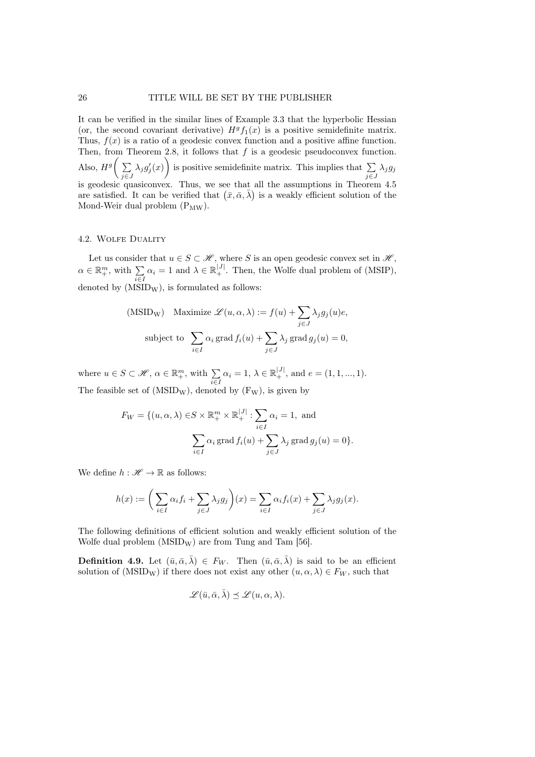It can be verified in the similar lines of Example 3.3 that the hyperbolic Hessian (or, the second covariant derivative) $H^g f_1(x)$ is a positive semidefinite matrix. Thus, $f(x)$ is a ratio of a geodesic convex function and a positive affine function. Then, from Theorem 2.8, it follows that $f$ is a geodesic pseudoconvex function. Also, $H^g\bigg(\sum_{j\in J} \lambda_j g_j'(x)\bigg)$ is positive semidefinite matrix. This implies that $\sum_{j\in J} \lambda_j g_j$ is geodesic quasiconvex. Thus, we see that all the assumptions in Theorem 4.5 are satisfied. It can be verified that $(\bar{x}, \bar{\alpha}, \bar{\lambda})$ is a weakly efficient solution of the Mond-Weir dual problem ($\mathrm{P}_{\mathrm{MW}}$).

## 4.2. Wolfe Duality

Let us consider that $u \in S \subset \mathscr{H}$, where $S$ is an open geodesic convex set in $\mathscr{H}$, $\alpha \in \mathbb{R}^m_+$, with $\sum_{i\in I} \alpha_i = 1$ and $\lambda \in \mathbb{R}^{|J|}_+$. Then, the Wolfe dual problem of (MSIP), denoted by ($\mathrm{MSID}_{\mathrm{W}}$), is formulated as follows:

$$
\begin{aligned}
(\mathrm{MSID}_{\mathrm{W}}) \quad & \text{Maximize } \mathscr{L}(u,\alpha,\lambda) := f(u) + \sum_{j\in J} \lambda_j g_j(u) e, \\
& \text{subject to } \sum_{i\in I} \alpha_i \operatorname{grad} f_i(u) + \sum_{j\in J} \lambda_j \operatorname{grad} g_j(u) = 0,
\end{aligned}
$$

where $u \in S \subset \mathscr{H}$, $\alpha \in \mathbb{R}^m_+$, with $\sum_{i\in I} \alpha_i = 1$, $\lambda \in \mathbb{R}^{|J|}_+$, and $e = (1, 1, ..., 1)$. The feasible set of ($\mathrm{MSID}_{\mathrm{W}}$), denoted by ($\mathrm{F}_{\mathrm{W}}$), is given by

$$
\begin{aligned}
F_W = \{(u,\alpha,\lambda) \in & S \times \mathbb{R}^m_+ \times \mathbb{R}^{|J|}_+ : \sum_{i\in I} \alpha_i = 1, \text{ and} \\
& \sum_{i\in I} \alpha_i \operatorname{grad} f_i(u) + \sum_{j\in J} \lambda_j \operatorname{grad} g_j(u) = 0\}.
\end{aligned}
$$

We define $h : \mathscr{H} \to \mathbb{R}$ as follows:

$$
h(x) := \bigg(\sum_{i\in I} \alpha_i f_i + \sum_{j\in J} \lambda_j g_j\bigg)(x) = \sum_{i\in I} \alpha_i f_i(x) + \sum_{j\in J} \lambda_j g_j(x).
$$

The following definitions of efficient solution and weakly efficient solution of the Wolfe dual problem ($\mathrm{MSID}_{\mathrm{W}}$) are from Tung and Tam [56].

**Definition 4.9.** Let $(\bar{u}, \bar{\alpha}, \bar{\lambda}) \in F_W$. Then $(\bar{u}, \bar{\alpha}, \bar{\lambda})$ is said to be an efficient solution of ($\mathrm{MSID}_{\mathrm{W}}$) if there does not exist any other $(u, \alpha, \lambda) \in F_W$, such that

$$
\mathscr{L}(\bar{u}, \bar{\alpha}, \bar{\lambda}) \preceq \mathscr{L}(u, \alpha, \lambda).
$$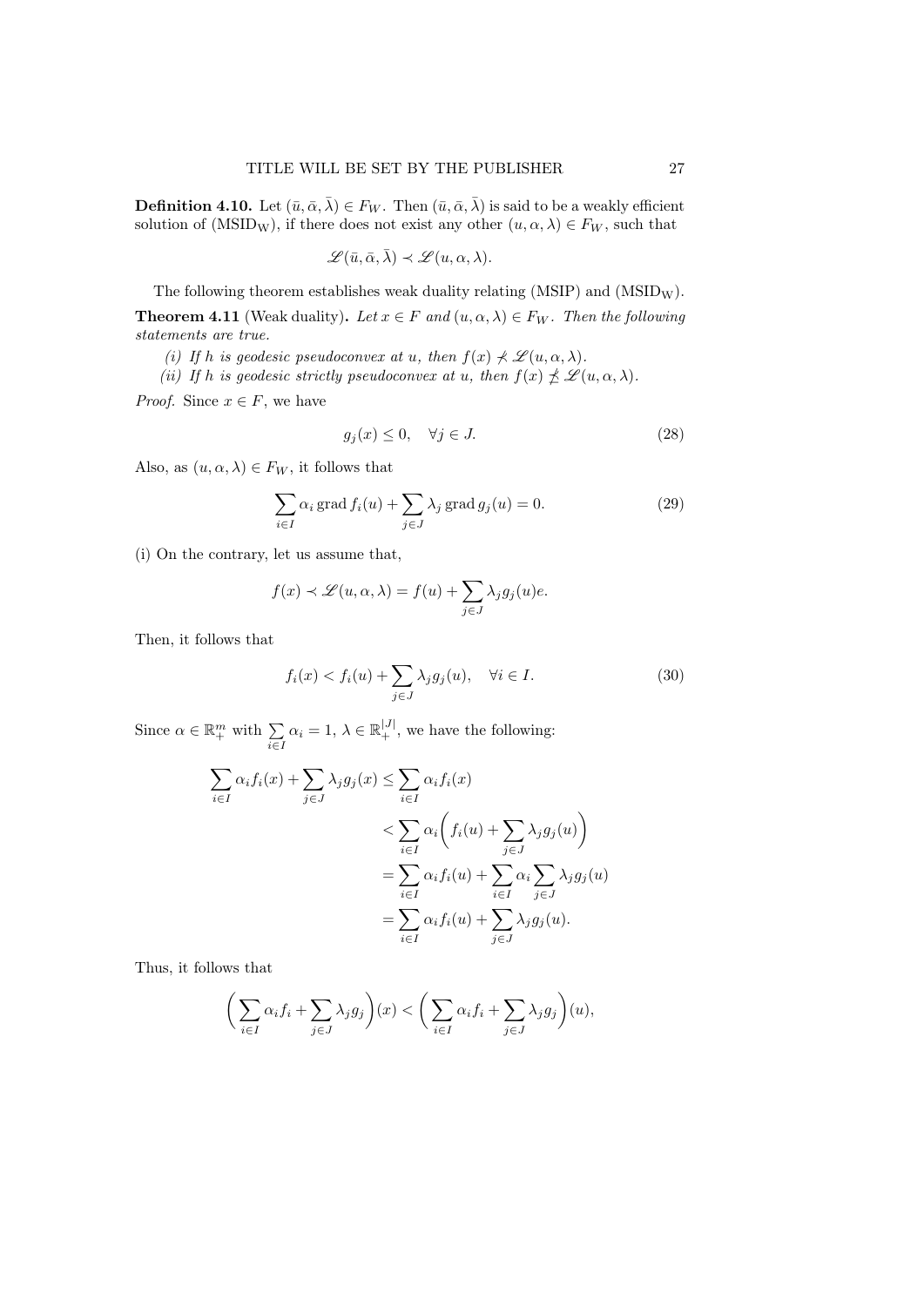**Definition 4.10.** Let $(\bar{u}, \bar{\alpha}, \bar{\lambda}) \in F_W$. Then $(\bar{u}, \bar{\alpha}, \bar{\lambda})$ is said to be a weakly efficient solution of (MSID$_\text{W}$), if there does not exist any other $(u, \alpha, \lambda) \in F_W$, such that

$$\mathscr{L}(\bar{u}, \bar{\alpha}, \bar{\lambda}) \prec \mathscr{L}(u, \alpha, \lambda).$$

The following theorem establishes weak duality relating (MSIP) and (MSID$_\text{W}$).

**Theorem 4.11** (Weak duality)**.** *Let $x \in F$ and $(u, \alpha, \lambda) \in F_W$. Then the following statements are true.*

*(i) If $h$ is geodesic pseudoconvex at $u$, then $f(x) \not\prec \mathscr{L}(u, \alpha, \lambda)$.*

*(ii) If $h$ is geodesic strictly pseudoconvex at $u$, then $f(x) \not\preceq \mathscr{L}(u, \alpha, \lambda)$.*

*Proof.* Since $x \in F$, we have

$$g_j(x) \leq 0, \quad \forall j \in J. \tag{28}$$

Also, as $(u, \alpha, \lambda) \in F_W$, it follows that

$$\sum_{i \in I} \alpha_i \operatorname{grad} f_i(u) + \sum_{j \in J} \lambda_j \operatorname{grad} g_j(u) = 0. \tag{29}$$

(i) On the contrary, let us assume that,

$$f(x) \prec \mathscr{L}(u, \alpha, \lambda) = f(u) + \sum_{j \in J} \lambda_j g_j(u) e.$$

Then, it follows that

$$f_i(x) < f_i(u) + \sum_{j \in J} \lambda_j g_j(u), \quad \forall i \in I. \tag{30}$$

Since $\alpha \in \mathbb{R}^m_+$ with $\sum_{i \in I} \alpha_i = 1$, $\lambda \in \mathbb{R}^{|J|}_+$, we have the following:

$$\begin{aligned}
\sum_{i \in I} \alpha_i f_i(x) + \sum_{j \in J} \lambda_j g_j(x) &\leq \sum_{i \in I} \alpha_i f_i(x) \\
&< \sum_{i \in I} \alpha_i \bigg( f_i(u) + \sum_{j \in J} \lambda_j g_j(u) \bigg) \\
&= \sum_{i \in I} \alpha_i f_i(u) + \sum_{i \in I} \alpha_i \sum_{j \in J} \lambda_j g_j(u) \\
&= \sum_{i \in I} \alpha_i f_i(u) + \sum_{j \in J} \lambda_j g_j(u).
\end{aligned}$$

Thus, it follows that

$$\bigg( \sum_{i \in I} \alpha_i f_i + \sum_{j \in J} \lambda_j g_j \bigg)(x) < \bigg( \sum_{i \in I} \alpha_i f_i + \sum_{j \in J} \lambda_j g_j \bigg)(u),$$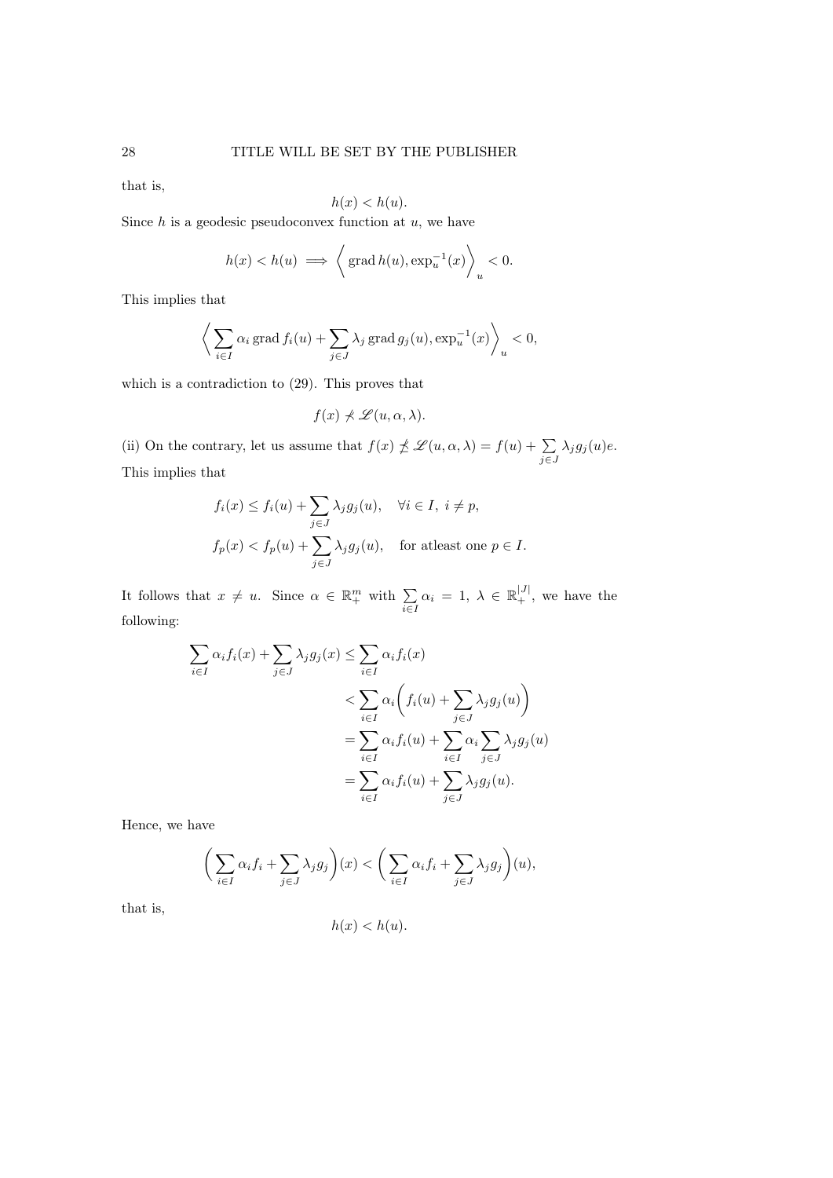that is,

$$h(x) < h(u).$$

Since $h$ is a geodesic pseudoconvex function at $u$, we have

$$h(x) < h(u) \implies \left\langle \operatorname{grad} h(u), \exp_u^{-1}(x) \right\rangle_u < 0.$$

This implies that

$$\left\langle \sum_{i \in I} \alpha_i \operatorname{grad} f_i(u) + \sum_{j \in J} \lambda_j \operatorname{grad} g_j(u), \exp_u^{-1}(x) \right\rangle_u < 0,$$

which is a contradiction to (29). This proves that

$$f(x) \not< \mathscr{L}(u, \alpha, \lambda).$$

(ii) On the contrary, let us assume that $f(x) \not\geq \mathscr{L}(u, \alpha, \lambda) = f(u) + \sum_{j \in J} \lambda_j g_j(u) e$. This implies that

$$\begin{aligned}
f_i(x) &\leq f_i(u) + \sum_{j \in J} \lambda_j g_j(u), \quad \forall i \in I, \ i \neq p, \\
f_p(x) &< f_p(u) + \sum_{j \in J} \lambda_j g_j(u), \quad \text{for atleast one } p \in I.
\end{aligned}$$

It follows that $x \neq u$. Since $\alpha \in \mathbb{R}^m_+$ with $\sum_{i \in I} \alpha_i = 1$, $\lambda \in \mathbb{R}^{|J|}_+$, we have the following:

$$\begin{aligned}
\sum_{i \in I} \alpha_i f_i(x) + \sum_{j \in J} \lambda_j g_j(x) &\leq \sum_{i \in I} \alpha_i f_i(x) \\
&< \sum_{i \in I} \alpha_i \bigg( f_i(u) + \sum_{j \in J} \lambda_j g_j(u) \bigg) \\
&= \sum_{i \in I} \alpha_i f_i(u) + \sum_{i \in I} \alpha_i \sum_{j \in J} \lambda_j g_j(u) \\
&= \sum_{i \in I} \alpha_i f_i(u) + \sum_{j \in J} \lambda_j g_j(u).
\end{aligned}$$

Hence, we have

$$\bigg( \sum_{i \in I} \alpha_i f_i + \sum_{j \in J} \lambda_j g_j \bigg)(x) < \bigg( \sum_{i \in I} \alpha_i f_i + \sum_{j \in J} \lambda_j g_j \bigg)(u),$$

that is,

$$h(x) < h(u).$$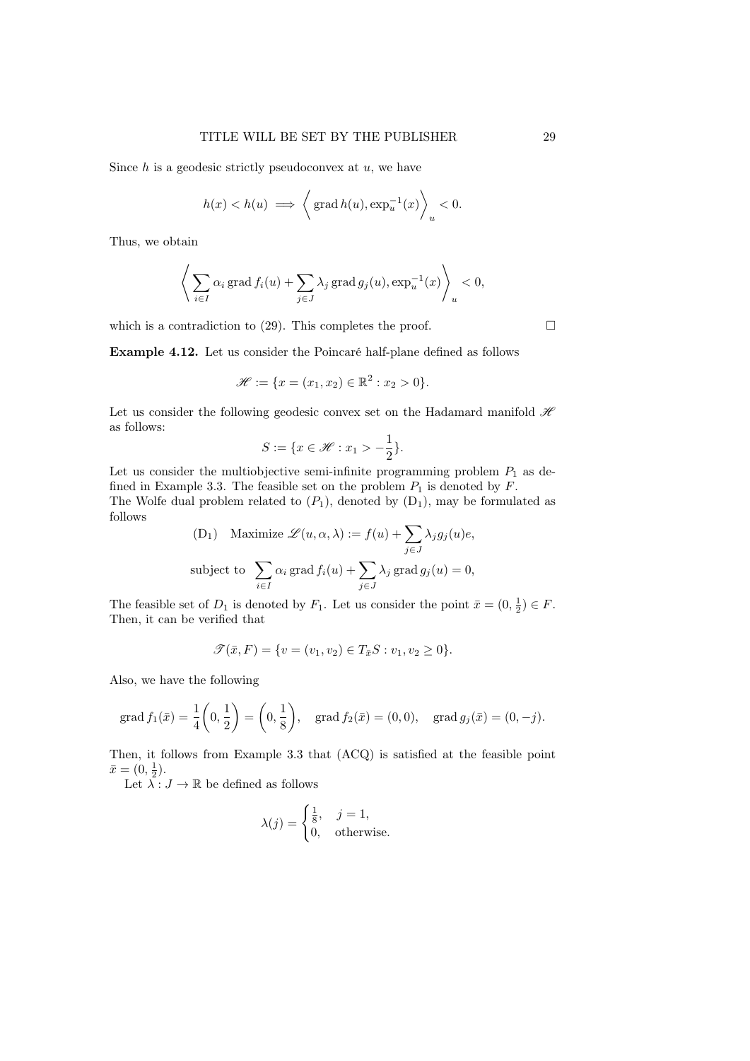Since $h$ is a geodesic strictly pseudoconvex at $u$, we have

$$h(x) < h(u) \implies \left\langle \operatorname{grad} h(u), \exp_u^{-1}(x) \right\rangle_u < 0.$$

Thus, we obtain

$$\left\langle \sum_{i \in I} \alpha_i \operatorname{grad} f_i(u) + \sum_{j \in J} \lambda_j \operatorname{grad} g_j(u), \exp_u^{-1}(x) \right\rangle_u < 0,$$

which is a contradiction to (29). This completes the proof. $\square$

**Example 4.12.** Let us consider the Poincaré half-plane defined as follows

$$\mathscr{H} := \{x = (x_1, x_2) \in \mathbb{R}^2 : x_2 > 0\}.$$

Let us consider the following geodesic convex set on the Hadamard manifold $\mathscr{H}$ as follows:

$$S := \{x \in \mathscr{H} : x_1 > -\frac{1}{2}\}.$$

Let us consider the multiobjective semi-infinite programming problem $P_1$ as defined in Example 3.3. The feasible set on the problem $P_1$ is denoted by $F$.
The Wolfe dual problem related to $(P_1)$, denoted by $(\mathrm{D}_1)$, may be formulated as follows

$$(\mathrm{D}_1) \quad \text{Maximize } \mathscr{L}(u, \alpha, \lambda) := f(u) + \sum_{j \in J} \lambda_j g_j(u) e,$$

$$\text{subject to } \sum_{i \in I} \alpha_i \operatorname{grad} f_i(u) + \sum_{j \in J} \lambda_j \operatorname{grad} g_j(u) = 0,$$

The feasible set of $D_1$ is denoted by $F_1$. Let us consider the point $\bar{x} = (0, \frac{1}{2}) \in F$. Then, it can be verified that

$$\mathscr{T}(\bar{x}, F) = \{v = (v_1, v_2) \in T_{\bar{x}} S : v_1, v_2 \geq 0\}.$$

Also, we have the following

$$\operatorname{grad} f_1(\bar{x}) = \frac{1}{4}\left(0, \frac{1}{2}\right) = \left(0, \frac{1}{8}\right), \quad \operatorname{grad} f_2(\bar{x}) = (0, 0), \quad \operatorname{grad} g_j(\bar{x}) = (0, -j).$$

Then, it follows from Example 3.3 that (ACQ) is satisfied at the feasible point $\bar{x} = (0, \frac{1}{2})$.

Let $\lambda : J \to \mathbb{R}$ be defined as follows

$$\lambda(j) = \begin{cases} \frac{1}{8}, & j = 1, \\ 0, & \text{otherwise.} \end{cases}$$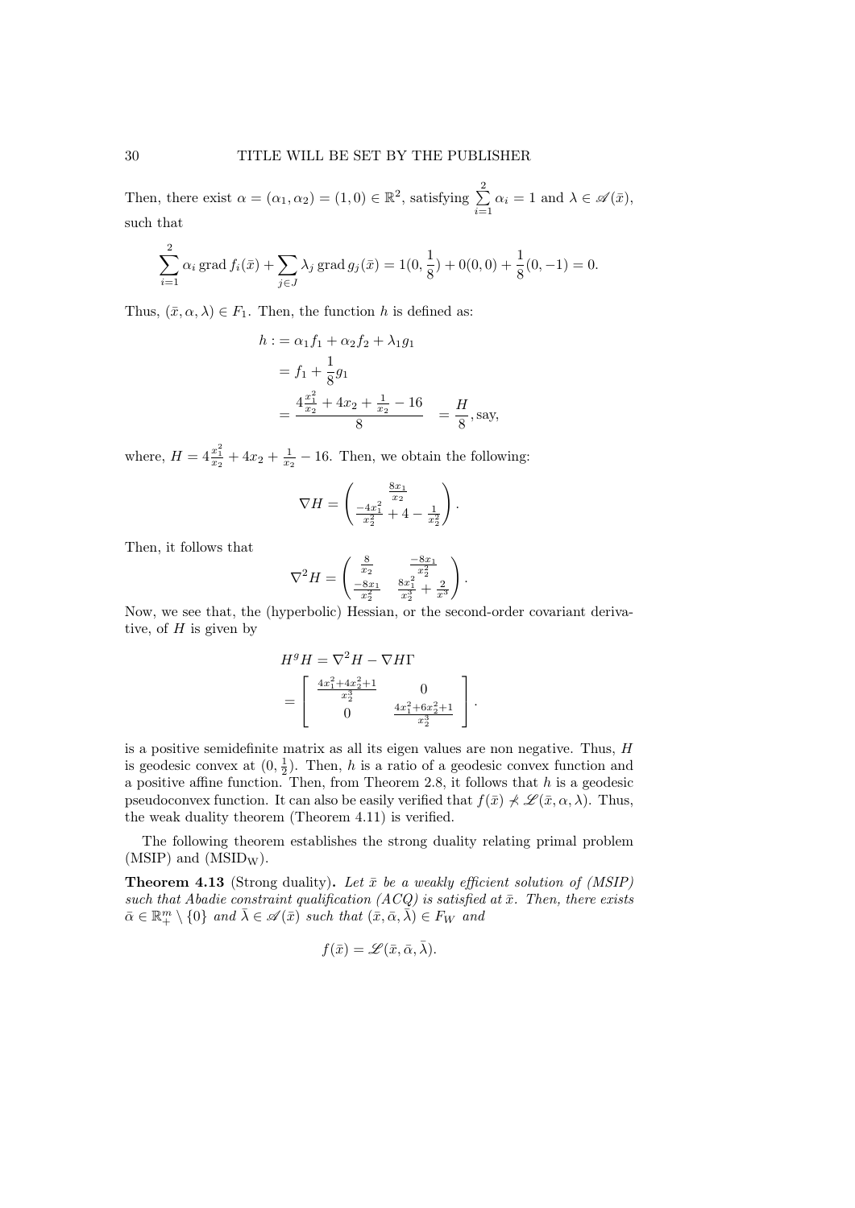Then, there exist $\alpha = (\alpha_1, \alpha_2) = (1, 0) \in \mathbb{R}^2$, satisfying $\sum_{i=1}^{2} \alpha_i = 1$ and $\lambda \in \mathscr{A}(\bar{x})$, such that

$$\sum_{i=1}^{2} \alpha_i \operatorname{grad} f_i(\bar{x}) + \sum_{j \in J} \lambda_j \operatorname{grad} g_j(\bar{x}) = 1(0, \frac{1}{8}) + 0(0, 0) + \frac{1}{8}(0, -1) = 0.$$

Thus, $(\bar{x}, \alpha, \lambda) \in F_1$. Then, the function $h$ is defined as:

$$\begin{aligned} h :&= \alpha_1 f_1 + \alpha_2 f_2 + \lambda_1 g_1 \\ &= f_1 + \frac{1}{8} g_1 \\ &= \frac{4\frac{x_1^2}{x_2} + 4x_2 + \frac{1}{x_2} - 16}{8} \quad = \frac{H}{8}, \text{say}, \end{aligned}$$

where, $H = 4\frac{x_1^2}{x_2} + 4x_2 + \frac{1}{x_2} - 16$. Then, we obtain the following:

$$\nabla H = \begin{pmatrix} \frac{8x_1}{x_2} \\ \frac{-4x_1^2}{x_2^2} + 4 - \frac{1}{x_2^2} \end{pmatrix}.$$

Then, it follows that

$$\nabla^2 H = \begin{pmatrix} \frac{8}{x_2} & \frac{-8x_1}{x_2^2} \\ \frac{-8x_1}{x_2^2} & \frac{8x_1^2}{x_2^3} + \frac{2}{x^3} \end{pmatrix}.$$

Now, we see that, the (hyperbolic) Hessian, or the second-order covariant derivative, of $H$ is given by

$$\begin{aligned} H^g H &= \nabla^2 H - \nabla H \Gamma \\ &= \begin{bmatrix} \frac{4x_1^2 + 4x_2^2 + 1}{x_2^3} & 0 \\ 0 & \frac{4x_1^2 + 6x_2^2 + 1}{x_2^3} \end{bmatrix}. \end{aligned}$$

is a positive semidefinite matrix as all its eigen values are non negative. Thus, $H$ is geodesic convex at $(0, \frac{1}{2})$. Then, $h$ is a ratio of a geodesic convex function and a positive affine function. Then, from Theorem 2.8, it follows that $h$ is a geodesic pseudoconvex function. It can also be easily verified that $f(\bar{x}) \nprec \mathscr{L}(\bar{x}, \alpha, \lambda)$. Thus, the weak duality theorem (Theorem 4.11) is verified.

The following theorem establishes the strong duality relating primal problem (MSIP) and ($\text{MSID}_\text{W}$).

**Theorem 4.13** (Strong duality)**.** *Let $\bar{x}$ be a weakly efficient solution of (MSIP) such that Abadie constraint qualification (ACQ) is satisfied at $\bar{x}$. Then, there exists $\bar{\alpha} \in \mathbb{R}^m_+ \setminus \{0\}$ and $\bar{\lambda} \in \mathscr{A}(\bar{x})$ such that $(\bar{x}, \bar{\alpha}, \bar{\lambda}) \in F_W$ and*

$$f(\bar{x}) = \mathscr{L}(\bar{x}, \bar{\alpha}, \bar{\lambda}).$$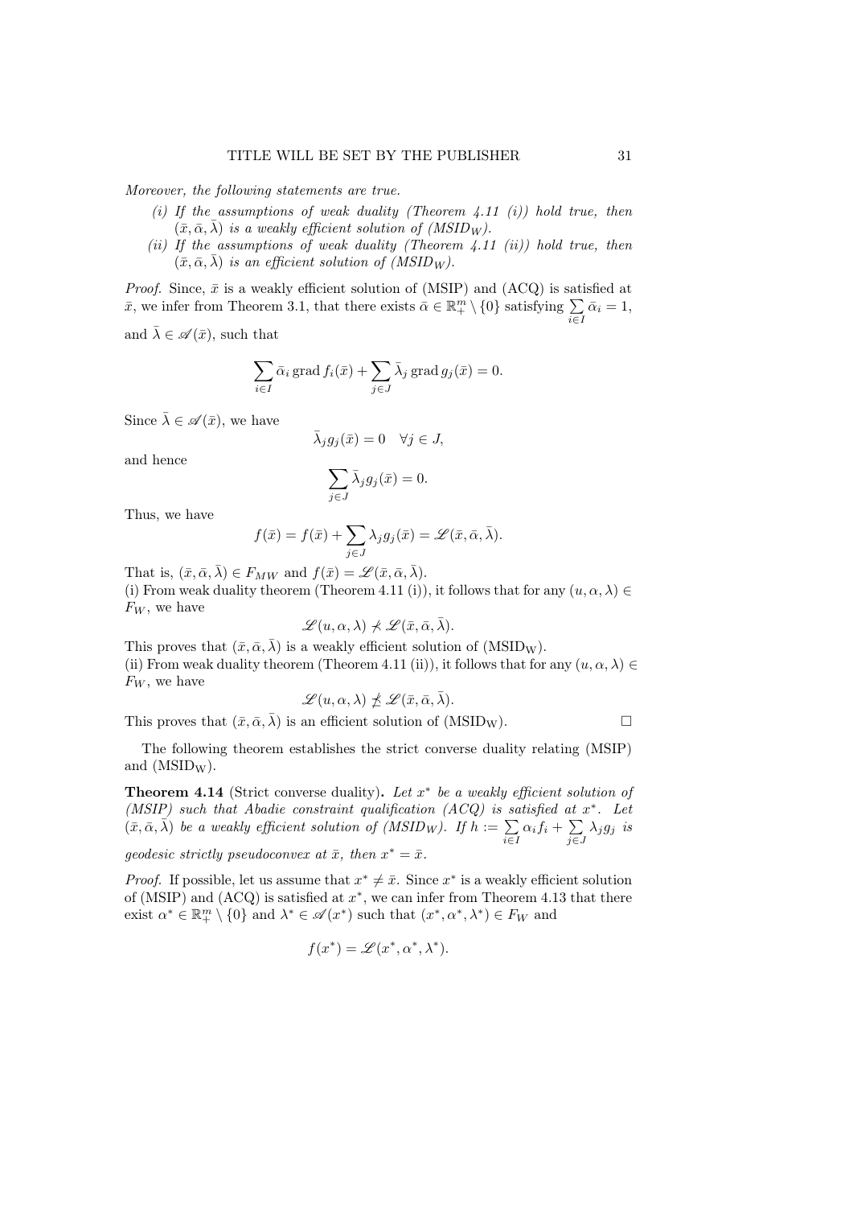*Moreover, the following statements are true.*

(i) *If the assumptions of weak duality (Theorem 4.11 (i)) hold true, then $(\bar{x}, \bar{\alpha}, \bar{\lambda})$ is a weakly efficient solution of (MSID$_W$).*

(ii) *If the assumptions of weak duality (Theorem 4.11 (ii)) hold true, then $(\bar{x}, \bar{\alpha}, \bar{\lambda})$ is an efficient solution of (MSID$_W$).*

*Proof.* Since, $\bar{x}$ is a weakly efficient solution of (MSIP) and (ACQ) is satisfied at $\bar{x}$, we infer from Theorem 3.1, that there exists $\bar{\alpha} \in \mathbb{R}^m_+ \setminus \{0\}$ satisfying $\sum_{i \in I} \bar{\alpha}_i = 1$, and $\bar{\lambda} \in \mathscr{A}(\bar{x})$, such that

$$\sum_{i \in I} \bar{\alpha}_i \operatorname{grad} f_i(\bar{x}) + \sum_{j \in J} \bar{\lambda}_j \operatorname{grad} g_j(\bar{x}) = 0.$$

Since $\bar{\lambda} \in \mathscr{A}(\bar{x})$, we have

$$\bar{\lambda}_j g_j(\bar{x}) = 0 \quad \forall j \in J,$$

and hence

$$\sum_{j \in J} \bar{\lambda}_j g_j(\bar{x}) = 0.$$

Thus, we have

$$f(\bar{x}) = f(\bar{x}) + \sum_{j \in J} \lambda_j g_j(\bar{x}) = \mathscr{L}(\bar{x}, \bar{\alpha}, \bar{\lambda}).$$

That is, $(\bar{x}, \bar{\alpha}, \bar{\lambda}) \in F_{MW}$ and $f(\bar{x}) = \mathscr{L}(\bar{x}, \bar{\alpha}, \bar{\lambda})$.
(i) From weak duality theorem (Theorem 4.11 (i)), it follows that for any $(u, \alpha, \lambda) \in F_W$, we have

$$\mathscr{L}(u, \alpha, \lambda) \not< \mathscr{L}(\bar{x}, \bar{\alpha}, \bar{\lambda}).$$

This proves that $(\bar{x}, \bar{\alpha}, \bar{\lambda})$ is a weakly efficient solution of (MSID$_W$).
(ii) From weak duality theorem (Theorem 4.11 (ii)), it follows that for any $(u, \alpha, \lambda) \in F_W$, we have

$$\mathscr{L}(u, \alpha, \lambda) \not\leq \mathscr{L}(\bar{x}, \bar{\alpha}, \bar{\lambda}).$$

This proves that $(\bar{x}, \bar{\alpha}, \bar{\lambda})$ is an efficient solution of (MSID$_W$). □

The following theorem establishes the strict converse duality relating (MSIP) and (MSID$_W$).

**Theorem 4.14** (Strict converse duality)**.** *Let $x^*$ be a weakly efficient solution of (MSIP) such that Abadie constraint qualification (ACQ) is satisfied at $x^*$. Let $(\bar{x}, \bar{\alpha}, \bar{\lambda})$ be a weakly efficient solution of (MSID$_W$). If $h := \sum_{i \in I} \alpha_i f_i + \sum_{j \in J} \lambda_j g_j$ is geodesic strictly pseudoconvex at $\bar{x}$, then $x^* = \bar{x}$.*

*Proof.* If possible, let us assume that $x^* \neq \bar{x}$. Since $x^*$ is a weakly efficient solution of (MSIP) and (ACQ) is satisfied at $x^*$, we can infer from Theorem 4.13 that there exist $\alpha^* \in \mathbb{R}^m_+ \setminus \{0\}$ and $\lambda^* \in \mathscr{A}(x^*)$ such that $(x^*, \alpha^*, \lambda^*) \in F_W$ and

$$f(x^*) = \mathscr{L}(x^*, \alpha^*, \lambda^*).$$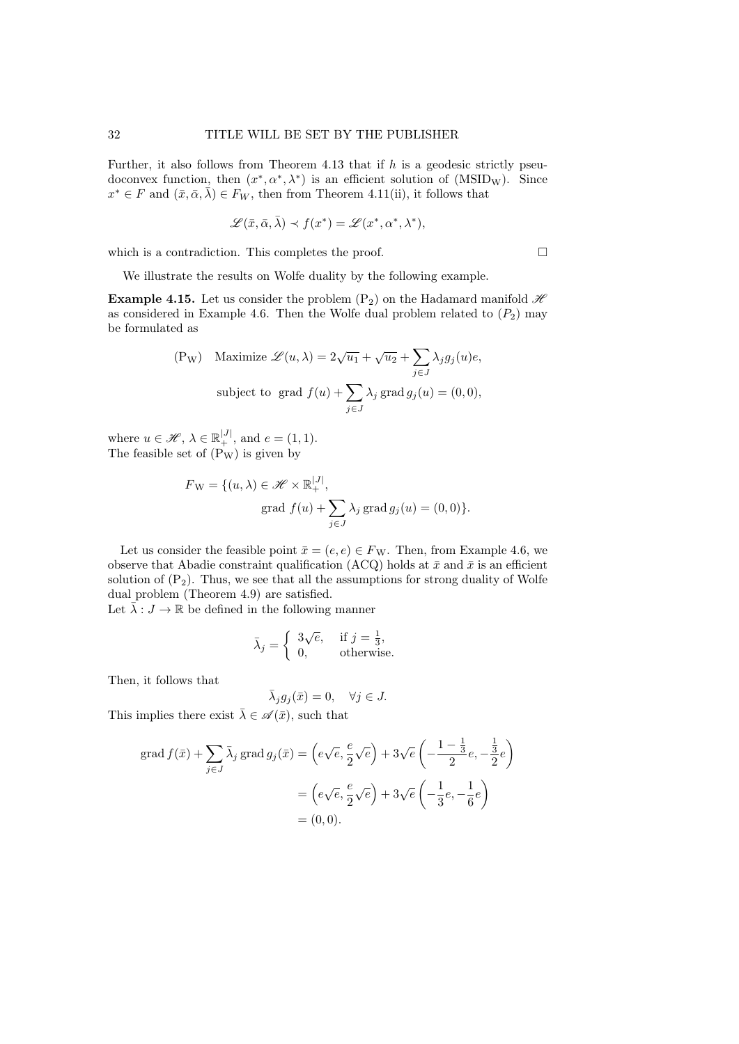Further, it also follows from Theorem 4.13 that if $h$ is a geodesic strictly pseudoconvex function, then $(x^*, \alpha^*, \lambda^*)$ is an efficient solution of (MSID$_{\mathrm{W}}$). Since $x^* \in F$ and $(\bar{x}, \bar{\alpha}, \bar{\lambda}) \in F_W$, then from Theorem 4.11(ii), it follows that

$$\mathscr{L}(\bar{x}, \bar{\alpha}, \bar{\lambda}) \prec f(x^*) = \mathscr{L}(x^*, \alpha^*, \lambda^*),$$

which is a contradiction. This completes the proof. □

We illustrate the results on Wolfe duality by the following example.

**Example 4.15.** Let us consider the problem (P$_2$) on the Hadamard manifold $\mathscr{H}$ as considered in Example 4.6. Then the Wolfe dual problem related to $(P_2)$ may be formulated as

$$(\mathrm{P_W}) \quad \text{Maximize } \mathscr{L}(u, \lambda) = 2\sqrt{u_1} + \sqrt{u_2} + \sum_{j \in J} \lambda_j g_j(u) e,$$

$$\text{subject to } \operatorname{grad} f(u) + \sum_{j \in J} \lambda_j \operatorname{grad} g_j(u) = (0, 0),$$

where $u \in \mathscr{H}$, $\lambda \in \mathbb{R}_+^{|J|}$, and $e = (1, 1)$.
The feasible set of (P$_{\mathrm{W}}$) is given by

$$F_{\mathrm{W}} = \{(u, \lambda) \in \mathscr{H} \times \mathbb{R}_+^{|J|},$$
$$\operatorname{grad} f(u) + \sum_{j \in J} \lambda_j \operatorname{grad} g_j(u) = (0, 0)\}.$$

Let us consider the feasible point $\bar{x} = (e, e) \in F_{\mathrm{W}}$. Then, from Example 4.6, we observe that Abadie constraint qualification (ACQ) holds at $\bar{x}$ and $\bar{x}$ is an efficient solution of (P$_2$). Thus, we see that all the assumptions for strong duality of Wolfe dual problem (Theorem 4.9) are satisfied.
Let $\bar{\lambda} : J \to \mathbb{R}$ be defined in the following manner

$$\bar{\lambda}_j = \begin{cases} 3\sqrt{e}, & \text{if } j = \frac{1}{3}, \\ 0, & \text{otherwise.} \end{cases}$$

Then, it follows that

$$\bar{\lambda}_j g_j(\bar{x}) = 0, \quad \forall j \in J.$$

This implies there exist $\bar{\lambda} \in \mathscr{A}(\bar{x})$, such that

$$\begin{aligned}
\operatorname{grad} f(\bar{x}) + \sum_{j \in J} \bar{\lambda}_j \operatorname{grad} g_j(\bar{x}) &= \left(e\sqrt{e}, \frac{e}{2}\sqrt{e}\right) + 3\sqrt{e}\left(-\frac{1 - \frac{1}{3}}{2}e, -\frac{\frac{1}{3}}{2}e\right) \\
&= \left(e\sqrt{e}, \frac{e}{2}\sqrt{e}\right) + 3\sqrt{e}\left(-\frac{1}{3}e, -\frac{1}{6}e\right) \\
&= (0, 0).
\end{aligned}$$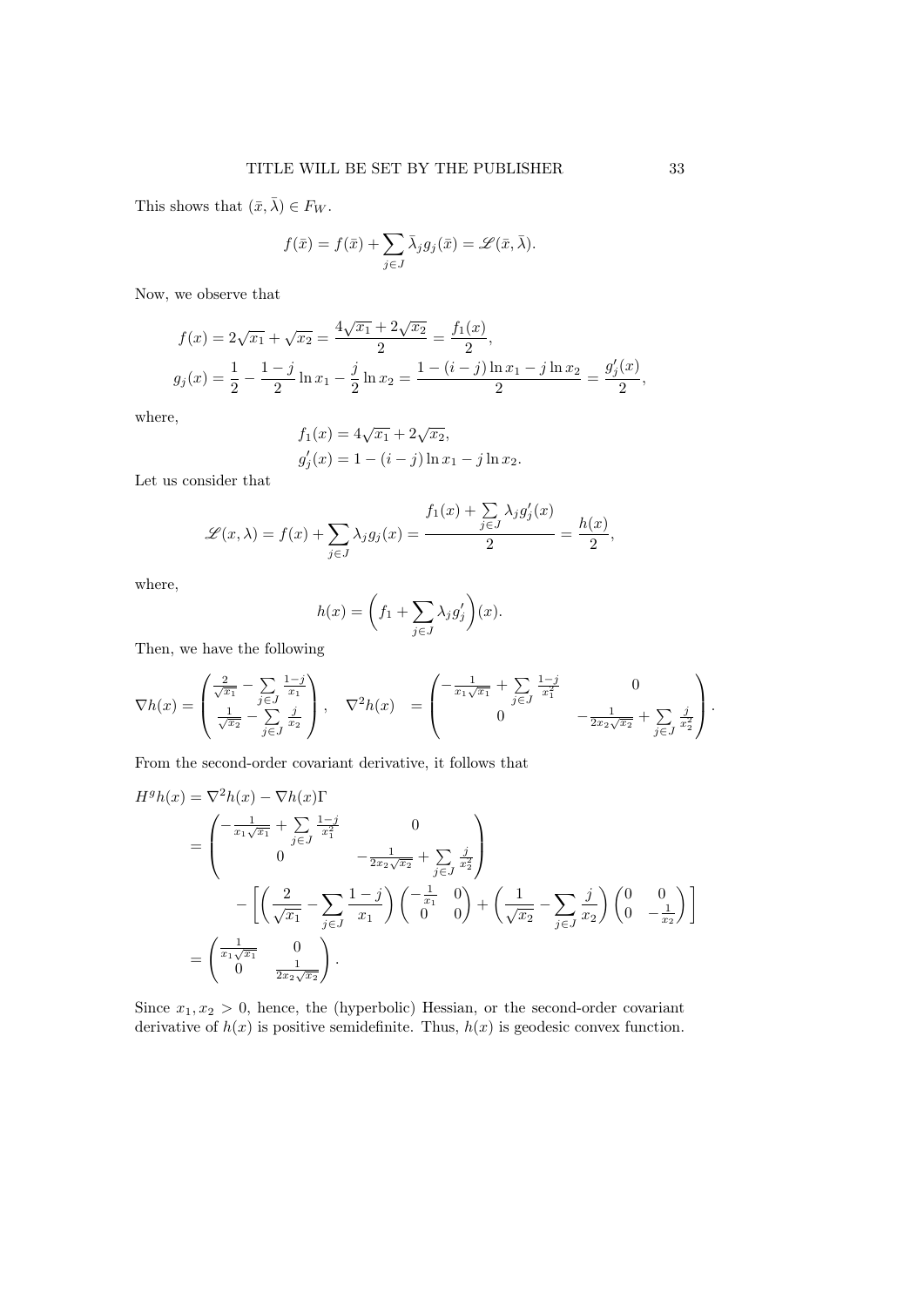This shows that $(\bar{x}, \bar{\lambda}) \in F_W$.

$$f(\bar{x}) = f(\bar{x}) + \sum_{j \in J} \bar{\lambda}_j g_j(\bar{x}) = \mathscr{L}(\bar{x}, \bar{\lambda}).$$

Now, we observe that

$$f(x) = 2\sqrt{x_1} + \sqrt{x_2} = \frac{4\sqrt{x_1} + 2\sqrt{x_2}}{2} = \frac{f_1(x)}{2},$$

$$g_j(x) = \frac{1}{2} - \frac{1-j}{2} \ln x_1 - \frac{j}{2} \ln x_2 = \frac{1 - (i-j)\ln x_1 - j \ln x_2}{2} = \frac{g_j'(x)}{2},$$

where,

$$f_1(x) = 4\sqrt{x_1} + 2\sqrt{x_2},$$

$$g_j'(x) = 1 - (i-j)\ln x_1 - j \ln x_2.$$

Let us consider that

$$\mathscr{L}(x, \lambda) = f(x) + \sum_{j \in J} \lambda_j g_j(x) = \frac{f_1(x) + \sum\limits_{j \in J} \lambda_j g_j'(x)}{2} = \frac{h(x)}{2},$$

where,

$$h(x) = \left( f_1 + \sum_{j \in J} \lambda_j g_j' \right)(x).$$

Then, we have the following

$$\nabla h(x) = \begin{pmatrix} \frac{2}{\sqrt{x_1}} - \sum\limits_{j \in J} \frac{1-j}{x_1} \\ \frac{1}{\sqrt{x_2}} - \sum\limits_{j \in J} \frac{j}{x_2} \end{pmatrix}, \quad \nabla^2 h(x) = \begin{pmatrix} -\frac{1}{x_1\sqrt{x_1}} + \sum\limits_{j \in J} \frac{1-j}{x_1^2} & 0 \\ 0 & -\frac{1}{2x_2\sqrt{x_2}} + \sum\limits_{j \in J} \frac{j}{x_2^2} \end{pmatrix}.$$

From the second-order covariant derivative, it follows that

$$\begin{aligned}
H^g h(x) &= \nabla^2 h(x) - \nabla h(x) \Gamma \\
&= \begin{pmatrix} -\frac{1}{x_1\sqrt{x_1}} + \sum\limits_{j \in J} \frac{1-j}{x_1^2} & 0 \\ 0 & -\frac{1}{2x_2\sqrt{x_2}} + \sum\limits_{j \in J} \frac{j}{x_2^2} \end{pmatrix} \\
&\qquad - \left[ \left( \frac{2}{\sqrt{x_1}} - \sum_{j \in J} \frac{1-j}{x_1} \right) \begin{pmatrix} -\frac{1}{x_1} & 0 \\ 0 & 0 \end{pmatrix} + \left( \frac{1}{\sqrt{x_2}} - \sum_{j \in J} \frac{j}{x_2} \right) \begin{pmatrix} 0 & 0 \\ 0 & -\frac{1}{x_2} \end{pmatrix} \right] \\
&= \begin{pmatrix} \frac{1}{x_1\sqrt{x_1}} & 0 \\ 0 & \frac{1}{2x_2\sqrt{x_2}} \end{pmatrix}.
\end{aligned}$$

Since $x_1, x_2 > 0$, hence, the (hyperbolic) Hessian, or the second-order covariant derivative of $h(x)$ is positive semidefinite. Thus, $h(x)$ is geodesic convex function.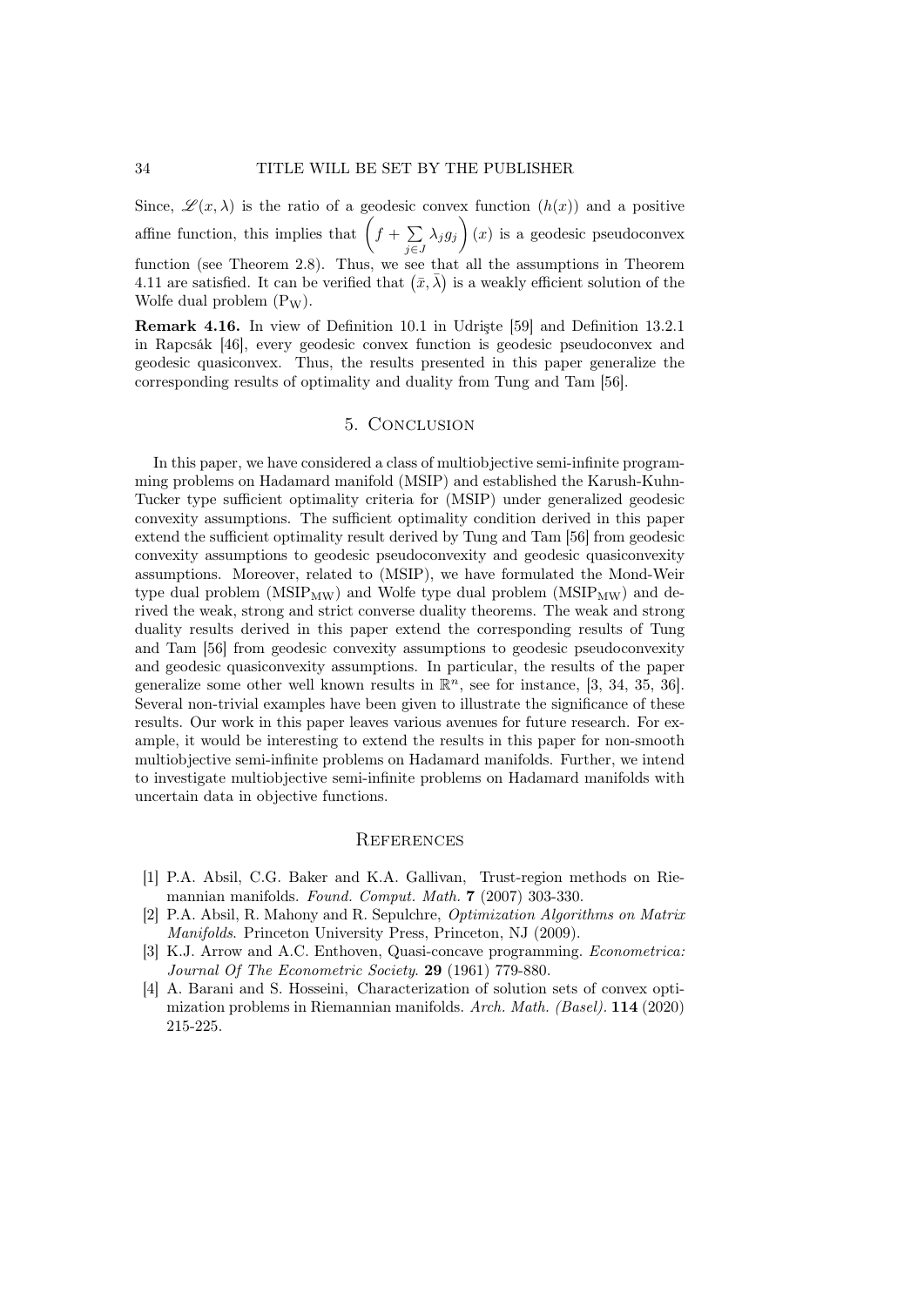Since, $\mathscr{L}(x,\lambda)$ is the ratio of a geodesic convex function $(h(x))$ and a positive affine function, this implies that $\left(f + \sum_{j\in J} \lambda_j g_j\right)(x)$ is a geodesic pseudoconvex function (see Theorem 2.8). Thus, we see that all the assumptions in Theorem 4.11 are satisfied. It can be verified that $(\bar{x}, \bar{\lambda})$ is a weakly efficient solution of the Wolfe dual problem $(\mathrm{P_W})$.

**Remark 4.16.** In view of Definition 10.1 in Udrişte [59] and Definition 13.2.1 in Rapcsák [46], every geodesic convex function is geodesic pseudoconvex and geodesic quasiconvex. Thus, the results presented in this paper generalize the corresponding results of optimality and duality from Tung and Tam [56].

## 5. Conclusion

In this paper, we have considered a class of multiobjective semi-infinite programming problems on Hadamard manifold (MSIP) and established the Karush-Kuhn-Tucker type sufficient optimality criteria for (MSIP) under generalized geodesic convexity assumptions. The sufficient optimality condition derived in this paper extend the sufficient optimality result derived by Tung and Tam [56] from geodesic convexity assumptions to geodesic pseudoconvexity and geodesic quasiconvexity assumptions. Moreover, related to (MSIP), we have formulated the Mond-Weir type dual problem $(\mathrm{MSIP_{MW}})$ and Wolfe type dual problem $(\mathrm{MSIP_{MW}})$ and derived the weak, strong and strict converse duality theorems. The weak and strong duality results derived in this paper extend the corresponding results of Tung and Tam [56] from geodesic convexity assumptions to geodesic pseudoconvexity and geodesic quasiconvexity assumptions. In particular, the results of the paper generalize some other well known results in $\mathbb{R}^n$, see for instance, [3, 34, 35, 36]. Several non-trivial examples have been given to illustrate the significance of these results. Our work in this paper leaves various avenues for future research. For example, it would be interesting to extend the results in this paper for non-smooth multiobjective semi-infinite problems on Hadamard manifolds. Further, we intend to investigate multiobjective semi-infinite problems on Hadamard manifolds with uncertain data in objective functions.

## References

[1] P.A. Absil, C.G. Baker and K.A. Gallivan, Trust-region methods on Riemannian manifolds. *Found. Comput. Math.* **7** (2007) 303-330.

[2] P.A. Absil, R. Mahony and R. Sepulchre, *Optimization Algorithms on Matrix Manifolds*. Princeton University Press, Princeton, NJ (2009).

[3] K.J. Arrow and A.C. Enthoven, Quasi-concave programming. *Econometrica: Journal Of The Econometric Society*. **29** (1961) 779-880.

[4] A. Barani and S. Hosseini, Characterization of solution sets of convex optimization problems in Riemannian manifolds. *Arch. Math. (Basel).* **114** (2020) 215-225.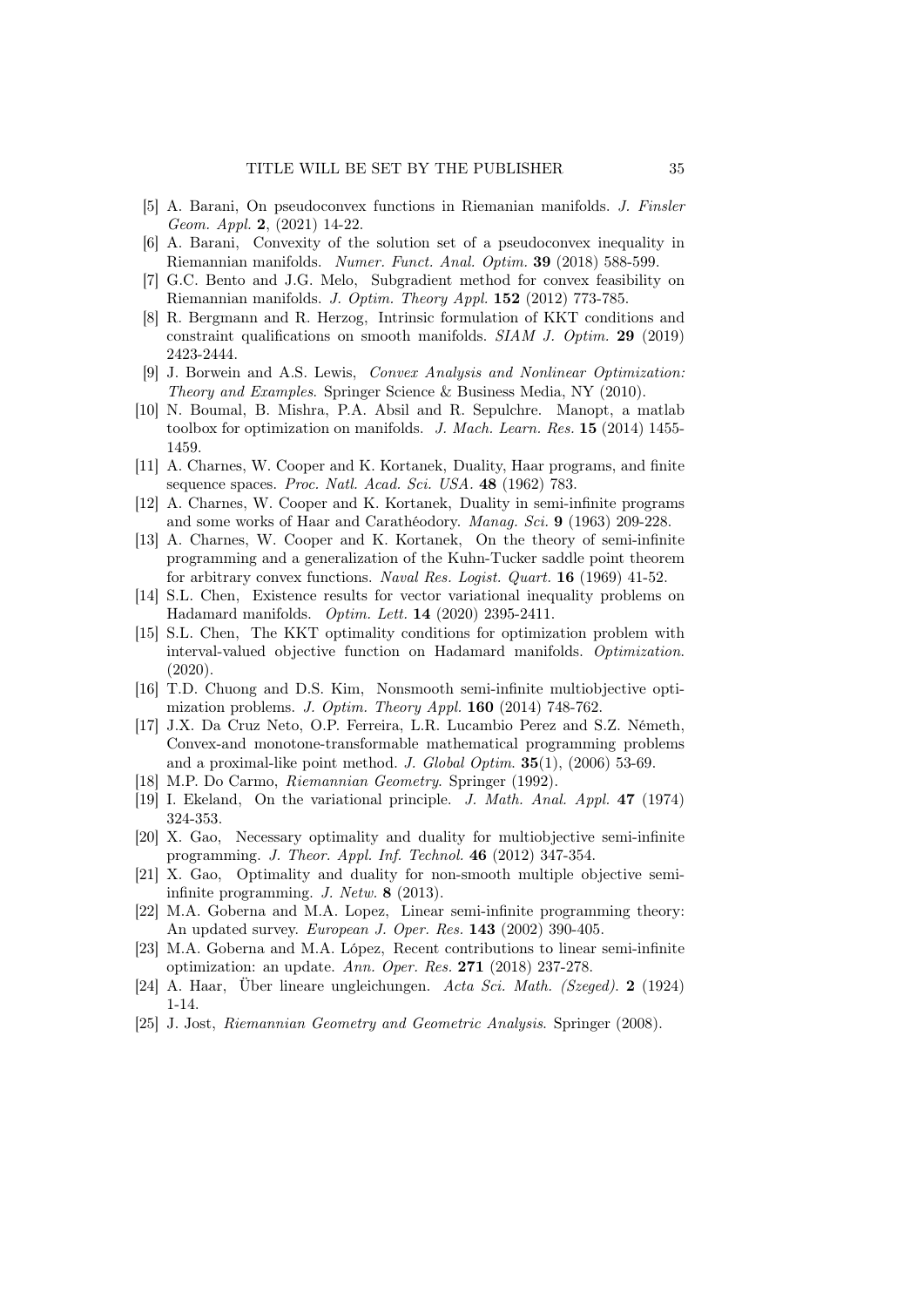[5] A. Barani, On pseudoconvex functions in Riemanian manifolds. *J. Finsler Geom. Appl.* **2**, (2021) 14-22.

[6] A. Barani, Convexity of the solution set of a pseudoconvex inequality in Riemannian manifolds. *Numer. Funct. Anal. Optim.* **39** (2018) 588-599.

[7] G.C. Bento and J.G. Melo, Subgradient method for convex feasibility on Riemannian manifolds. *J. Optim. Theory Appl.* **152** (2012) 773-785.

[8] R. Bergmann and R. Herzog, Intrinsic formulation of KKT conditions and constraint qualifications on smooth manifolds. *SIAM J. Optim.* **29** (2019) 2423-2444.

[9] J. Borwein and A.S. Lewis, *Convex Analysis and Nonlinear Optimization: Theory and Examples*. Springer Science & Business Media, NY (2010).

[10] N. Boumal, B. Mishra, P.A. Absil and R. Sepulchre. Manopt, a matlab toolbox for optimization on manifolds. *J. Mach. Learn. Res.* **15** (2014) 1455-1459.

[11] A. Charnes, W. Cooper and K. Kortanek, Duality, Haar programs, and finite sequence spaces. *Proc. Natl. Acad. Sci. USA.* **48** (1962) 783.

[12] A. Charnes, W. Cooper and K. Kortanek, Duality in semi-infinite programs and some works of Haar and Carathéodory. *Manag. Sci.* **9** (1963) 209-228.

[13] A. Charnes, W. Cooper and K. Kortanek, On the theory of semi-infinite programming and a generalization of the Kuhn-Tucker saddle point theorem for arbitrary convex functions. *Naval Res. Logist. Quart.* **16** (1969) 41-52.

[14] S.L. Chen, Existence results for vector variational inequality problems on Hadamard manifolds. *Optim. Lett.* **14** (2020) 2395-2411.

[15] S.L. Chen, The KKT optimality conditions for optimization problem with interval-valued objective function on Hadamard manifolds. *Optimization*. (2020).

[16] T.D. Chuong and D.S. Kim, Nonsmooth semi-infinite multiobjective optimization problems. *J. Optim. Theory Appl.* **160** (2014) 748-762.

[17] J.X. Da Cruz Neto, O.P. Ferreira, L.R. Lucambio Perez and S.Z. Németh, Convex-and monotone-transformable mathematical programming problems and a proximal-like point method. *J. Global Optim.* **35**(1), (2006) 53-69.

[18] M.P. Do Carmo, *Riemannian Geometry*. Springer (1992).

[19] I. Ekeland, On the variational principle. *J. Math. Anal. Appl.* **47** (1974) 324-353.

[20] X. Gao, Necessary optimality and duality for multiobjective semi-infinite programming. *J. Theor. Appl. Inf. Technol.* **46** (2012) 347-354.

[21] X. Gao, Optimality and duality for non-smooth multiple objective semi-infinite programming. *J. Netw.* **8** (2013).

[22] M.A. Goberna and M.A. Lopez, Linear semi-infinite programming theory: An updated survey. *European J. Oper. Res.* **143** (2002) 390-405.

[23] M.A. Goberna and M.A. López, Recent contributions to linear semi-infinite optimization: an update. *Ann. Oper. Res.* **271** (2018) 237-278.

[24] A. Haar, Über lineare ungleichungen. *Acta Sci. Math. (Szeged).* **2** (1924) 1-14.

[25] J. Jost, *Riemannian Geometry and Geometric Analysis*. Springer (2008).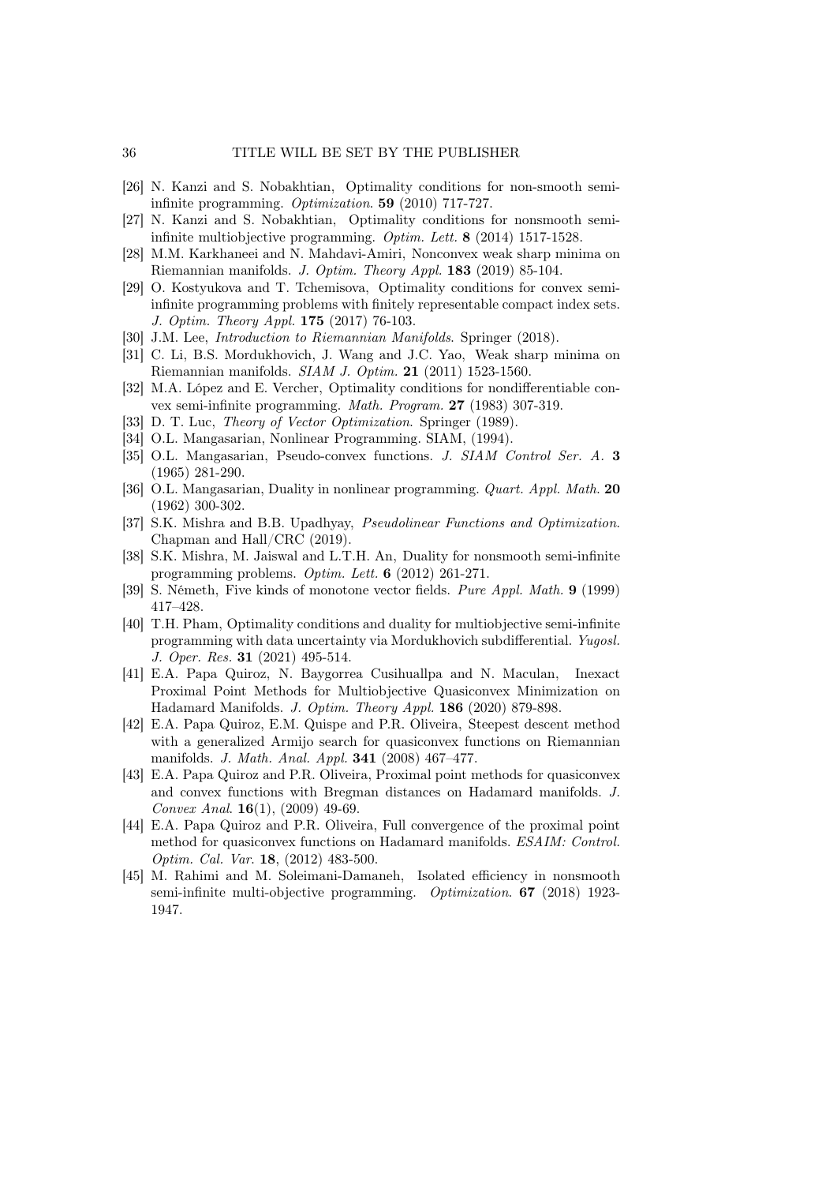[26] N. Kanzi and S. Nobakhtian, Optimality conditions for non-smooth semi-infinite programming. *Optimization*. **59** (2010) 717-727.

[27] N. Kanzi and S. Nobakhtian, Optimality conditions for nonsmooth semi-infinite multiobjective programming. *Optim. Lett.* **8** (2014) 1517-1528.

[28] M.M. Karkhaneei and N. Mahdavi-Amiri, Nonconvex weak sharp minima on Riemannian manifolds. *J. Optim. Theory Appl.* **183** (2019) 85-104.

[29] O. Kostyukova and T. Tchemisova, Optimality conditions for convex semi-infinite programming problems with finitely representable compact index sets. *J. Optim. Theory Appl.* **175** (2017) 76-103.

[30] J.M. Lee, *Introduction to Riemannian Manifolds*. Springer (2018).

[31] C. Li, B.S. Mordukhovich, J. Wang and J.C. Yao, Weak sharp minima on Riemannian manifolds. *SIAM J. Optim.* **21** (2011) 1523-1560.

[32] M.A. López and E. Vercher, Optimality conditions for nondifferentiable convex semi-infinite programming. *Math. Program.* **27** (1983) 307-319.

[33] D. T. Luc, *Theory of Vector Optimization*. Springer (1989).

[34] O.L. Mangasarian, Nonlinear Programming. SIAM, (1994).

[35] O.L. Mangasarian, Pseudo-convex functions. *J. SIAM Control Ser. A.* **3** (1965) 281-290.

[36] O.L. Mangasarian, Duality in nonlinear programming. *Quart. Appl. Math.* **20** (1962) 300-302.

[37] S.K. Mishra and B.B. Upadhyay, *Pseudolinear Functions and Optimization*. Chapman and Hall/CRC (2019).

[38] S.K. Mishra, M. Jaiswal and L.T.H. An, Duality for nonsmooth semi-infinite programming problems. *Optim. Lett.* **6** (2012) 261-271.

[39] S. Németh, Five kinds of monotone vector fields. *Pure Appl. Math.* **9** (1999) 417–428.

[40] T.H. Pham, Optimality conditions and duality for multiobjective semi-infinite programming with data uncertainty via Mordukhovich subdifferential. *Yugosl. J. Oper. Res.* **31** (2021) 495-514.

[41] E.A. Papa Quiroz, N. Baygorrea Cusihuallpa and N. Maculan, Inexact Proximal Point Methods for Multiobjective Quasiconvex Minimization on Hadamard Manifolds. *J. Optim. Theory Appl.* **186** (2020) 879-898.

[42] E.A. Papa Quiroz, E.M. Quispe and P.R. Oliveira, Steepest descent method with a generalized Armijo search for quasiconvex functions on Riemannian manifolds. *J. Math. Anal. Appl.* **341** (2008) 467–477.

[43] E.A. Papa Quiroz and P.R. Oliveira, Proximal point methods for quasiconvex and convex functions with Bregman distances on Hadamard manifolds. *J. Convex Anal*. **16**(1), (2009) 49-69.

[44] E.A. Papa Quiroz and P.R. Oliveira, Full convergence of the proximal point method for quasiconvex functions on Hadamard manifolds. *ESAIM: Control. Optim. Cal. Var.* **18**, (2012) 483-500.

[45] M. Rahimi and M. Soleimani-Damaneh, Isolated efficiency in nonsmooth semi-infinite multi-objective programming. *Optimization*. **67** (2018) 1923-1947.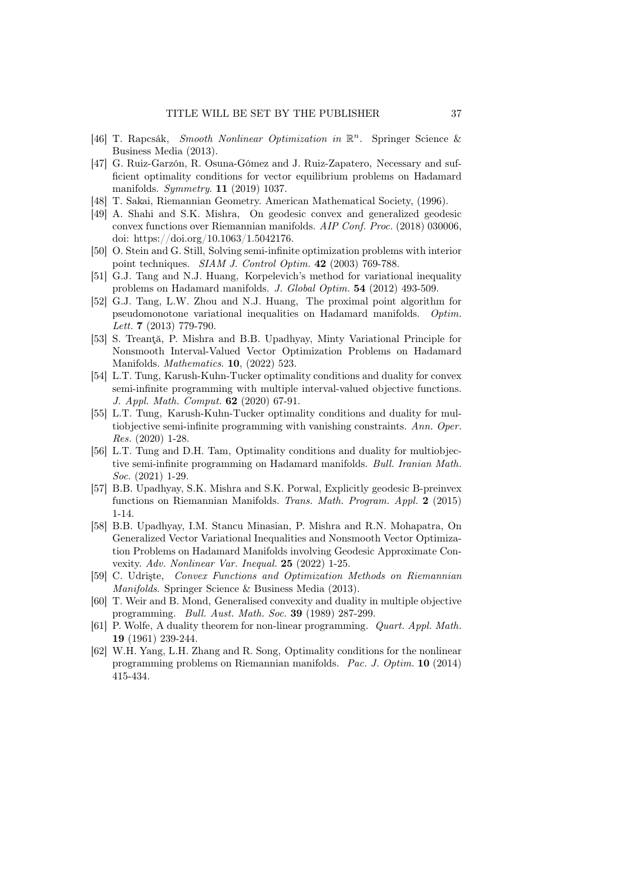[46] T. Rapcsák, *Smooth Nonlinear Optimization in* $\mathbb{R}^n$. Springer Science & Business Media (2013).

[47] G. Ruiz-Garzón, R. Osuna-Gómez and J. Ruiz-Zapatero, Necessary and sufficient optimality conditions for vector equilibrium problems on Hadamard manifolds. *Symmetry*. **11** (2019) 1037.

[48] T. Sakai, Riemannian Geometry. American Mathematical Society, (1996).

[49] A. Shahi and S.K. Mishra, On geodesic convex and generalized geodesic convex functions over Riemannian manifolds. *AIP Conf. Proc.* (2018) 030006, doi: https://doi.org/10.1063/1.5042176.

[50] O. Stein and G. Still, Solving semi-infinite optimization problems with interior point techniques. *SIAM J. Control Optim.* **42** (2003) 769-788.

[51] G.J. Tang and N.J. Huang, Korpelevich's method for variational inequality problems on Hadamard manifolds. *J. Global Optim.* **54** (2012) 493-509.

[52] G.J. Tang, L.W. Zhou and N.J. Huang, The proximal point algorithm for pseudomonotone variational inequalities on Hadamard manifolds. *Optim. Lett.* **7** (2013) 779-790.

[53] S. Treanţă, P. Mishra and B.B. Upadhyay, Minty Variational Principle for Nonsmooth Interval-Valued Vector Optimization Problems on Hadamard Manifolds. *Mathematics*. **10**, (2022) 523.

[54] L.T. Tung, Karush-Kuhn-Tucker optimality conditions and duality for convex semi-infinite programming with multiple interval-valued objective functions. *J. Appl. Math. Comput.* **62** (2020) 67-91.

[55] L.T. Tung, Karush-Kuhn-Tucker optimality conditions and duality for multiobjective semi-infinite programming with vanishing constraints. *Ann. Oper. Res.* (2020) 1-28.

[56] L.T. Tung and D.H. Tam, Optimality conditions and duality for multiobjective semi-infinite programming on Hadamard manifolds. *Bull. Iranian Math. Soc.* (2021) 1-29.

[57] B.B. Upadhyay, S.K. Mishra and S.K. Porwal, Explicitly geodesic B-preinvex functions on Riemannian Manifolds. *Trans. Math. Program. Appl.* **2** (2015) 1-14.

[58] B.B. Upadhyay, I.M. Stancu Minasian, P. Mishra and R.N. Mohapatra, On Generalized Vector Variational Inequalities and Nonsmooth Vector Optimization Problems on Hadamard Manifolds involving Geodesic Approximate Convexity. *Adv. Nonlinear Var. Inequal.* **25** (2022) 1-25.

[59] C. Udrişte, *Convex Functions and Optimization Methods on Riemannian Manifolds*. Springer Science & Business Media (2013).

[60] T. Weir and B. Mond, Generalised convexity and duality in multiple objective programming. *Bull. Aust. Math. Soc.* **39** (1989) 287-299.

[61] P. Wolfe, A duality theorem for non-linear programming. *Quart. Appl. Math.* **19** (1961) 239-244.

[62] W.H. Yang, L.H. Zhang and R. Song, Optimality conditions for the nonlinear programming problems on Riemannian manifolds. *Pac. J. Optim.* **10** (2014) 415-434.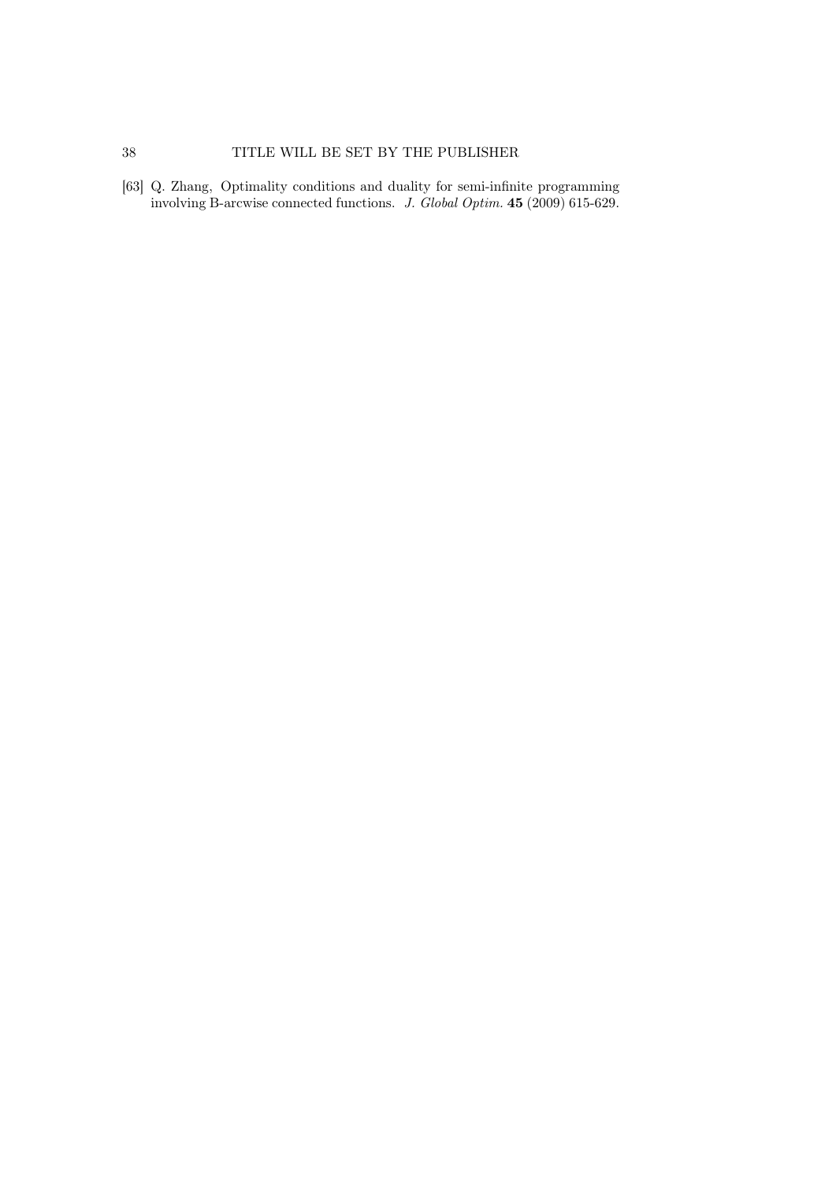[63] Q. Zhang, Optimality conditions and duality for semi-infinite programming involving B-arcwise connected functions. *J. Global Optim.* **45** (2009) 615-629.